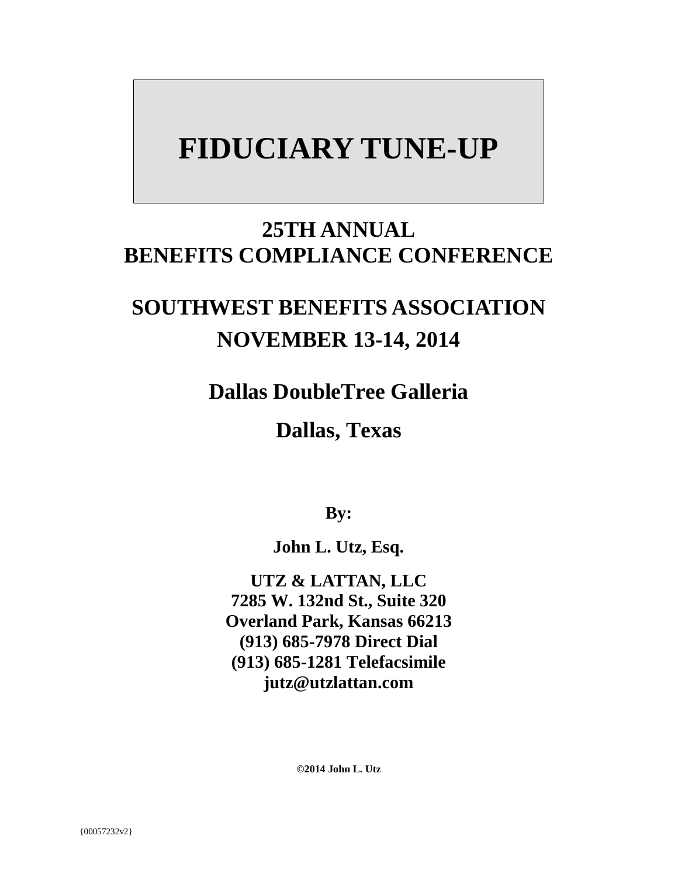# FIDUCIARY TUNE-UP

## 25TH ANNUAL
## BENEFITS COMPLIANCE CONFERENCE

## SOUTHWEST BENEFITS ASSOCIATION
## NOVEMBER 13-14, 2014

### Dallas DoubleTree Galleria

### Dallas, Texas

**By:**

**John L. Utz, Esq.**

**UTZ & LATTAN, LLC**
**7285 W. 132nd St., Suite 320**
**Overland Park, Kansas 66213**
**(913) 685-7978 Direct Dial**
**(913) 685-1281 Telefacsimile**
**jutz@utzlattan.com**

**©2014 John L. Utz**

{00057232v2}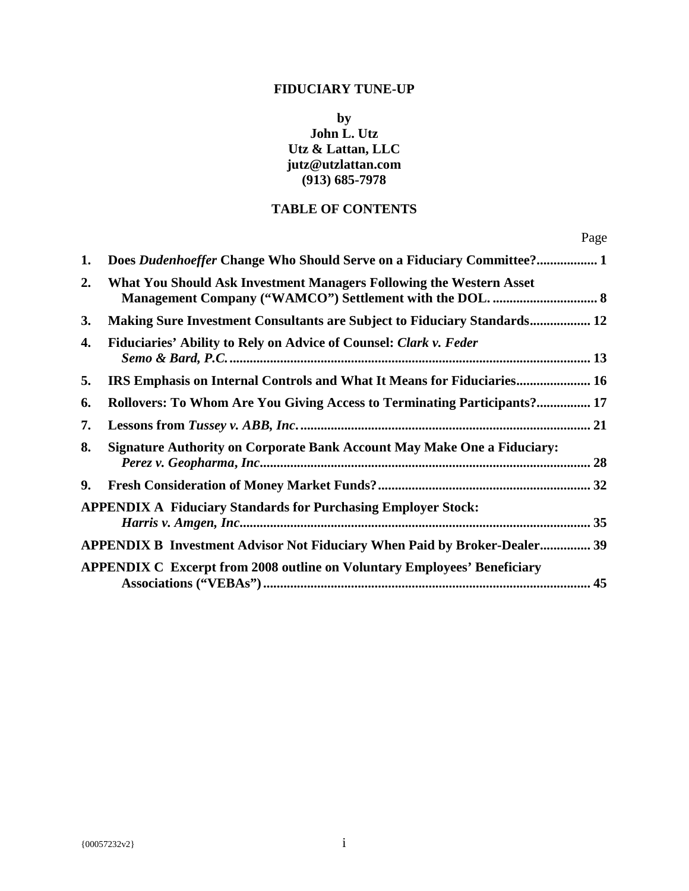**FIDUCIARY TUNE-UP**

**by**
**John L. Utz**
**Utz & Lattan, LLC**
**jutz@utzlattan.com**
**(913) 685-7978**

## TABLE OF CONTENTS

| | | Page |
|---|---|---|
| **1.** | **Does *Dudenhoeffer* Change Who Should Serve on a Fiduciary Committee?** | **1** |
| **2.** | **What You Should Ask Investment Managers Following the Western Asset Management Company ("WAMCO") Settlement with the DOL.** | **8** |
| **3.** | **Making Sure Investment Consultants are Subject to Fiduciary Standards** | **12** |
| **4.** | **Fiduciaries' Ability to Rely on Advice of Counsel: *Clark v. Feder Semo & Bard, P.C.*** | **13** |
| **5.** | **IRS Emphasis on Internal Controls and What It Means for Fiduciaries** | **16** |
| **6.** | **Rollovers: To Whom Are You Giving Access to Terminating Participants?** | **17** |
| **7.** | **Lessons from *Tussey v. ABB, Inc.*** | **21** |
| **8.** | **Signature Authority on Corporate Bank Account May Make One a Fiduciary: *Perez v. Geopharma, Inc*** | **28** |
| **9.** | **Fresh Consideration of Money Market Funds?** | **32** |
| | **APPENDIX A Fiduciary Standards for Purchasing Employer Stock: *Harris v. Amgen, Inc*** | **35** |
| | **APPENDIX B Investment Advisor Not Fiduciary When Paid by Broker-Dealer** | **39** |
| | **APPENDIX C Excerpt from 2008 outline on Voluntary Employees' Beneficiary Associations ("VEBAs")** | **45** |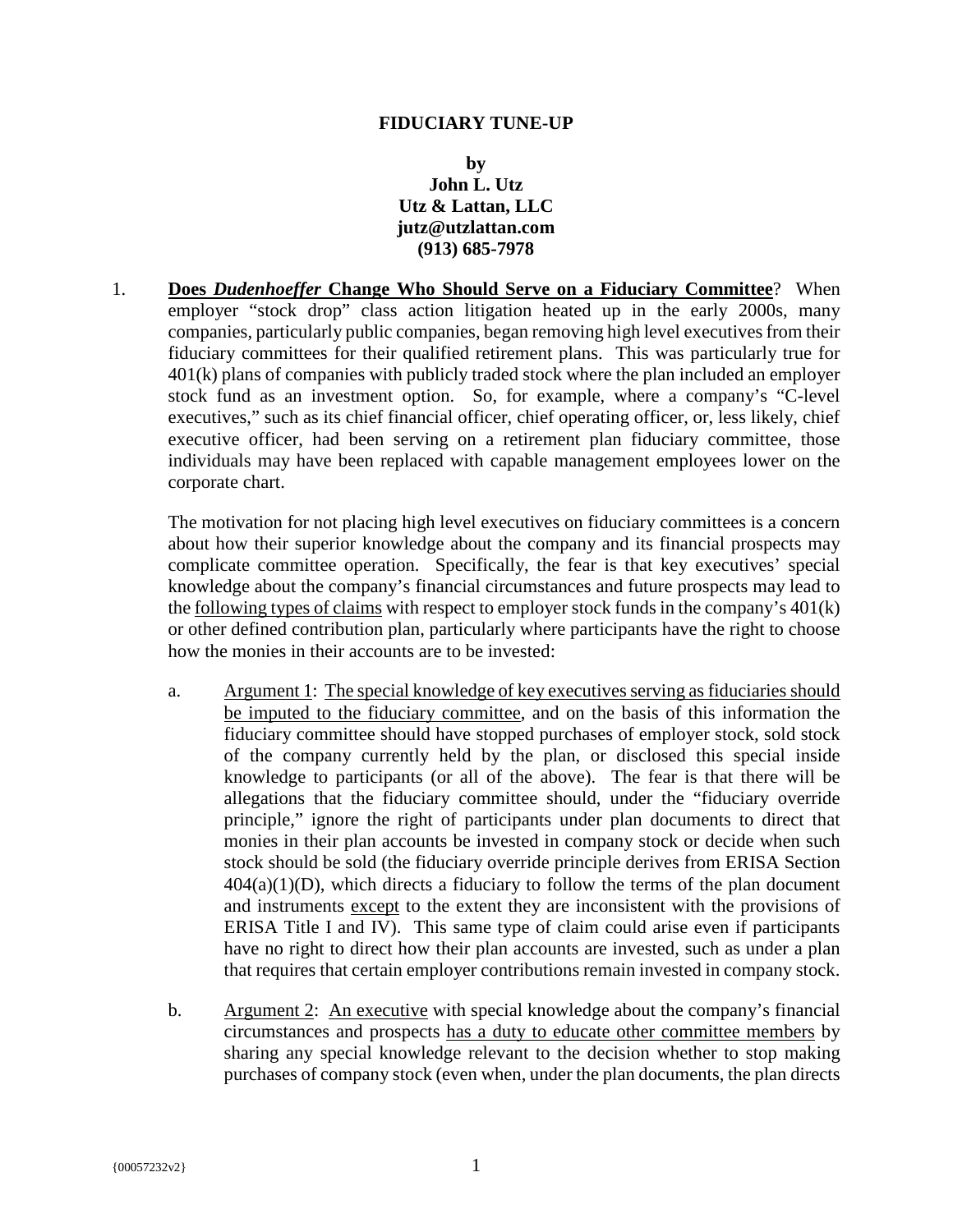# FIDUCIARY TUNE-UP

**by**
**John L. Utz**
**Utz & Lattan, LLC**
**jutz@utzlattan.com**
**(913) 685-7978**

1. **Does *Dudenhoeffer* Change Who Should Serve on a Fiduciary Committee**? When employer "stock drop" class action litigation heated up in the early 2000s, many companies, particularly public companies, began removing high level executives from their fiduciary committees for their qualified retirement plans. This was particularly true for 401(k) plans of companies with publicly traded stock where the plan included an employer stock fund as an investment option. So, for example, where a company's "C-level executives," such as its chief financial officer, chief operating officer, or, less likely, chief executive officer, had been serving on a retirement plan fiduciary committee, those individuals may have been replaced with capable management employees lower on the corporate chart.

   The motivation for not placing high level executives on fiduciary committees is a concern about how their superior knowledge about the company and its financial prospects may complicate committee operation. Specifically, the fear is that key executives' special knowledge about the company's financial circumstances and future prospects may lead to the following types of claims with respect to employer stock funds in the company's 401(k) or other defined contribution plan, particularly where participants have the right to choose how the monies in their accounts are to be invested:

   a. Argument 1: The special knowledge of key executives serving as fiduciaries should be imputed to the fiduciary committee, and on the basis of this information the fiduciary committee should have stopped purchases of employer stock, sold stock of the company currently held by the plan, or disclosed this special inside knowledge to participants (or all of the above). The fear is that there will be allegations that the fiduciary committee should, under the "fiduciary override principle," ignore the right of participants under plan documents to direct that monies in their plan accounts be invested in company stock or decide when such stock should be sold (the fiduciary override principle derives from ERISA Section 404(a)(1)(D), which directs a fiduciary to follow the terms of the plan document and instruments except to the extent they are inconsistent with the provisions of ERISA Title I and IV). This same type of claim could arise even if participants have no right to direct how their plan accounts are invested, such as under a plan that requires that certain employer contributions remain invested in company stock.

   b. Argument 2: An executive with special knowledge about the company's financial circumstances and prospects has a duty to educate other committee members by sharing any special knowledge relevant to the decision whether to stop making purchases of company stock (even when, under the plan documents, the plan directs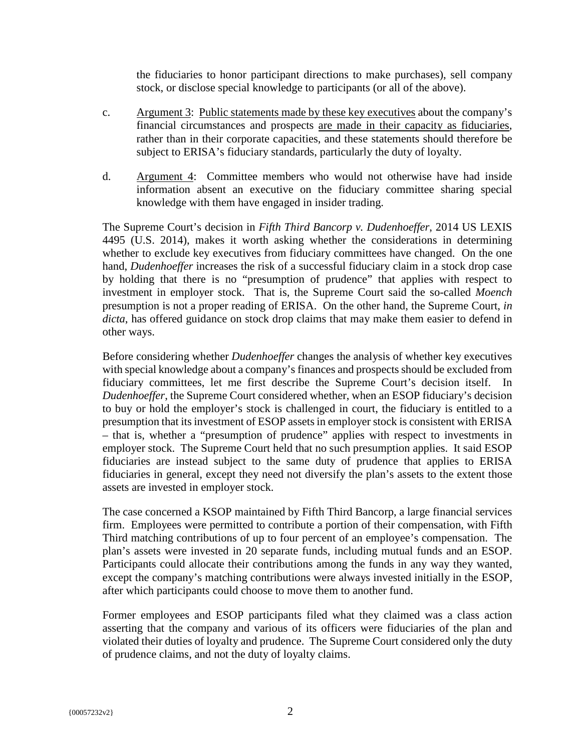the fiduciaries to honor participant directions to make purchases), sell company stock, or disclose special knowledge to participants (or all of the above).

c. Argument 3: Public statements made by these key executives about the company's financial circumstances and prospects are made in their capacity as fiduciaries, rather than in their corporate capacities, and these statements should therefore be subject to ERISA's fiduciary standards, particularly the duty of loyalty.

d. Argument 4: Committee members who would not otherwise have had inside information absent an executive on the fiduciary committee sharing special knowledge with them have engaged in insider trading.

The Supreme Court's decision in *Fifth Third Bancorp v. Dudenhoeffer*, 2014 US LEXIS 4495 (U.S. 2014), makes it worth asking whether the considerations in determining whether to exclude key executives from fiduciary committees have changed. On the one hand, *Dudenhoeffer* increases the risk of a successful fiduciary claim in a stock drop case by holding that there is no "presumption of prudence" that applies with respect to investment in employer stock. That is, the Supreme Court said the so-called *Moench* presumption is not a proper reading of ERISA. On the other hand, the Supreme Court, *in dicta*, has offered guidance on stock drop claims that may make them easier to defend in other ways.

Before considering whether *Dudenhoeffer* changes the analysis of whether key executives with special knowledge about a company's finances and prospects should be excluded from fiduciary committees, let me first describe the Supreme Court's decision itself. In *Dudenhoeffer*, the Supreme Court considered whether, when an ESOP fiduciary's decision to buy or hold the employer's stock is challenged in court, the fiduciary is entitled to a presumption that its investment of ESOP assets in employer stock is consistent with ERISA – that is, whether a "presumption of prudence" applies with respect to investments in employer stock. The Supreme Court held that no such presumption applies. It said ESOP fiduciaries are instead subject to the same duty of prudence that applies to ERISA fiduciaries in general, except they need not diversify the plan's assets to the extent those assets are invested in employer stock.

The case concerned a KSOP maintained by Fifth Third Bancorp, a large financial services firm. Employees were permitted to contribute a portion of their compensation, with Fifth Third matching contributions of up to four percent of an employee's compensation. The plan's assets were invested in 20 separate funds, including mutual funds and an ESOP. Participants could allocate their contributions among the funds in any way they wanted, except the company's matching contributions were always invested initially in the ESOP, after which participants could choose to move them to another fund.

Former employees and ESOP participants filed what they claimed was a class action asserting that the company and various of its officers were fiduciaries of the plan and violated their duties of loyalty and prudence. The Supreme Court considered only the duty of prudence claims, and not the duty of loyalty claims.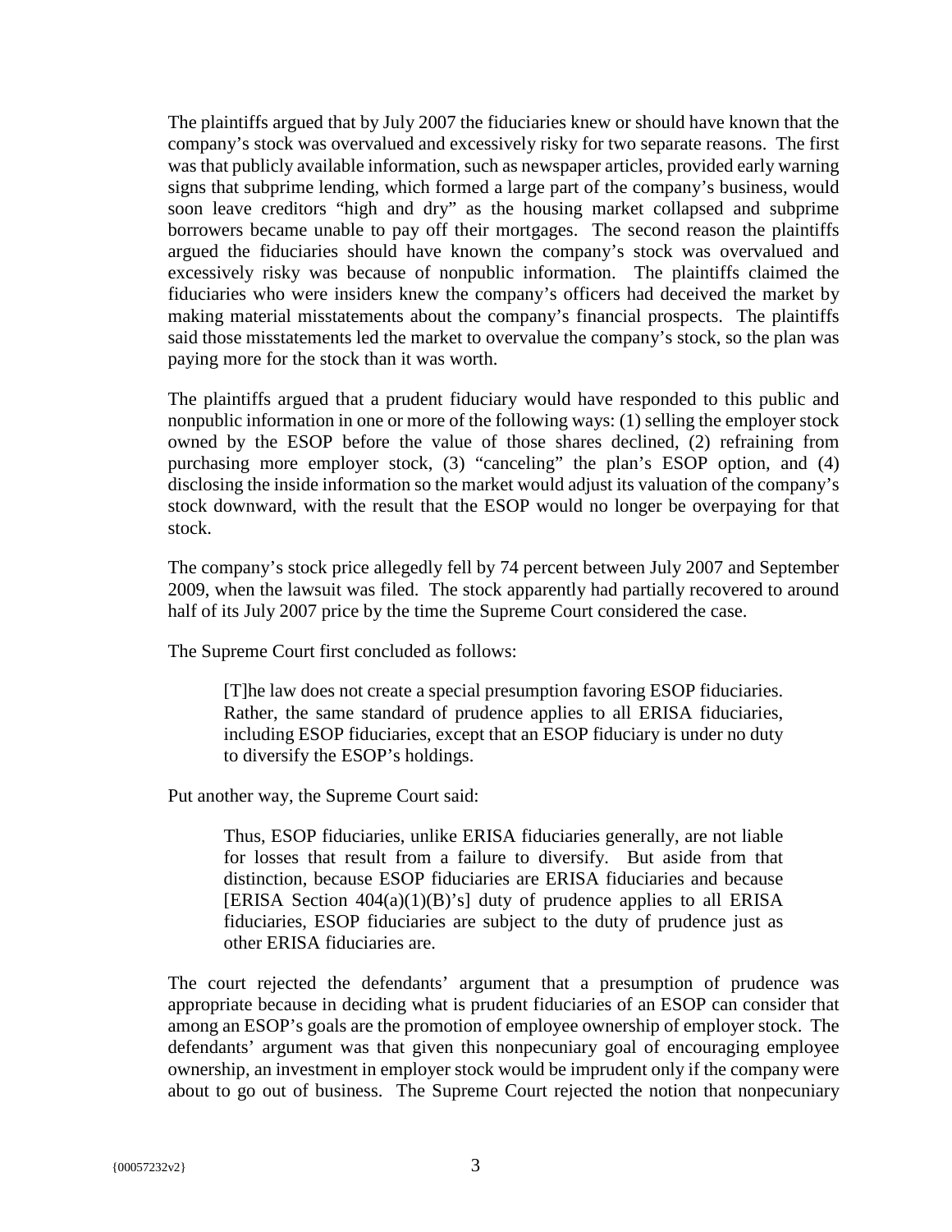The plaintiffs argued that by July 2007 the fiduciaries knew or should have known that the company's stock was overvalued and excessively risky for two separate reasons. The first was that publicly available information, such as newspaper articles, provided early warning signs that subprime lending, which formed a large part of the company's business, would soon leave creditors "high and dry" as the housing market collapsed and subprime borrowers became unable to pay off their mortgages. The second reason the plaintiffs argued the fiduciaries should have known the company's stock was overvalued and excessively risky was because of nonpublic information. The plaintiffs claimed the fiduciaries who were insiders knew the company's officers had deceived the market by making material misstatements about the company's financial prospects. The plaintiffs said those misstatements led the market to overvalue the company's stock, so the plan was paying more for the stock than it was worth.

The plaintiffs argued that a prudent fiduciary would have responded to this public and nonpublic information in one or more of the following ways: (1) selling the employer stock owned by the ESOP before the value of those shares declined, (2) refraining from purchasing more employer stock, (3) "canceling" the plan's ESOP option, and (4) disclosing the inside information so the market would adjust its valuation of the company's stock downward, with the result that the ESOP would no longer be overpaying for that stock.

The company's stock price allegedly fell by 74 percent between July 2007 and September 2009, when the lawsuit was filed. The stock apparently had partially recovered to around half of its July 2007 price by the time the Supreme Court considered the case.

The Supreme Court first concluded as follows:

> [T]he law does not create a special presumption favoring ESOP fiduciaries. Rather, the same standard of prudence applies to all ERISA fiduciaries, including ESOP fiduciaries, except that an ESOP fiduciary is under no duty to diversify the ESOP's holdings.

Put another way, the Supreme Court said:

> Thus, ESOP fiduciaries, unlike ERISA fiduciaries generally, are not liable for losses that result from a failure to diversify. But aside from that distinction, because ESOP fiduciaries are ERISA fiduciaries and because [ERISA Section 404(a)(1)(B)'s] duty of prudence applies to all ERISA fiduciaries, ESOP fiduciaries are subject to the duty of prudence just as other ERISA fiduciaries are.

The court rejected the defendants' argument that a presumption of prudence was appropriate because in deciding what is prudent fiduciaries of an ESOP can consider that among an ESOP's goals are the promotion of employee ownership of employer stock. The defendants' argument was that given this nonpecuniary goal of encouraging employee ownership, an investment in employer stock would be imprudent only if the company were about to go out of business. The Supreme Court rejected the notion that nonpecuniary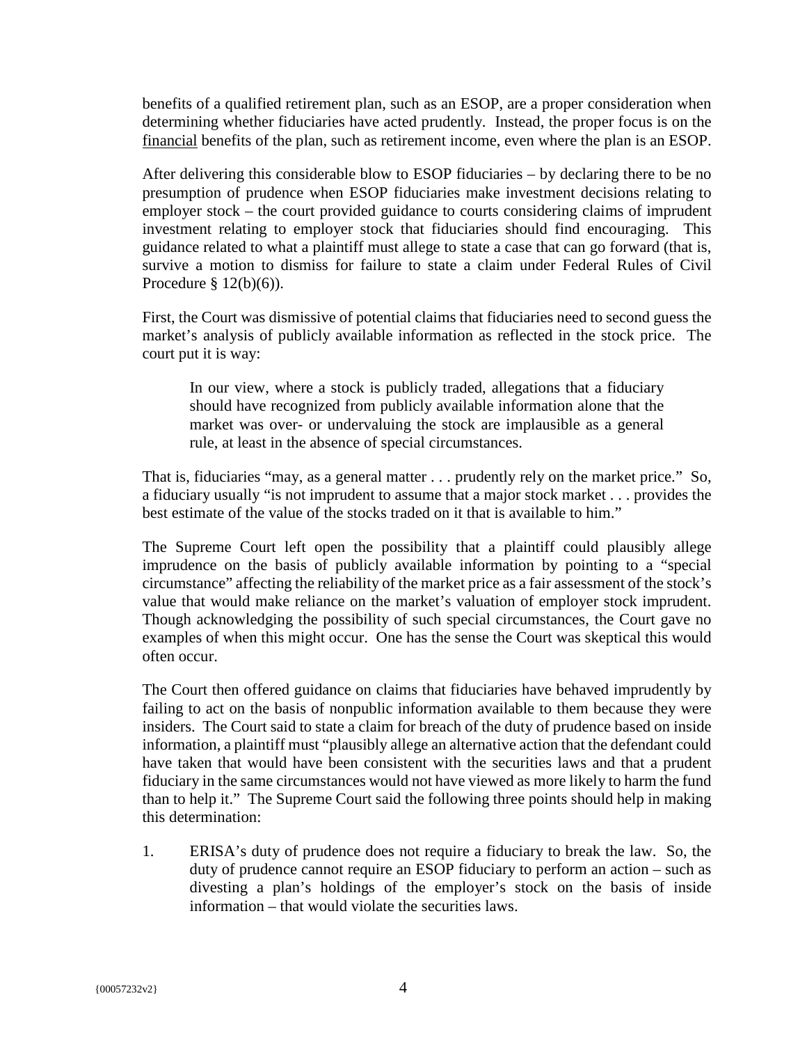benefits of a qualified retirement plan, such as an ESOP, are a proper consideration when determining whether fiduciaries have acted prudently. Instead, the proper focus is on the financial benefits of the plan, such as retirement income, even where the plan is an ESOP.

After delivering this considerable blow to ESOP fiduciaries – by declaring there to be no presumption of prudence when ESOP fiduciaries make investment decisions relating to employer stock – the court provided guidance to courts considering claims of imprudent investment relating to employer stock that fiduciaries should find encouraging. This guidance related to what a plaintiff must allege to state a case that can go forward (that is, survive a motion to dismiss for failure to state a claim under Federal Rules of Civil Procedure § 12(b)(6)).

First, the Court was dismissive of potential claims that fiduciaries need to second guess the market's analysis of publicly available information as reflected in the stock price. The court put it is way:

> In our view, where a stock is publicly traded, allegations that a fiduciary should have recognized from publicly available information alone that the market was over- or undervaluing the stock are implausible as a general rule, at least in the absence of special circumstances.

That is, fiduciaries "may, as a general matter . . . prudently rely on the market price." So, a fiduciary usually "is not imprudent to assume that a major stock market . . . provides the best estimate of the value of the stocks traded on it that is available to him."

The Supreme Court left open the possibility that a plaintiff could plausibly allege imprudence on the basis of publicly available information by pointing to a "special circumstance" affecting the reliability of the market price as a fair assessment of the stock's value that would make reliance on the market's valuation of employer stock imprudent. Though acknowledging the possibility of such special circumstances, the Court gave no examples of when this might occur. One has the sense the Court was skeptical this would often occur.

The Court then offered guidance on claims that fiduciaries have behaved imprudently by failing to act on the basis of nonpublic information available to them because they were insiders. The Court said to state a claim for breach of the duty of prudence based on inside information, a plaintiff must "plausibly allege an alternative action that the defendant could have taken that would have been consistent with the securities laws and that a prudent fiduciary in the same circumstances would not have viewed as more likely to harm the fund than to help it." The Supreme Court said the following three points should help in making this determination:

1. ERISA's duty of prudence does not require a fiduciary to break the law. So, the duty of prudence cannot require an ESOP fiduciary to perform an action – such as divesting a plan's holdings of the employer's stock on the basis of inside information – that would violate the securities laws.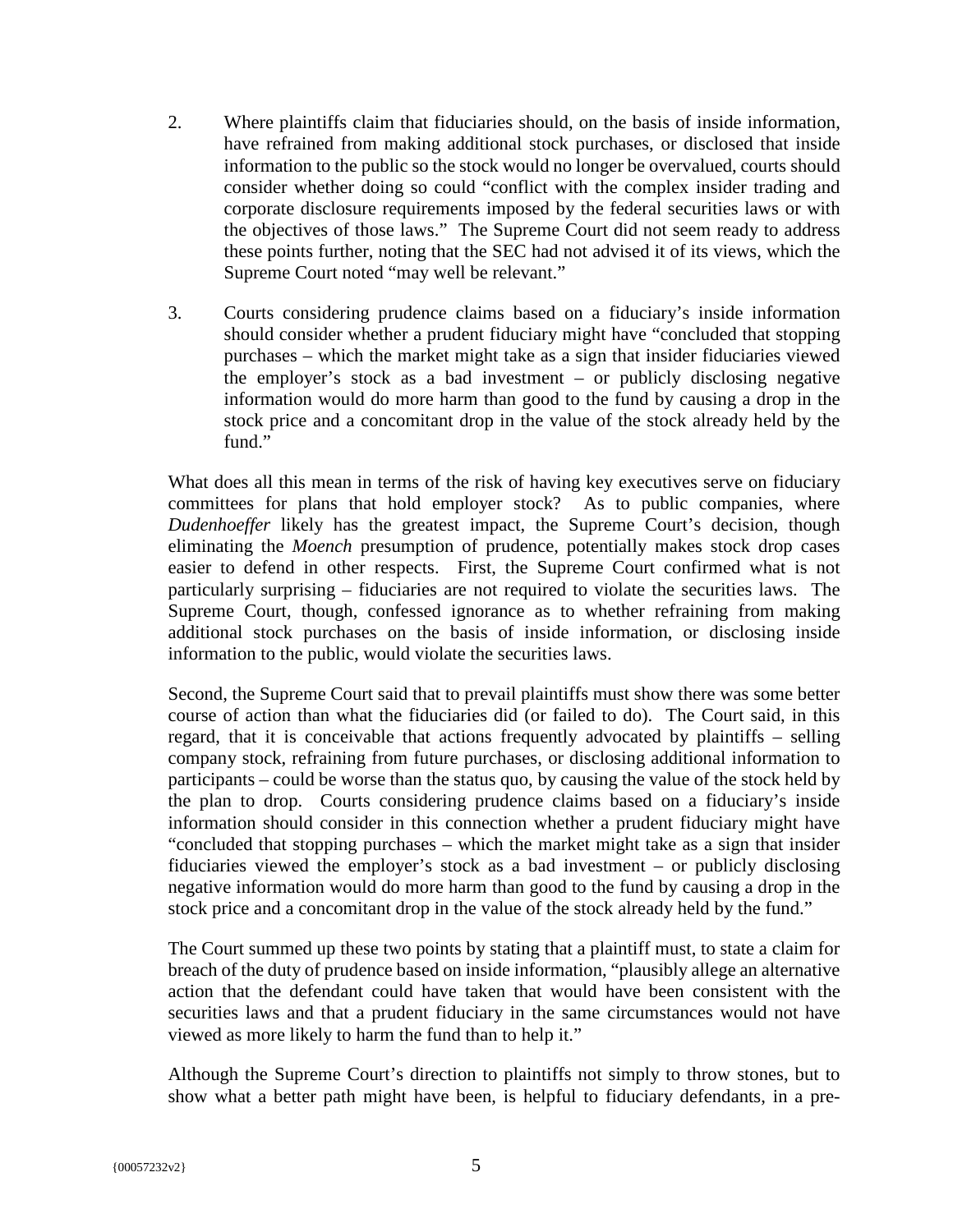2. Where plaintiffs claim that fiduciaries should, on the basis of inside information, have refrained from making additional stock purchases, or disclosed that inside information to the public so the stock would no longer be overvalued, courts should consider whether doing so could "conflict with the complex insider trading and corporate disclosure requirements imposed by the federal securities laws or with the objectives of those laws." The Supreme Court did not seem ready to address these points further, noting that the SEC had not advised it of its views, which the Supreme Court noted "may well be relevant."

3. Courts considering prudence claims based on a fiduciary's inside information should consider whether a prudent fiduciary might have "concluded that stopping purchases – which the market might take as a sign that insider fiduciaries viewed the employer's stock as a bad investment – or publicly disclosing negative information would do more harm than good to the fund by causing a drop in the stock price and a concomitant drop in the value of the stock already held by the fund."

What does all this mean in terms of the risk of having key executives serve on fiduciary committees for plans that hold employer stock? As to public companies, where *Dudenhoeffer* likely has the greatest impact, the Supreme Court's decision, though eliminating the *Moench* presumption of prudence, potentially makes stock drop cases easier to defend in other respects. First, the Supreme Court confirmed what is not particularly surprising – fiduciaries are not required to violate the securities laws. The Supreme Court, though, confessed ignorance as to whether refraining from making additional stock purchases on the basis of inside information, or disclosing inside information to the public, would violate the securities laws.

Second, the Supreme Court said that to prevail plaintiffs must show there was some better course of action than what the fiduciaries did (or failed to do). The Court said, in this regard, that it is conceivable that actions frequently advocated by plaintiffs – selling company stock, refraining from future purchases, or disclosing additional information to participants – could be worse than the status quo, by causing the value of the stock held by the plan to drop. Courts considering prudence claims based on a fiduciary's inside information should consider in this connection whether a prudent fiduciary might have "concluded that stopping purchases – which the market might take as a sign that insider fiduciaries viewed the employer's stock as a bad investment – or publicly disclosing negative information would do more harm than good to the fund by causing a drop in the stock price and a concomitant drop in the value of the stock already held by the fund."

The Court summed up these two points by stating that a plaintiff must, to state a claim for breach of the duty of prudence based on inside information, "plausibly allege an alternative action that the defendant could have taken that would have been consistent with the securities laws and that a prudent fiduciary in the same circumstances would not have viewed as more likely to harm the fund than to help it."

Although the Supreme Court's direction to plaintiffs not simply to throw stones, but to show what a better path might have been, is helpful to fiduciary defendants, in a pre-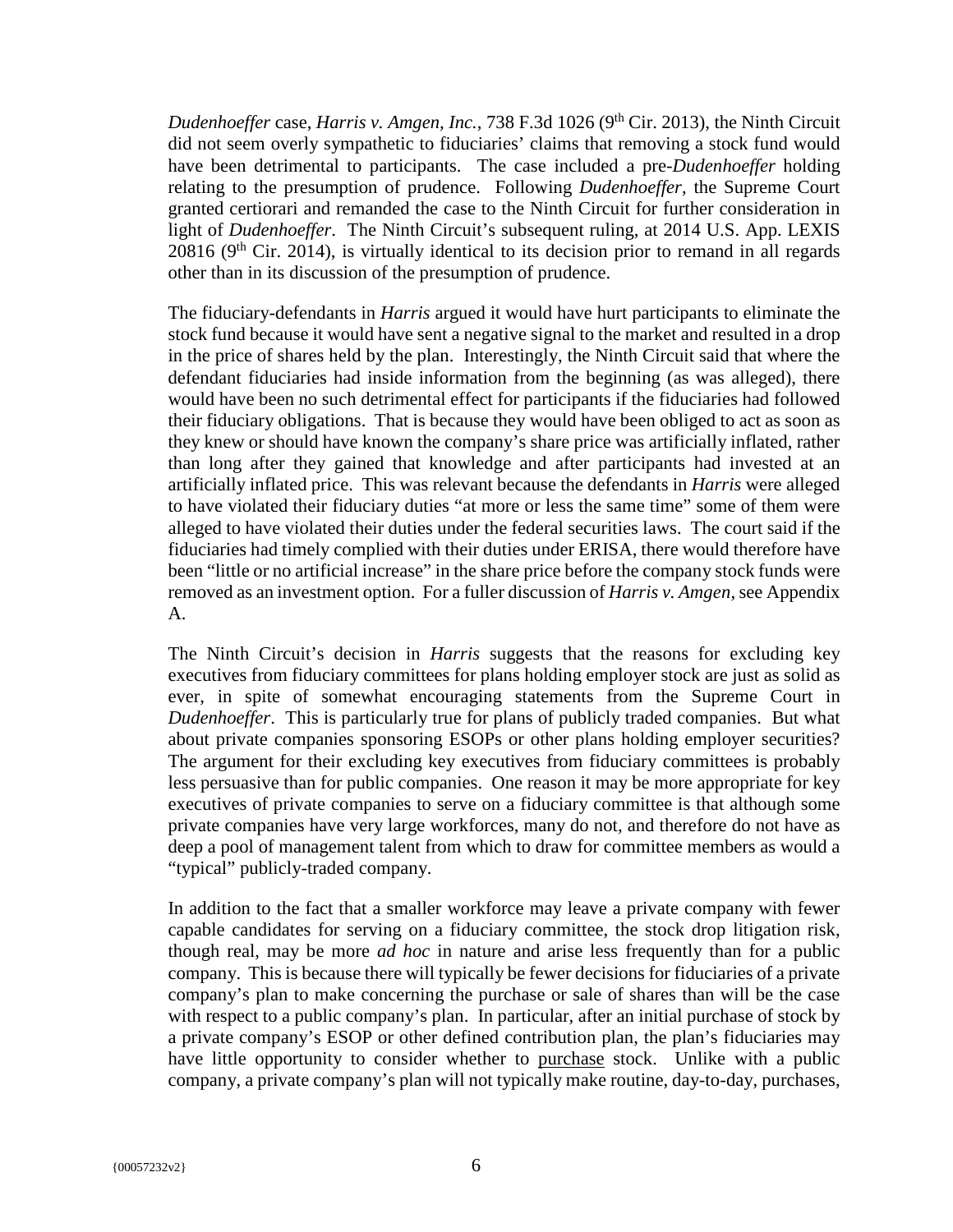*Dudenhoeffer* case, *Harris v. Amgen, Inc.*, 738 F.3d 1026 (9th Cir. 2013), the Ninth Circuit did not seem overly sympathetic to fiduciaries' claims that removing a stock fund would have been detrimental to participants. The case included a pre-*Dudenhoeffer* holding relating to the presumption of prudence. Following *Dudenhoeffer*, the Supreme Court granted certiorari and remanded the case to the Ninth Circuit for further consideration in light of *Dudenhoeffer*. The Ninth Circuit's subsequent ruling, at 2014 U.S. App. LEXIS 20816 (9th Cir. 2014), is virtually identical to its decision prior to remand in all regards other than in its discussion of the presumption of prudence.

The fiduciary-defendants in *Harris* argued it would have hurt participants to eliminate the stock fund because it would have sent a negative signal to the market and resulted in a drop in the price of shares held by the plan. Interestingly, the Ninth Circuit said that where the defendant fiduciaries had inside information from the beginning (as was alleged), there would have been no such detrimental effect for participants if the fiduciaries had followed their fiduciary obligations. That is because they would have been obliged to act as soon as they knew or should have known the company's share price was artificially inflated, rather than long after they gained that knowledge and after participants had invested at an artificially inflated price. This was relevant because the defendants in *Harris* were alleged to have violated their fiduciary duties "at more or less the same time" some of them were alleged to have violated their duties under the federal securities laws. The court said if the fiduciaries had timely complied with their duties under ERISA, there would therefore have been "little or no artificial increase" in the share price before the company stock funds were removed as an investment option. For a fuller discussion of *Harris v. Amgen*, see Appendix A.

The Ninth Circuit's decision in *Harris* suggests that the reasons for excluding key executives from fiduciary committees for plans holding employer stock are just as solid as ever, in spite of somewhat encouraging statements from the Supreme Court in *Dudenhoeffer*. This is particularly true for plans of publicly traded companies. But what about private companies sponsoring ESOPs or other plans holding employer securities? The argument for their excluding key executives from fiduciary committees is probably less persuasive than for public companies. One reason it may be more appropriate for key executives of private companies to serve on a fiduciary committee is that although some private companies have very large workforces, many do not, and therefore do not have as deep a pool of management talent from which to draw for committee members as would a "typical" publicly-traded company.

In addition to the fact that a smaller workforce may leave a private company with fewer capable candidates for serving on a fiduciary committee, the stock drop litigation risk, though real, may be more *ad hoc* in nature and arise less frequently than for a public company. This is because there will typically be fewer decisions for fiduciaries of a private company's plan to make concerning the purchase or sale of shares than will be the case with respect to a public company's plan. In particular, after an initial purchase of stock by a private company's ESOP or other defined contribution plan, the plan's fiduciaries may have little opportunity to consider whether to purchase stock. Unlike with a public company, a private company's plan will not typically make routine, day-to-day, purchases,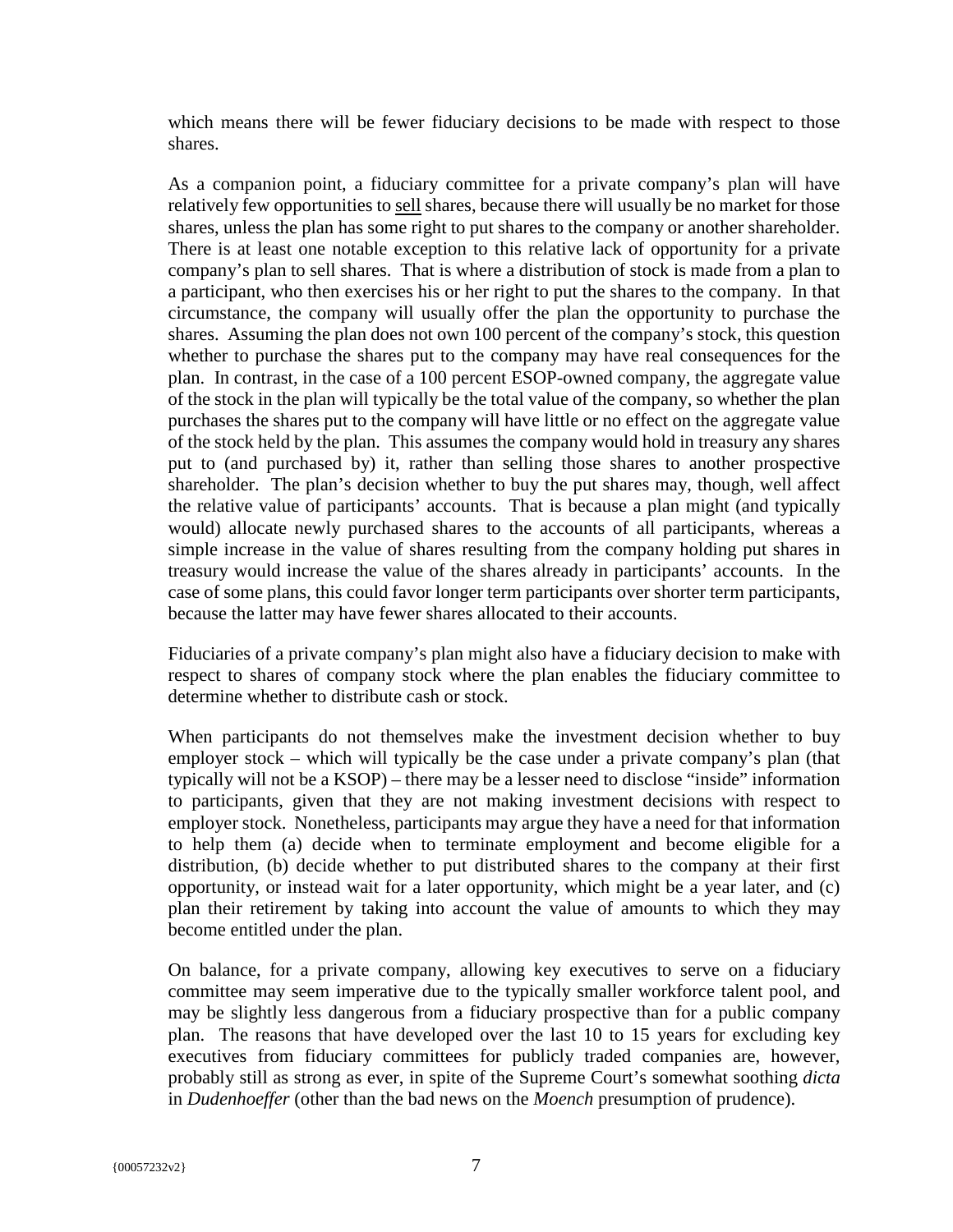which means there will be fewer fiduciary decisions to be made with respect to those shares.

As a companion point, a fiduciary committee for a private company's plan will have relatively few opportunities to <u>sell</u> shares, because there will usually be no market for those shares, unless the plan has some right to put shares to the company or another shareholder. There is at least one notable exception to this relative lack of opportunity for a private company's plan to sell shares. That is where a distribution of stock is made from a plan to a participant, who then exercises his or her right to put the shares to the company. In that circumstance, the company will usually offer the plan the opportunity to purchase the shares. Assuming the plan does not own 100 percent of the company's stock, this question whether to purchase the shares put to the company may have real consequences for the plan. In contrast, in the case of a 100 percent ESOP-owned company, the aggregate value of the stock in the plan will typically be the total value of the company, so whether the plan purchases the shares put to the company will have little or no effect on the aggregate value of the stock held by the plan. This assumes the company would hold in treasury any shares put to (and purchased by) it, rather than selling those shares to another prospective shareholder. The plan's decision whether to buy the put shares may, though, well affect the relative value of participants' accounts. That is because a plan might (and typically would) allocate newly purchased shares to the accounts of all participants, whereas a simple increase in the value of shares resulting from the company holding put shares in treasury would increase the value of the shares already in participants' accounts. In the case of some plans, this could favor longer term participants over shorter term participants, because the latter may have fewer shares allocated to their accounts.

Fiduciaries of a private company's plan might also have a fiduciary decision to make with respect to shares of company stock where the plan enables the fiduciary committee to determine whether to distribute cash or stock.

When participants do not themselves make the investment decision whether to buy employer stock – which will typically be the case under a private company's plan (that typically will not be a KSOP) – there may be a lesser need to disclose "inside" information to participants, given that they are not making investment decisions with respect to employer stock. Nonetheless, participants may argue they have a need for that information to help them (a) decide when to terminate employment and become eligible for a distribution, (b) decide whether to put distributed shares to the company at their first opportunity, or instead wait for a later opportunity, which might be a year later, and (c) plan their retirement by taking into account the value of amounts to which they may become entitled under the plan.

On balance, for a private company, allowing key executives to serve on a fiduciary committee may seem imperative due to the typically smaller workforce talent pool, and may be slightly less dangerous from a fiduciary prospective than for a public company plan. The reasons that have developed over the last 10 to 15 years for excluding key executives from fiduciary committees for publicly traded companies are, however, probably still as strong as ever, in spite of the Supreme Court's somewhat soothing *dicta* in *Dudenhoeffer* (other than the bad news on the *Moench* presumption of prudence).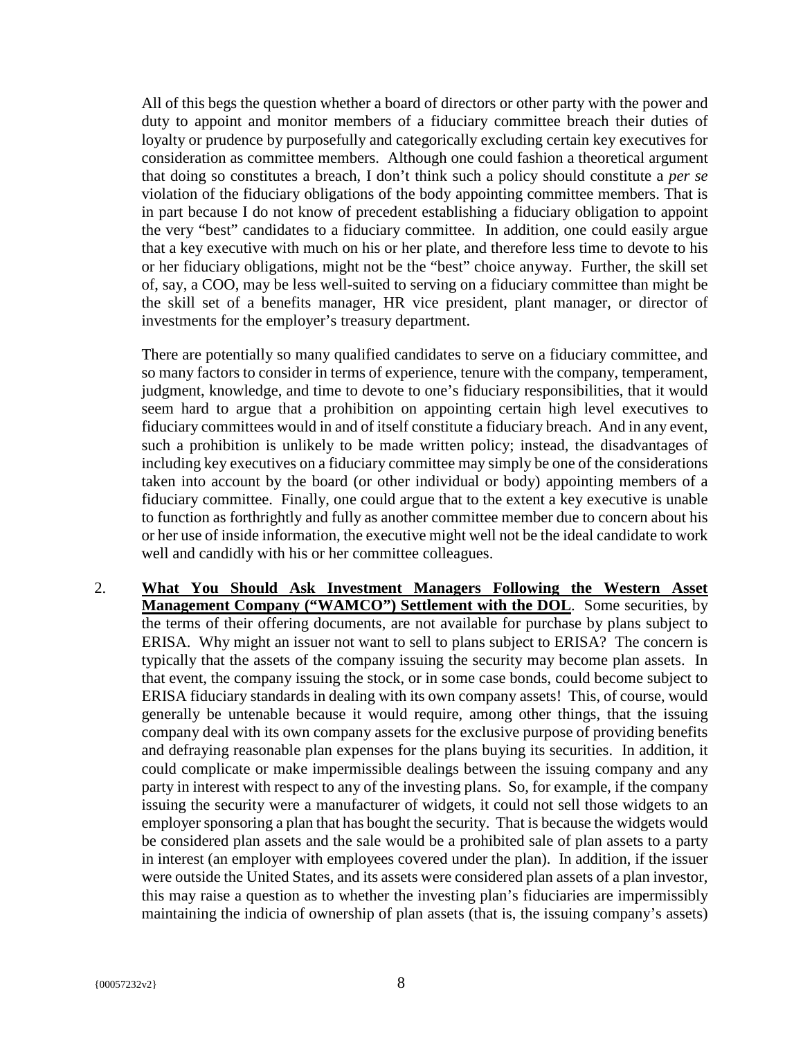All of this begs the question whether a board of directors or other party with the power and duty to appoint and monitor members of a fiduciary committee breach their duties of loyalty or prudence by purposefully and categorically excluding certain key executives for consideration as committee members. Although one could fashion a theoretical argument that doing so constitutes a breach, I don't think such a policy should constitute a *per se* violation of the fiduciary obligations of the body appointing committee members. That is in part because I do not know of precedent establishing a fiduciary obligation to appoint the very "best" candidates to a fiduciary committee. In addition, one could easily argue that a key executive with much on his or her plate, and therefore less time to devote to his or her fiduciary obligations, might not be the "best" choice anyway. Further, the skill set of, say, a COO, may be less well-suited to serving on a fiduciary committee than might be the skill set of a benefits manager, HR vice president, plant manager, or director of investments for the employer's treasury department.

There are potentially so many qualified candidates to serve on a fiduciary committee, and so many factors to consider in terms of experience, tenure with the company, temperament, judgment, knowledge, and time to devote to one's fiduciary responsibilities, that it would seem hard to argue that a prohibition on appointing certain high level executives to fiduciary committees would in and of itself constitute a fiduciary breach. And in any event, such a prohibition is unlikely to be made written policy; instead, the disadvantages of including key executives on a fiduciary committee may simply be one of the considerations taken into account by the board (or other individual or body) appointing members of a fiduciary committee. Finally, one could argue that to the extent a key executive is unable to function as forthrightly and fully as another committee member due to concern about his or her use of inside information, the executive might well not be the ideal candidate to work well and candidly with his or her committee colleagues.

2. **What You Should Ask Investment Managers Following the Western Asset Management Company ("WAMCO") Settlement with the DOL**. Some securities, by the terms of their offering documents, are not available for purchase by plans subject to ERISA. Why might an issuer not want to sell to plans subject to ERISA? The concern is typically that the assets of the company issuing the security may become plan assets. In that event, the company issuing the stock, or in some case bonds, could become subject to ERISA fiduciary standards in dealing with its own company assets! This, of course, would generally be untenable because it would require, among other things, that the issuing company deal with its own company assets for the exclusive purpose of providing benefits and defraying reasonable plan expenses for the plans buying its securities. In addition, it could complicate or make impermissible dealings between the issuing company and any party in interest with respect to any of the investing plans. So, for example, if the company issuing the security were a manufacturer of widgets, it could not sell those widgets to an employer sponsoring a plan that has bought the security. That is because the widgets would be considered plan assets and the sale would be a prohibited sale of plan assets to a party in interest (an employer with employees covered under the plan). In addition, if the issuer were outside the United States, and its assets were considered plan assets of a plan investor, this may raise a question as to whether the investing plan's fiduciaries are impermissibly maintaining the indicia of ownership of plan assets (that is, the issuing company's assets)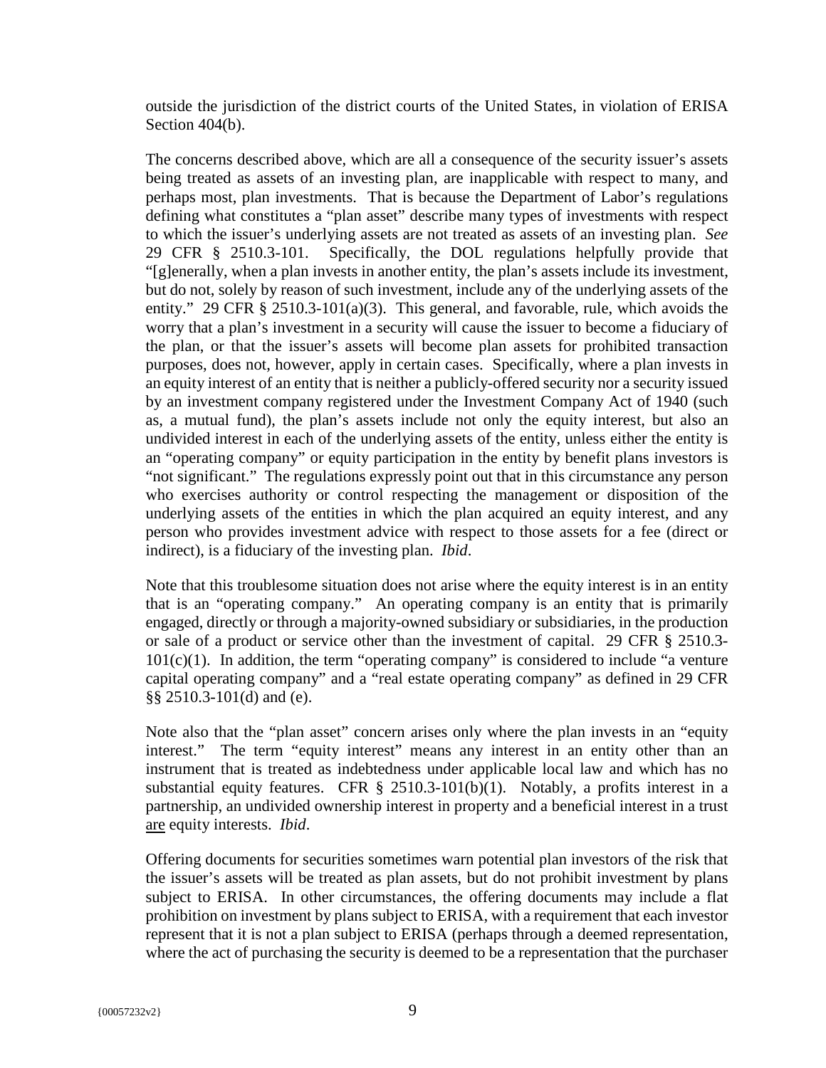outside the jurisdiction of the district courts of the United States, in violation of ERISA Section 404(b).

The concerns described above, which are all a consequence of the security issuer's assets being treated as assets of an investing plan, are inapplicable with respect to many, and perhaps most, plan investments. That is because the Department of Labor's regulations defining what constitutes a "plan asset" describe many types of investments with respect to which the issuer's underlying assets are not treated as assets of an investing plan. *See* 29 CFR § 2510.3-101. Specifically, the DOL regulations helpfully provide that "[g]enerally, when a plan invests in another entity, the plan's assets include its investment, but do not, solely by reason of such investment, include any of the underlying assets of the entity." 29 CFR § 2510.3-101(a)(3). This general, and favorable, rule, which avoids the worry that a plan's investment in a security will cause the issuer to become a fiduciary of the plan, or that the issuer's assets will become plan assets for prohibited transaction purposes, does not, however, apply in certain cases. Specifically, where a plan invests in an equity interest of an entity that is neither a publicly-offered security nor a security issued by an investment company registered under the Investment Company Act of 1940 (such as, a mutual fund), the plan's assets include not only the equity interest, but also an undivided interest in each of the underlying assets of the entity, unless either the entity is an "operating company" or equity participation in the entity by benefit plans investors is "not significant." The regulations expressly point out that in this circumstance any person who exercises authority or control respecting the management or disposition of the underlying assets of the entities in which the plan acquired an equity interest, and any person who provides investment advice with respect to those assets for a fee (direct or indirect), is a fiduciary of the investing plan. *Ibid*.

Note that this troublesome situation does not arise where the equity interest is in an entity that is an "operating company." An operating company is an entity that is primarily engaged, directly or through a majority-owned subsidiary or subsidiaries, in the production or sale of a product or service other than the investment of capital. 29 CFR § 2510.3-101(c)(1). In addition, the term "operating company" is considered to include "a venture capital operating company" and a "real estate operating company" as defined in 29 CFR §§ 2510.3-101(d) and (e).

Note also that the "plan asset" concern arises only where the plan invests in an "equity interest." The term "equity interest" means any interest in an entity other than an instrument that is treated as indebtedness under applicable local law and which has no substantial equity features. CFR § 2510.3-101(b)(1). Notably, a profits interest in a partnership, an undivided ownership interest in property and a beneficial interest in a trust <u>are</u> equity interests. *Ibid*.

Offering documents for securities sometimes warn potential plan investors of the risk that the issuer's assets will be treated as plan assets, but do not prohibit investment by plans subject to ERISA. In other circumstances, the offering documents may include a flat prohibition on investment by plans subject to ERISA, with a requirement that each investor represent that it is not a plan subject to ERISA (perhaps through a deemed representation, where the act of purchasing the security is deemed to be a representation that the purchaser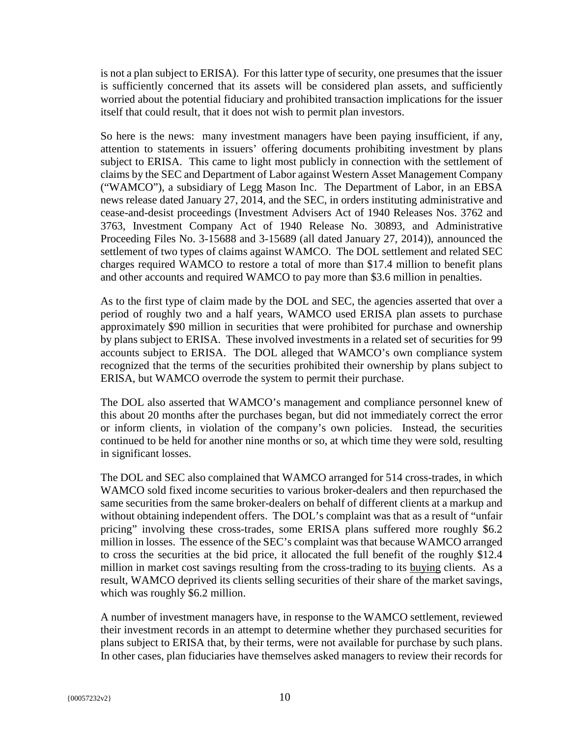is not a plan subject to ERISA). For this latter type of security, one presumes that the issuer is sufficiently concerned that its assets will be considered plan assets, and sufficiently worried about the potential fiduciary and prohibited transaction implications for the issuer itself that could result, that it does not wish to permit plan investors.

So here is the news: many investment managers have been paying insufficient, if any, attention to statements in issuers' offering documents prohibiting investment by plans subject to ERISA. This came to light most publicly in connection with the settlement of claims by the SEC and Department of Labor against Western Asset Management Company ("WAMCO"), a subsidiary of Legg Mason Inc. The Department of Labor, in an EBSA news release dated January 27, 2014, and the SEC, in orders instituting administrative and cease-and-desist proceedings (Investment Advisers Act of 1940 Releases Nos. 3762 and 3763, Investment Company Act of 1940 Release No. 30893, and Administrative Proceeding Files No. 3-15688 and 3-15689 (all dated January 27, 2014)), announced the settlement of two types of claims against WAMCO. The DOL settlement and related SEC charges required WAMCO to restore a total of more than $17.4 million to benefit plans and other accounts and required WAMCO to pay more than $3.6 million in penalties.

As to the first type of claim made by the DOL and SEC, the agencies asserted that over a period of roughly two and a half years, WAMCO used ERISA plan assets to purchase approximately $90 million in securities that were prohibited for purchase and ownership by plans subject to ERISA. These involved investments in a related set of securities for 99 accounts subject to ERISA. The DOL alleged that WAMCO's own compliance system recognized that the terms of the securities prohibited their ownership by plans subject to ERISA, but WAMCO overrode the system to permit their purchase.

The DOL also asserted that WAMCO's management and compliance personnel knew of this about 20 months after the purchases began, but did not immediately correct the error or inform clients, in violation of the company's own policies. Instead, the securities continued to be held for another nine months or so, at which time they were sold, resulting in significant losses.

The DOL and SEC also complained that WAMCO arranged for 514 cross-trades, in which WAMCO sold fixed income securities to various broker-dealers and then repurchased the same securities from the same broker-dealers on behalf of different clients at a markup and without obtaining independent offers. The DOL's complaint was that as a result of "unfair pricing" involving these cross-trades, some ERISA plans suffered more roughly $6.2 million in losses. The essence of the SEC's complaint was that because WAMCO arranged to cross the securities at the bid price, it allocated the full benefit of the roughly $12.4 million in market cost savings resulting from the cross-trading to its <u>buying</u> clients. As a result, WAMCO deprived its clients selling securities of their share of the market savings, which was roughly $6.2 million.

A number of investment managers have, in response to the WAMCO settlement, reviewed their investment records in an attempt to determine whether they purchased securities for plans subject to ERISA that, by their terms, were not available for purchase by such plans. In other cases, plan fiduciaries have themselves asked managers to review their records for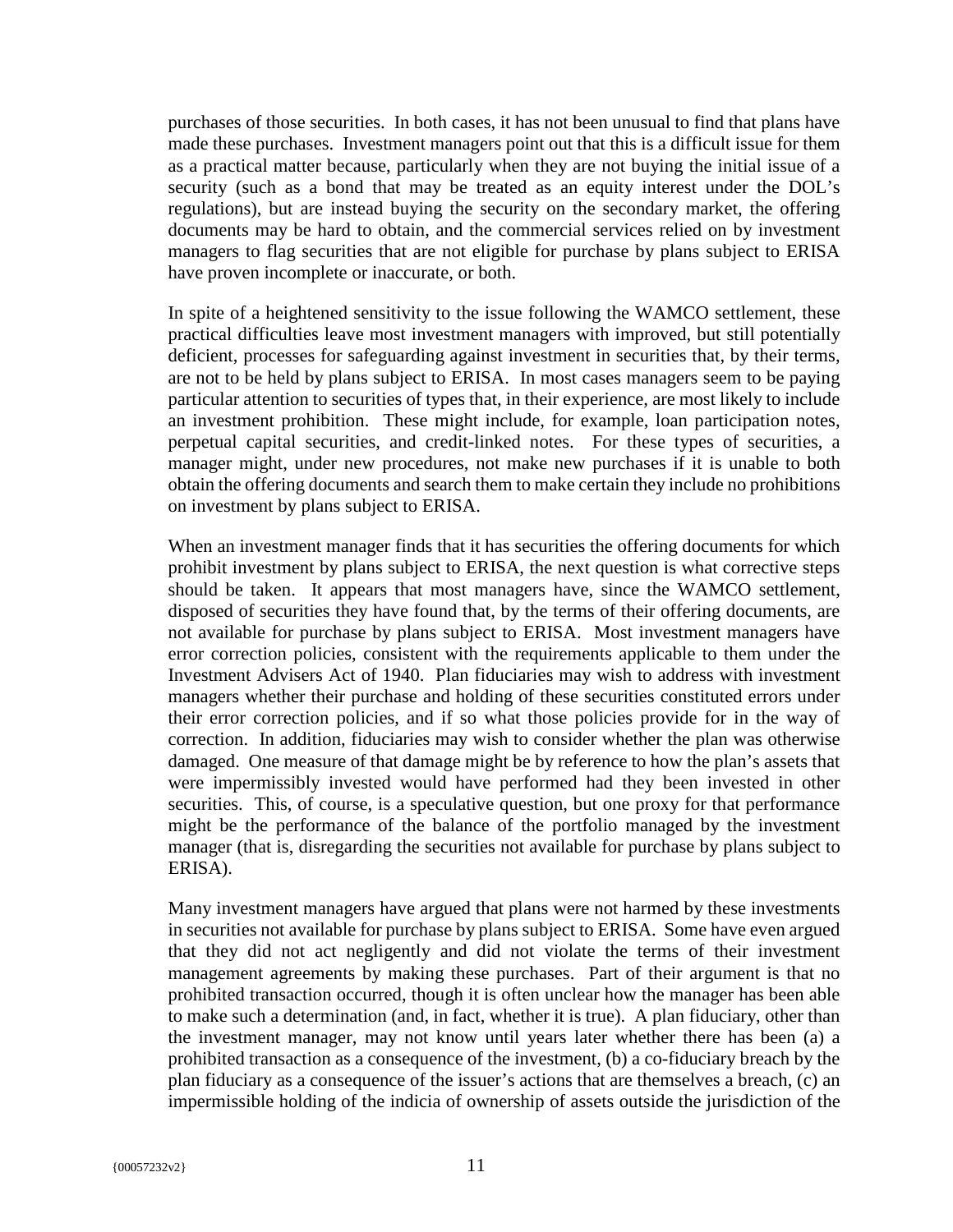purchases of those securities. In both cases, it has not been unusual to find that plans have made these purchases. Investment managers point out that this is a difficult issue for them as a practical matter because, particularly when they are not buying the initial issue of a security (such as a bond that may be treated as an equity interest under the DOL's regulations), but are instead buying the security on the secondary market, the offering documents may be hard to obtain, and the commercial services relied on by investment managers to flag securities that are not eligible for purchase by plans subject to ERISA have proven incomplete or inaccurate, or both.

In spite of a heightened sensitivity to the issue following the WAMCO settlement, these practical difficulties leave most investment managers with improved, but still potentially deficient, processes for safeguarding against investment in securities that, by their terms, are not to be held by plans subject to ERISA. In most cases managers seem to be paying particular attention to securities of types that, in their experience, are most likely to include an investment prohibition. These might include, for example, loan participation notes, perpetual capital securities, and credit-linked notes. For these types of securities, a manager might, under new procedures, not make new purchases if it is unable to both obtain the offering documents and search them to make certain they include no prohibitions on investment by plans subject to ERISA.

When an investment manager finds that it has securities the offering documents for which prohibit investment by plans subject to ERISA, the next question is what corrective steps should be taken. It appears that most managers have, since the WAMCO settlement, disposed of securities they have found that, by the terms of their offering documents, are not available for purchase by plans subject to ERISA. Most investment managers have error correction policies, consistent with the requirements applicable to them under the Investment Advisers Act of 1940. Plan fiduciaries may wish to address with investment managers whether their purchase and holding of these securities constituted errors under their error correction policies, and if so what those policies provide for in the way of correction. In addition, fiduciaries may wish to consider whether the plan was otherwise damaged. One measure of that damage might be by reference to how the plan's assets that were impermissibly invested would have performed had they been invested in other securities. This, of course, is a speculative question, but one proxy for that performance might be the performance of the balance of the portfolio managed by the investment manager (that is, disregarding the securities not available for purchase by plans subject to ERISA).

Many investment managers have argued that plans were not harmed by these investments in securities not available for purchase by plans subject to ERISA. Some have even argued that they did not act negligently and did not violate the terms of their investment management agreements by making these purchases. Part of their argument is that no prohibited transaction occurred, though it is often unclear how the manager has been able to make such a determination (and, in fact, whether it is true). A plan fiduciary, other than the investment manager, may not know until years later whether there has been (a) a prohibited transaction as a consequence of the investment, (b) a co-fiduciary breach by the plan fiduciary as a consequence of the issuer's actions that are themselves a breach, (c) an impermissible holding of the indicia of ownership of assets outside the jurisdiction of the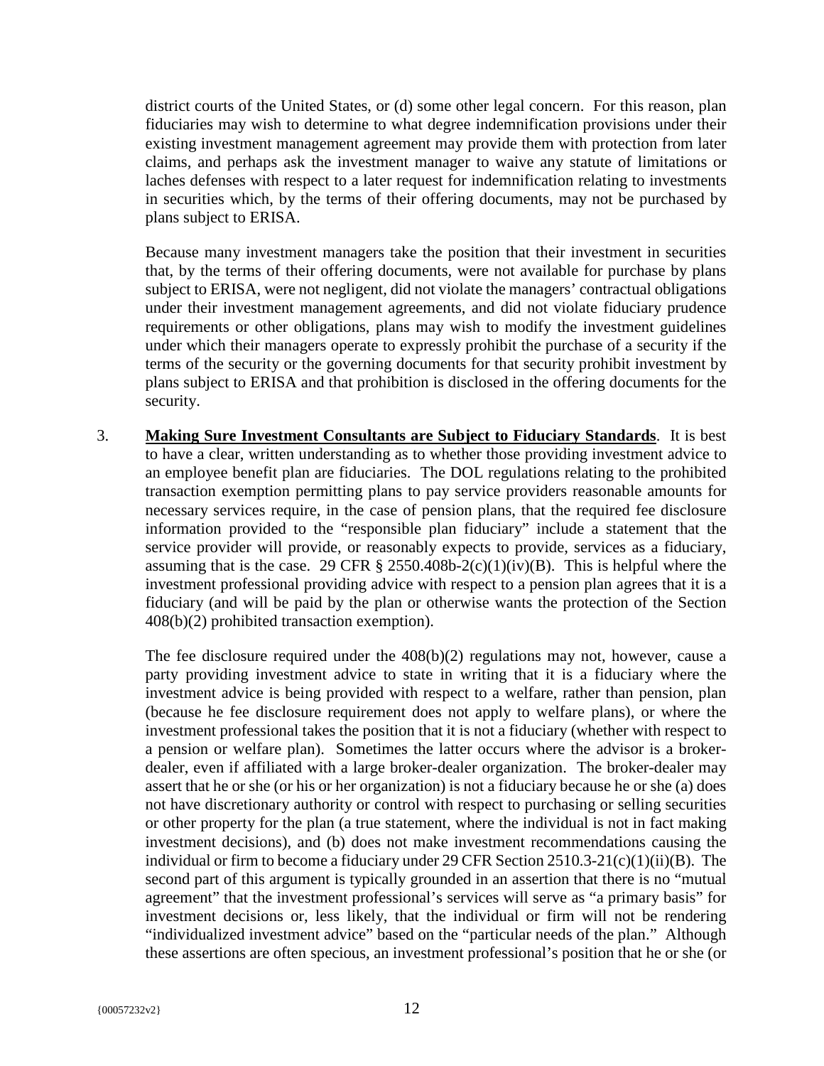district courts of the United States, or (d) some other legal concern. For this reason, plan fiduciaries may wish to determine to what degree indemnification provisions under their existing investment management agreement may provide them with protection from later claims, and perhaps ask the investment manager to waive any statute of limitations or laches defenses with respect to a later request for indemnification relating to investments in securities which, by the terms of their offering documents, may not be purchased by plans subject to ERISA.

Because many investment managers take the position that their investment in securities that, by the terms of their offering documents, were not available for purchase by plans subject to ERISA, were not negligent, did not violate the managers' contractual obligations under their investment management agreements, and did not violate fiduciary prudence requirements or other obligations, plans may wish to modify the investment guidelines under which their managers operate to expressly prohibit the purchase of a security if the terms of the security or the governing documents for that security prohibit investment by plans subject to ERISA and that prohibition is disclosed in the offering documents for the security.

3. **Making Sure Investment Consultants are Subject to Fiduciary Standards**. It is best to have a clear, written understanding as to whether those providing investment advice to an employee benefit plan are fiduciaries. The DOL regulations relating to the prohibited transaction exemption permitting plans to pay service providers reasonable amounts for necessary services require, in the case of pension plans, that the required fee disclosure information provided to the "responsible plan fiduciary" include a statement that the service provider will provide, or reasonably expects to provide, services as a fiduciary, assuming that is the case. 29 CFR § 2550.408b-2(c)(1)(iv)(B). This is helpful where the investment professional providing advice with respect to a pension plan agrees that it is a fiduciary (and will be paid by the plan or otherwise wants the protection of the Section 408(b)(2) prohibited transaction exemption).

   The fee disclosure required under the 408(b)(2) regulations may not, however, cause a party providing investment advice to state in writing that it is a fiduciary where the investment advice is being provided with respect to a welfare, rather than pension, plan (because he fee disclosure requirement does not apply to welfare plans), or where the investment professional takes the position that it is not a fiduciary (whether with respect to a pension or welfare plan). Sometimes the latter occurs where the advisor is a broker-dealer, even if affiliated with a large broker-dealer organization. The broker-dealer may assert that he or she (or his or her organization) is not a fiduciary because he or she (a) does not have discretionary authority or control with respect to purchasing or selling securities or other property for the plan (a true statement, where the individual is not in fact making investment decisions), and (b) does not make investment recommendations causing the individual or firm to become a fiduciary under 29 CFR Section 2510.3-21(c)(1)(ii)(B). The second part of this argument is typically grounded in an assertion that there is no "mutual agreement" that the investment professional's services will serve as "a primary basis" for investment decisions or, less likely, that the individual or firm will not be rendering "individualized investment advice" based on the "particular needs of the plan." Although these assertions are often specious, an investment professional's position that he or she (or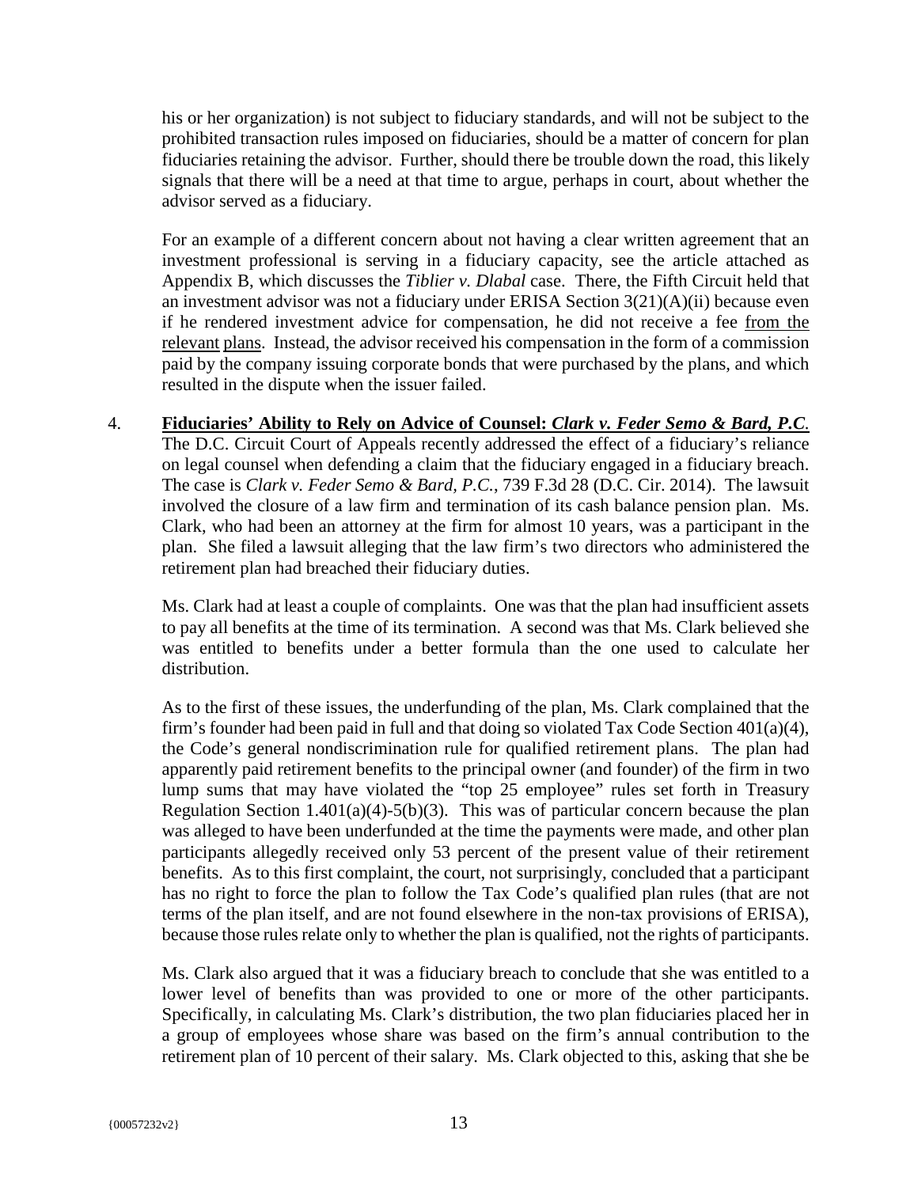his or her organization) is not subject to fiduciary standards, and will not be subject to the prohibited transaction rules imposed on fiduciaries, should be a matter of concern for plan fiduciaries retaining the advisor. Further, should there be trouble down the road, this likely signals that there will be a need at that time to argue, perhaps in court, about whether the advisor served as a fiduciary.

For an example of a different concern about not having a clear written agreement that an investment professional is serving in a fiduciary capacity, see the article attached as Appendix B, which discusses the *Tiblier v. Dlabal* case. There, the Fifth Circuit held that an investment advisor was not a fiduciary under ERISA Section 3(21)(A)(ii) because even if he rendered investment advice for compensation, he did not receive a fee from the relevant plans. Instead, the advisor received his compensation in the form of a commission paid by the company issuing corporate bonds that were purchased by the plans, and which resulted in the dispute when the issuer failed.

4. **Fiduciaries' Ability to Rely on Advice of Counsel: *Clark v. Feder Semo & Bard, P.C.*** The D.C. Circuit Court of Appeals recently addressed the effect of a fiduciary's reliance on legal counsel when defending a claim that the fiduciary engaged in a fiduciary breach. The case is *Clark v. Feder Semo & Bard, P.C.*, 739 F.3d 28 (D.C. Cir. 2014). The lawsuit involved the closure of a law firm and termination of its cash balance pension plan. Ms. Clark, who had been an attorney at the firm for almost 10 years, was a participant in the plan. She filed a lawsuit alleging that the law firm's two directors who administered the retirement plan had breached their fiduciary duties.

   Ms. Clark had at least a couple of complaints. One was that the plan had insufficient assets to pay all benefits at the time of its termination. A second was that Ms. Clark believed she was entitled to benefits under a better formula than the one used to calculate her distribution.

   As to the first of these issues, the underfunding of the plan, Ms. Clark complained that the firm's founder had been paid in full and that doing so violated Tax Code Section 401(a)(4), the Code's general nondiscrimination rule for qualified retirement plans. The plan had apparently paid retirement benefits to the principal owner (and founder) of the firm in two lump sums that may have violated the "top 25 employee" rules set forth in Treasury Regulation Section 1.401(a)(4)-5(b)(3). This was of particular concern because the plan was alleged to have been underfunded at the time the payments were made, and other plan participants allegedly received only 53 percent of the present value of their retirement benefits. As to this first complaint, the court, not surprisingly, concluded that a participant has no right to force the plan to follow the Tax Code's qualified plan rules (that are not terms of the plan itself, and are not found elsewhere in the non-tax provisions of ERISA), because those rules relate only to whether the plan is qualified, not the rights of participants.

   Ms. Clark also argued that it was a fiduciary breach to conclude that she was entitled to a lower level of benefits than was provided to one or more of the other participants. Specifically, in calculating Ms. Clark's distribution, the two plan fiduciaries placed her in a group of employees whose share was based on the firm's annual contribution to the retirement plan of 10 percent of their salary. Ms. Clark objected to this, asking that she be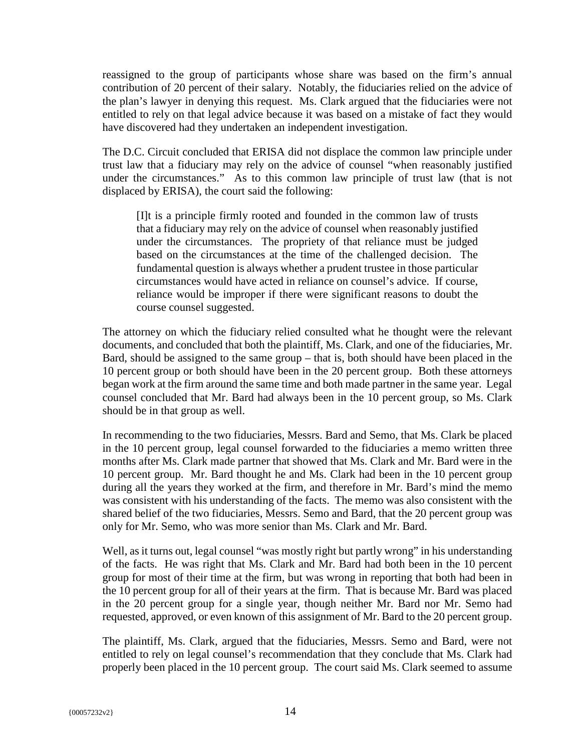reassigned to the group of participants whose share was based on the firm's annual contribution of 20 percent of their salary. Notably, the fiduciaries relied on the advice of the plan's lawyer in denying this request. Ms. Clark argued that the fiduciaries were not entitled to rely on that legal advice because it was based on a mistake of fact they would have discovered had they undertaken an independent investigation.

The D.C. Circuit concluded that ERISA did not displace the common law principle under trust law that a fiduciary may rely on the advice of counsel "when reasonably justified under the circumstances." As to this common law principle of trust law (that is not displaced by ERISA), the court said the following:

> [I]t is a principle firmly rooted and founded in the common law of trusts that a fiduciary may rely on the advice of counsel when reasonably justified under the circumstances. The propriety of that reliance must be judged based on the circumstances at the time of the challenged decision. The fundamental question is always whether a prudent trustee in those particular circumstances would have acted in reliance on counsel's advice. If course, reliance would be improper if there were significant reasons to doubt the course counsel suggested.

The attorney on which the fiduciary relied consulted what he thought were the relevant documents, and concluded that both the plaintiff, Ms. Clark, and one of the fiduciaries, Mr. Bard, should be assigned to the same group – that is, both should have been placed in the 10 percent group or both should have been in the 20 percent group. Both these attorneys began work at the firm around the same time and both made partner in the same year. Legal counsel concluded that Mr. Bard had always been in the 10 percent group, so Ms. Clark should be in that group as well.

In recommending to the two fiduciaries, Messrs. Bard and Semo, that Ms. Clark be placed in the 10 percent group, legal counsel forwarded to the fiduciaries a memo written three months after Ms. Clark made partner that showed that Ms. Clark and Mr. Bard were in the 10 percent group. Mr. Bard thought he and Ms. Clark had been in the 10 percent group during all the years they worked at the firm, and therefore in Mr. Bard's mind the memo was consistent with his understanding of the facts. The memo was also consistent with the shared belief of the two fiduciaries, Messrs. Semo and Bard, that the 20 percent group was only for Mr. Semo, who was more senior than Ms. Clark and Mr. Bard.

Well, as it turns out, legal counsel "was mostly right but partly wrong" in his understanding of the facts. He was right that Ms. Clark and Mr. Bard had both been in the 10 percent group for most of their time at the firm, but was wrong in reporting that both had been in the 10 percent group for all of their years at the firm. That is because Mr. Bard was placed in the 20 percent group for a single year, though neither Mr. Bard nor Mr. Semo had requested, approved, or even known of this assignment of Mr. Bard to the 20 percent group.

The plaintiff, Ms. Clark, argued that the fiduciaries, Messrs. Semo and Bard, were not entitled to rely on legal counsel's recommendation that they conclude that Ms. Clark had properly been placed in the 10 percent group. The court said Ms. Clark seemed to assume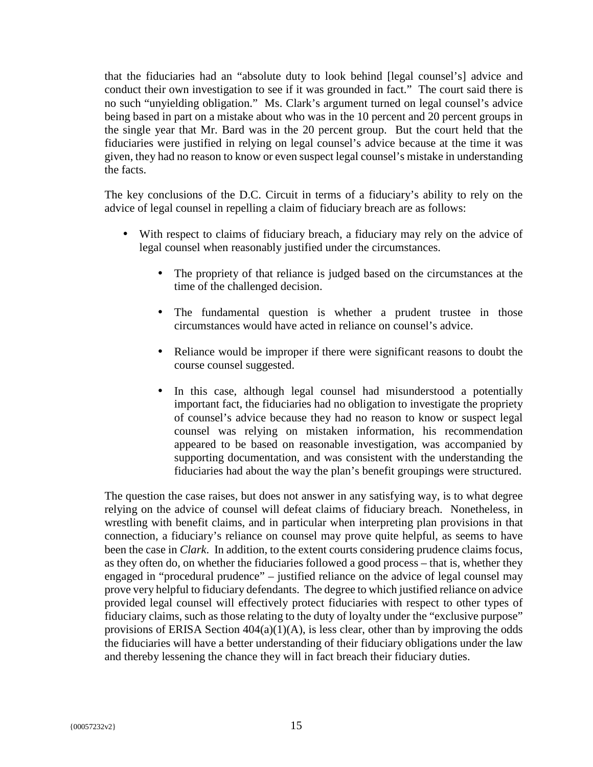that the fiduciaries had an "absolute duty to look behind [legal counsel's] advice and conduct their own investigation to see if it was grounded in fact." The court said there is no such "unyielding obligation." Ms. Clark's argument turned on legal counsel's advice being based in part on a mistake about who was in the 10 percent and 20 percent groups in the single year that Mr. Bard was in the 20 percent group. But the court held that the fiduciaries were justified in relying on legal counsel's advice because at the time it was given, they had no reason to know or even suspect legal counsel's mistake in understanding the facts.

The key conclusions of the D.C. Circuit in terms of a fiduciary's ability to rely on the advice of legal counsel in repelling a claim of fiduciary breach are as follows:

- With respect to claims of fiduciary breach, a fiduciary may rely on the advice of legal counsel when reasonably justified under the circumstances.
  - The propriety of that reliance is judged based on the circumstances at the time of the challenged decision.
  - The fundamental question is whether a prudent trustee in those circumstances would have acted in reliance on counsel's advice.
  - Reliance would be improper if there were significant reasons to doubt the course counsel suggested.
  - In this case, although legal counsel had misunderstood a potentially important fact, the fiduciaries had no obligation to investigate the propriety of counsel's advice because they had no reason to know or suspect legal counsel was relying on mistaken information, his recommendation appeared to be based on reasonable investigation, was accompanied by supporting documentation, and was consistent with the understanding the fiduciaries had about the way the plan's benefit groupings were structured.

The question the case raises, but does not answer in any satisfying way, is to what degree relying on the advice of counsel will defeat claims of fiduciary breach. Nonetheless, in wrestling with benefit claims, and in particular when interpreting plan provisions in that connection, a fiduciary's reliance on counsel may prove quite helpful, as seems to have been the case in *Clark*. In addition, to the extent courts considering prudence claims focus, as they often do, on whether the fiduciaries followed a good process – that is, whether they engaged in "procedural prudence" – justified reliance on the advice of legal counsel may prove very helpful to fiduciary defendants. The degree to which justified reliance on advice provided legal counsel will effectively protect fiduciaries with respect to other types of fiduciary claims, such as those relating to the duty of loyalty under the "exclusive purpose" provisions of ERISA Section 404(a)(1)(A), is less clear, other than by improving the odds the fiduciaries will have a better understanding of their fiduciary obligations under the law and thereby lessening the chance they will in fact breach their fiduciary duties.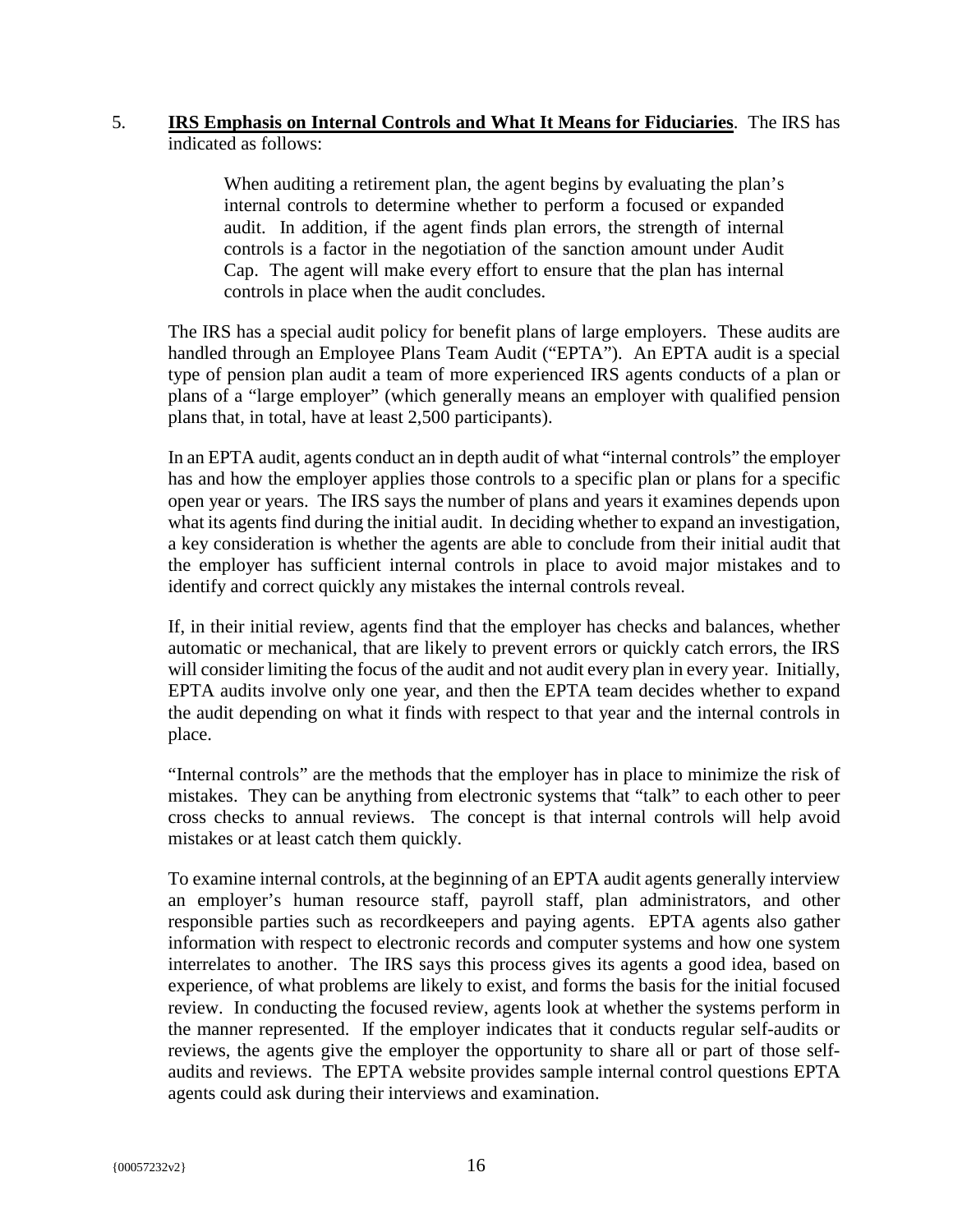5. **IRS Emphasis on Internal Controls and What It Means for Fiduciaries**. The IRS has indicated as follows:

> When auditing a retirement plan, the agent begins by evaluating the plan's internal controls to determine whether to perform a focused or expanded audit. In addition, if the agent finds plan errors, the strength of internal controls is a factor in the negotiation of the sanction amount under Audit Cap. The agent will make every effort to ensure that the plan has internal controls in place when the audit concludes.

The IRS has a special audit policy for benefit plans of large employers. These audits are handled through an Employee Plans Team Audit ("EPTA"). An EPTA audit is a special type of pension plan audit a team of more experienced IRS agents conducts of a plan or plans of a "large employer" (which generally means an employer with qualified pension plans that, in total, have at least 2,500 participants).

In an EPTA audit, agents conduct an in depth audit of what "internal controls" the employer has and how the employer applies those controls to a specific plan or plans for a specific open year or years. The IRS says the number of plans and years it examines depends upon what its agents find during the initial audit. In deciding whether to expand an investigation, a key consideration is whether the agents are able to conclude from their initial audit that the employer has sufficient internal controls in place to avoid major mistakes and to identify and correct quickly any mistakes the internal controls reveal.

If, in their initial review, agents find that the employer has checks and balances, whether automatic or mechanical, that are likely to prevent errors or quickly catch errors, the IRS will consider limiting the focus of the audit and not audit every plan in every year. Initially, EPTA audits involve only one year, and then the EPTA team decides whether to expand the audit depending on what it finds with respect to that year and the internal controls in place.

"Internal controls" are the methods that the employer has in place to minimize the risk of mistakes. They can be anything from electronic systems that "talk" to each other to peer cross checks to annual reviews. The concept is that internal controls will help avoid mistakes or at least catch them quickly.

To examine internal controls, at the beginning of an EPTA audit agents generally interview an employer's human resource staff, payroll staff, plan administrators, and other responsible parties such as recordkeepers and paying agents. EPTA agents also gather information with respect to electronic records and computer systems and how one system interrelates to another. The IRS says this process gives its agents a good idea, based on experience, of what problems are likely to exist, and forms the basis for the initial focused review. In conducting the focused review, agents look at whether the systems perform in the manner represented. If the employer indicates that it conducts regular self-audits or reviews, the agents give the employer the opportunity to share all or part of those self-audits and reviews. The EPTA website provides sample internal control questions EPTA agents could ask during their interviews and examination.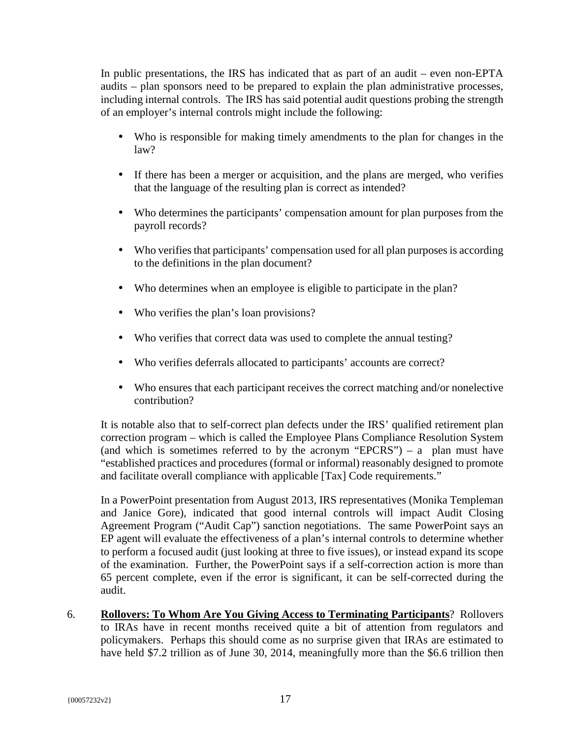In public presentations, the IRS has indicated that as part of an audit – even non-EPTA audits – plan sponsors need to be prepared to explain the plan administrative processes, including internal controls. The IRS has said potential audit questions probing the strength of an employer's internal controls might include the following:

- Who is responsible for making timely amendments to the plan for changes in the law?
- If there has been a merger or acquisition, and the plans are merged, who verifies that the language of the resulting plan is correct as intended?
- Who determines the participants' compensation amount for plan purposes from the payroll records?
- Who verifies that participants' compensation used for all plan purposes is according to the definitions in the plan document?
- Who determines when an employee is eligible to participate in the plan?
- Who verifies the plan's loan provisions?
- Who verifies that correct data was used to complete the annual testing?
- Who verifies deferrals allocated to participants' accounts are correct?
- Who ensures that each participant receives the correct matching and/or nonelective contribution?

It is notable also that to self-correct plan defects under the IRS' qualified retirement plan correction program – which is called the Employee Plans Compliance Resolution System (and which is sometimes referred to by the acronym "EPCRS") – a plan must have "established practices and procedures (formal or informal) reasonably designed to promote and facilitate overall compliance with applicable [Tax] Code requirements."

In a PowerPoint presentation from August 2013, IRS representatives (Monika Templeman and Janice Gore), indicated that good internal controls will impact Audit Closing Agreement Program ("Audit Cap") sanction negotiations. The same PowerPoint says an EP agent will evaluate the effectiveness of a plan's internal controls to determine whether to perform a focused audit (just looking at three to five issues), or instead expand its scope of the examination. Further, the PowerPoint says if a self-correction action is more than 65 percent complete, even if the error is significant, it can be self-corrected during the audit.

6. **Rollovers: To Whom Are You Giving Access to Terminating Participants**? Rollovers to IRAs have in recent months received quite a bit of attention from regulators and policymakers. Perhaps this should come as no surprise given that IRAs are estimated to have held $7.2 trillion as of June 30, 2014, meaningfully more than the $6.6 trillion then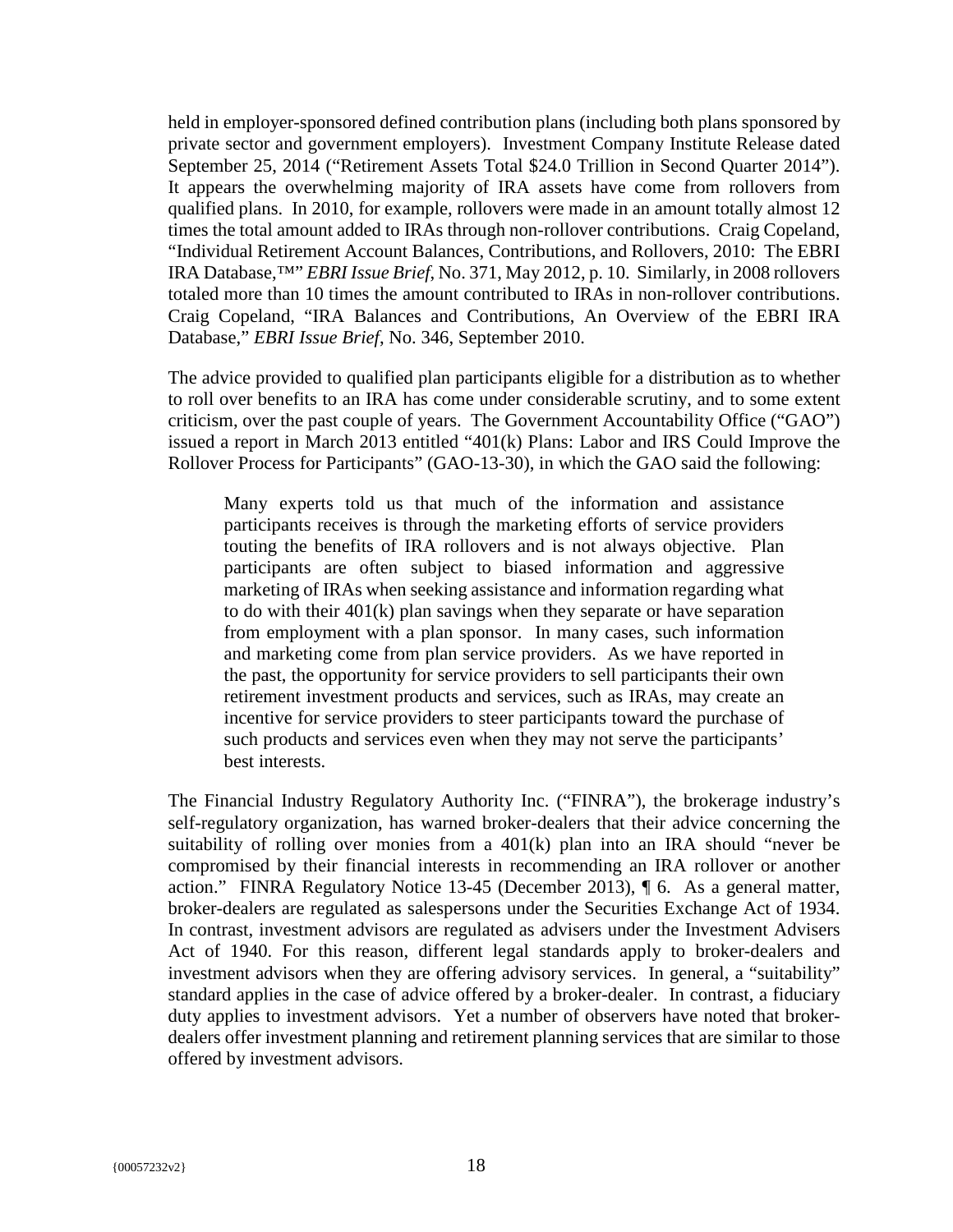held in employer-sponsored defined contribution plans (including both plans sponsored by private sector and government employers). Investment Company Institute Release dated September 25, 2014 ("Retirement Assets Total $24.0 Trillion in Second Quarter 2014"). It appears the overwhelming majority of IRA assets have come from rollovers from qualified plans. In 2010, for example, rollovers were made in an amount totally almost 12 times the total amount added to IRAs through non-rollover contributions. Craig Copeland, "Individual Retirement Account Balances, Contributions, and Rollovers, 2010: The EBRI IRA Database,™" *EBRI Issue Brief*, No. 371, May 2012, p. 10. Similarly, in 2008 rollovers totaled more than 10 times the amount contributed to IRAs in non-rollover contributions. Craig Copeland, "IRA Balances and Contributions, An Overview of the EBRI IRA Database," *EBRI Issue Brief*, No. 346, September 2010.

The advice provided to qualified plan participants eligible for a distribution as to whether to roll over benefits to an IRA has come under considerable scrutiny, and to some extent criticism, over the past couple of years. The Government Accountability Office ("GAO") issued a report in March 2013 entitled "401(k) Plans: Labor and IRS Could Improve the Rollover Process for Participants" (GAO-13-30), in which the GAO said the following:

> Many experts told us that much of the information and assistance participants receives is through the marketing efforts of service providers touting the benefits of IRA rollovers and is not always objective. Plan participants are often subject to biased information and aggressive marketing of IRAs when seeking assistance and information regarding what to do with their 401(k) plan savings when they separate or have separation from employment with a plan sponsor. In many cases, such information and marketing come from plan service providers. As we have reported in the past, the opportunity for service providers to sell participants their own retirement investment products and services, such as IRAs, may create an incentive for service providers to steer participants toward the purchase of such products and services even when they may not serve the participants' best interests.

The Financial Industry Regulatory Authority Inc. ("FINRA"), the brokerage industry's self-regulatory organization, has warned broker-dealers that their advice concerning the suitability of rolling over monies from a 401(k) plan into an IRA should "never be compromised by their financial interests in recommending an IRA rollover or another action." FINRA Regulatory Notice 13-45 (December 2013), ¶ 6. As a general matter, broker-dealers are regulated as salespersons under the Securities Exchange Act of 1934. In contrast, investment advisors are regulated as advisers under the Investment Advisers Act of 1940. For this reason, different legal standards apply to broker-dealers and investment advisors when they are offering advisory services. In general, a "suitability" standard applies in the case of advice offered by a broker-dealer. In contrast, a fiduciary duty applies to investment advisors. Yet a number of observers have noted that broker-dealers offer investment planning and retirement planning services that are similar to those offered by investment advisors.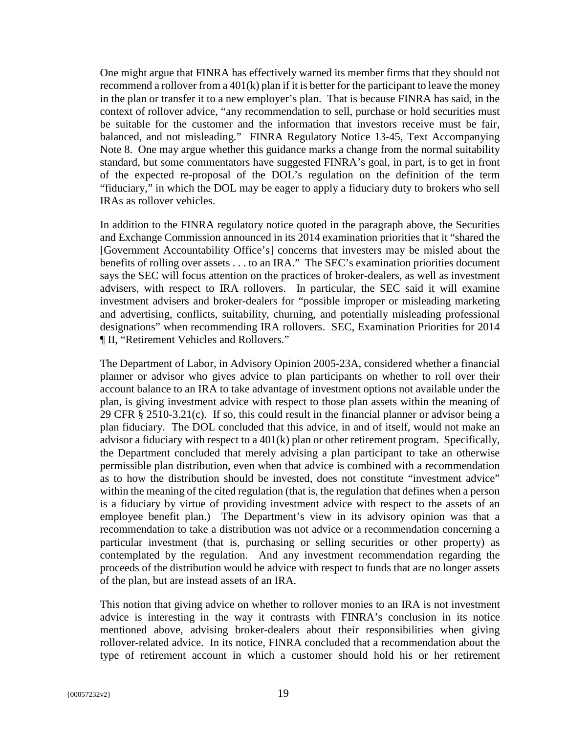One might argue that FINRA has effectively warned its member firms that they should not recommend a rollover from a 401(k) plan if it is better for the participant to leave the money in the plan or transfer it to a new employer's plan. That is because FINRA has said, in the context of rollover advice, "any recommendation to sell, purchase or hold securities must be suitable for the customer and the information that investors receive must be fair, balanced, and not misleading." FINRA Regulatory Notice 13-45, Text Accompanying Note 8. One may argue whether this guidance marks a change from the normal suitability standard, but some commentators have suggested FINRA's goal, in part, is to get in front of the expected re-proposal of the DOL's regulation on the definition of the term "fiduciary," in which the DOL may be eager to apply a fiduciary duty to brokers who sell IRAs as rollover vehicles.

In addition to the FINRA regulatory notice quoted in the paragraph above, the Securities and Exchange Commission announced in its 2014 examination priorities that it "shared the [Government Accountability Office's] concerns that investers may be misled about the benefits of rolling over assets . . . to an IRA." The SEC's examination priorities document says the SEC will focus attention on the practices of broker-dealers, as well as investment advisers, with respect to IRA rollovers. In particular, the SEC said it will examine investment advisers and broker-dealers for "possible improper or misleading marketing and advertising, conflicts, suitability, churning, and potentially misleading professional designations" when recommending IRA rollovers. SEC, Examination Priorities for 2014 ¶ II, "Retirement Vehicles and Rollovers."

The Department of Labor, in Advisory Opinion 2005-23A, considered whether a financial planner or advisor who gives advice to plan participants on whether to roll over their account balance to an IRA to take advantage of investment options not available under the plan, is giving investment advice with respect to those plan assets within the meaning of 29 CFR § 2510-3.21(c). If so, this could result in the financial planner or advisor being a plan fiduciary. The DOL concluded that this advice, in and of itself, would not make an advisor a fiduciary with respect to a 401(k) plan or other retirement program. Specifically, the Department concluded that merely advising a plan participant to take an otherwise permissible plan distribution, even when that advice is combined with a recommendation as to how the distribution should be invested, does not constitute "investment advice" within the meaning of the cited regulation (that is, the regulation that defines when a person is a fiduciary by virtue of providing investment advice with respect to the assets of an employee benefit plan.) The Department's view in its advisory opinion was that a recommendation to take a distribution was not advice or a recommendation concerning a particular investment (that is, purchasing or selling securities or other property) as contemplated by the regulation. And any investment recommendation regarding the proceeds of the distribution would be advice with respect to funds that are no longer assets of the plan, but are instead assets of an IRA.

This notion that giving advice on whether to rollover monies to an IRA is not investment advice is interesting in the way it contrasts with FINRA's conclusion in its notice mentioned above, advising broker-dealers about their responsibilities when giving rollover-related advice. In its notice, FINRA concluded that a recommendation about the type of retirement account in which a customer should hold his or her retirement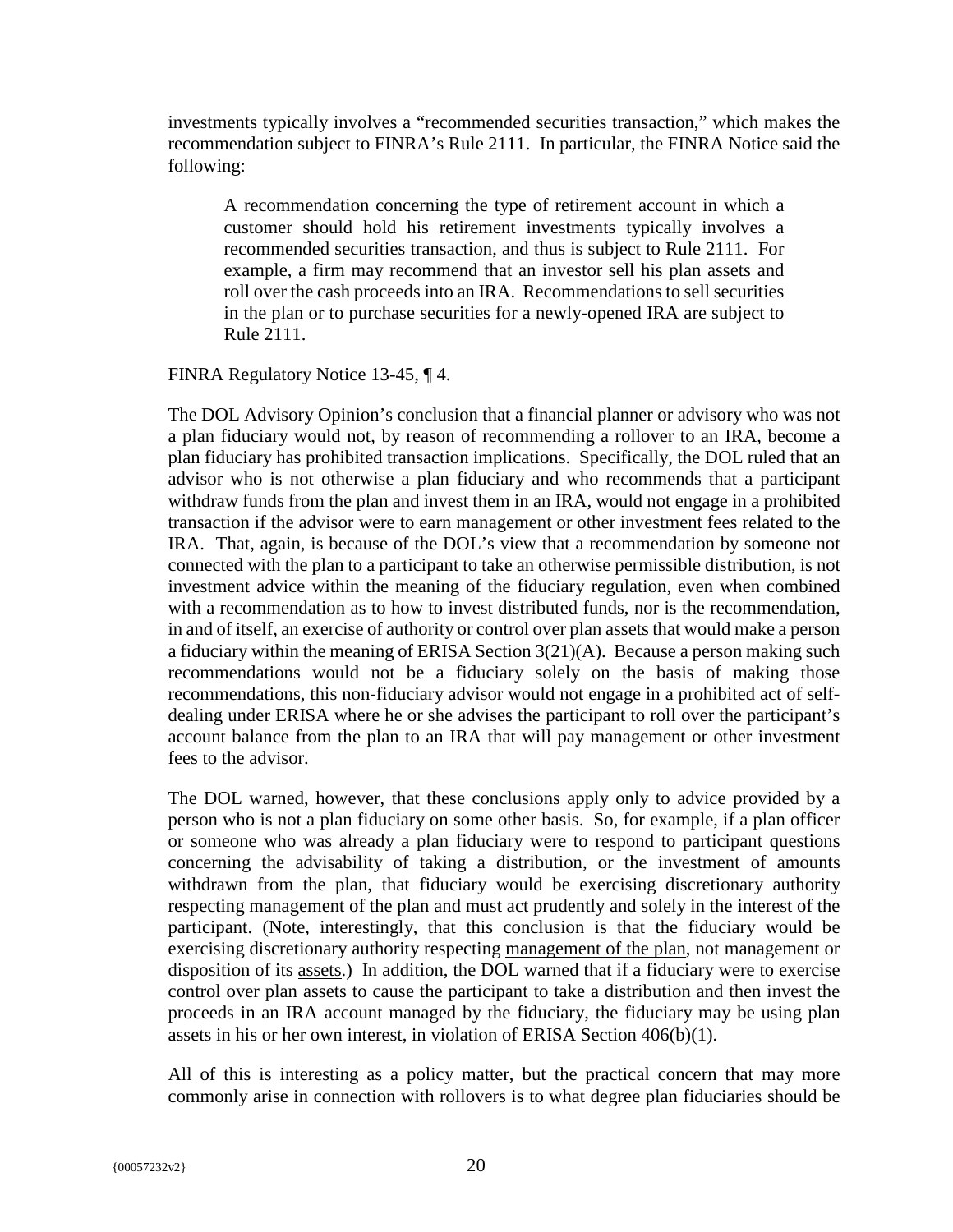investments typically involves a "recommended securities transaction," which makes the recommendation subject to FINRA's Rule 2111. In particular, the FINRA Notice said the following:

> A recommendation concerning the type of retirement account in which a customer should hold his retirement investments typically involves a recommended securities transaction, and thus is subject to Rule 2111. For example, a firm may recommend that an investor sell his plan assets and roll over the cash proceeds into an IRA. Recommendations to sell securities in the plan or to purchase securities for a newly-opened IRA are subject to Rule 2111.

FINRA Regulatory Notice 13-45, ¶ 4.

The DOL Advisory Opinion's conclusion that a financial planner or advisory who was not a plan fiduciary would not, by reason of recommending a rollover to an IRA, become a plan fiduciary has prohibited transaction implications. Specifically, the DOL ruled that an advisor who is not otherwise a plan fiduciary and who recommends that a participant withdraw funds from the plan and invest them in an IRA, would not engage in a prohibited transaction if the advisor were to earn management or other investment fees related to the IRA. That, again, is because of the DOL's view that a recommendation by someone not connected with the plan to a participant to take an otherwise permissible distribution, is not investment advice within the meaning of the fiduciary regulation, even when combined with a recommendation as to how to invest distributed funds, nor is the recommendation, in and of itself, an exercise of authority or control over plan assets that would make a person a fiduciary within the meaning of ERISA Section 3(21)(A). Because a person making such recommendations would not be a fiduciary solely on the basis of making those recommendations, this non-fiduciary advisor would not engage in a prohibited act of self-dealing under ERISA where he or she advises the participant to roll over the participant's account balance from the plan to an IRA that will pay management or other investment fees to the advisor.

The DOL warned, however, that these conclusions apply only to advice provided by a person who is not a plan fiduciary on some other basis. So, for example, if a plan officer or someone who was already a plan fiduciary were to respond to participant questions concerning the advisability of taking a distribution, or the investment of amounts withdrawn from the plan, that fiduciary would be exercising discretionary authority respecting management of the plan and must act prudently and solely in the interest of the participant. (Note, interestingly, that this conclusion is that the fiduciary would be exercising discretionary authority respecting <u>management of the plan</u>, not management or disposition of its <u>assets</u>.) In addition, the DOL warned that if a fiduciary were to exercise control over plan <u>assets</u> to cause the participant to take a distribution and then invest the proceeds in an IRA account managed by the fiduciary, the fiduciary may be using plan assets in his or her own interest, in violation of ERISA Section 406(b)(1).

All of this is interesting as a policy matter, but the practical concern that may more commonly arise in connection with rollovers is to what degree plan fiduciaries should be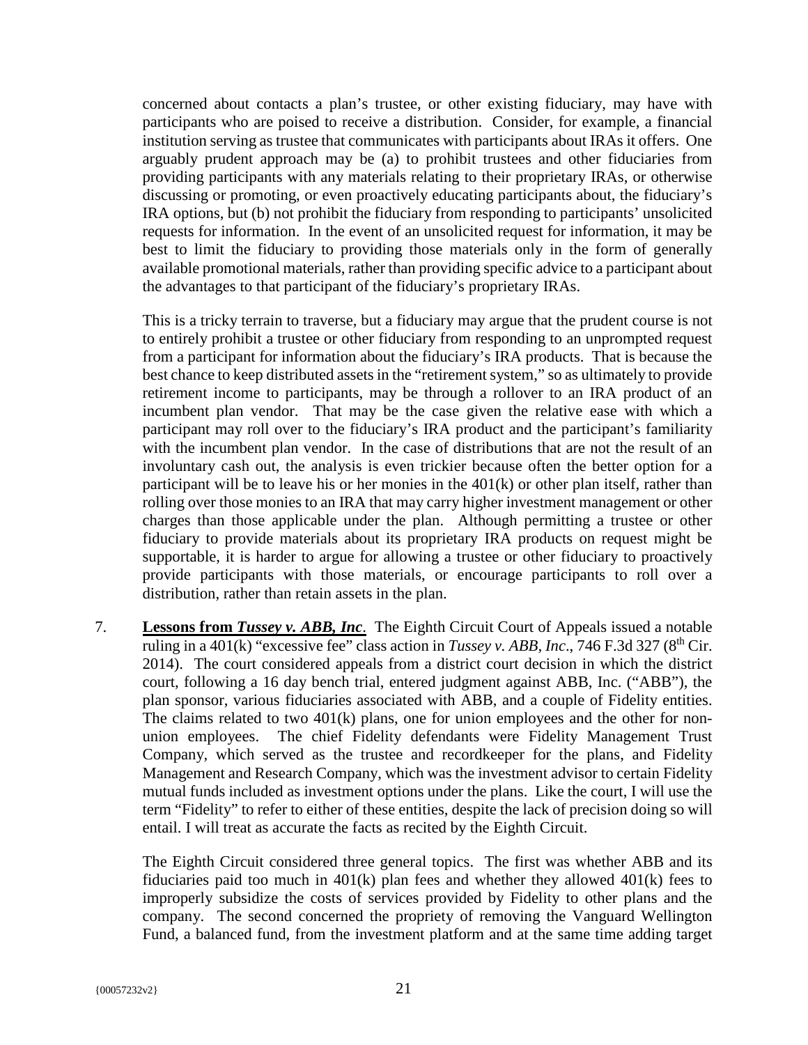concerned about contacts a plan's trustee, or other existing fiduciary, may have with participants who are poised to receive a distribution. Consider, for example, a financial institution serving as trustee that communicates with participants about IRAs it offers. One arguably prudent approach may be (a) to prohibit trustees and other fiduciaries from providing participants with any materials relating to their proprietary IRAs, or otherwise discussing or promoting, or even proactively educating participants about, the fiduciary's IRA options, but (b) not prohibit the fiduciary from responding to participants' unsolicited requests for information. In the event of an unsolicited request for information, it may be best to limit the fiduciary to providing those materials only in the form of generally available promotional materials, rather than providing specific advice to a participant about the advantages to that participant of the fiduciary's proprietary IRAs.

This is a tricky terrain to traverse, but a fiduciary may argue that the prudent course is not to entirely prohibit a trustee or other fiduciary from responding to an unprompted request from a participant for information about the fiduciary's IRA products. That is because the best chance to keep distributed assets in the "retirement system," so as ultimately to provide retirement income to participants, may be through a rollover to an IRA product of an incumbent plan vendor. That may be the case given the relative ease with which a participant may roll over to the fiduciary's IRA product and the participant's familiarity with the incumbent plan vendor. In the case of distributions that are not the result of an involuntary cash out, the analysis is even trickier because often the better option for a participant will be to leave his or her monies in the 401(k) or other plan itself, rather than rolling over those monies to an IRA that may carry higher investment management or other charges than those applicable under the plan. Although permitting a trustee or other fiduciary to provide materials about its proprietary IRA products on request might be supportable, it is harder to argue for allowing a trustee or other fiduciary to proactively provide participants with those materials, or encourage participants to roll over a distribution, rather than retain assets in the plan.

7. **Lessons from *Tussey v. ABB, Inc*.** The Eighth Circuit Court of Appeals issued a notable ruling in a 401(k) "excessive fee" class action in *Tussey v. ABB, Inc*., 746 F.3d 327 (8th Cir. 2014). The court considered appeals from a district court decision in which the district court, following a 16 day bench trial, entered judgment against ABB, Inc. ("ABB"), the plan sponsor, various fiduciaries associated with ABB, and a couple of Fidelity entities. The claims related to two 401(k) plans, one for union employees and the other for non-union employees. The chief Fidelity defendants were Fidelity Management Trust Company, which served as the trustee and recordkeeper for the plans, and Fidelity Management and Research Company, which was the investment advisor to certain Fidelity mutual funds included as investment options under the plans. Like the court, I will use the term "Fidelity" to refer to either of these entities, despite the lack of precision doing so will entail. I will treat as accurate the facts as recited by the Eighth Circuit.

   The Eighth Circuit considered three general topics. The first was whether ABB and its fiduciaries paid too much in 401(k) plan fees and whether they allowed 401(k) fees to improperly subsidize the costs of services provided by Fidelity to other plans and the company. The second concerned the propriety of removing the Vanguard Wellington Fund, a balanced fund, from the investment platform and at the same time adding target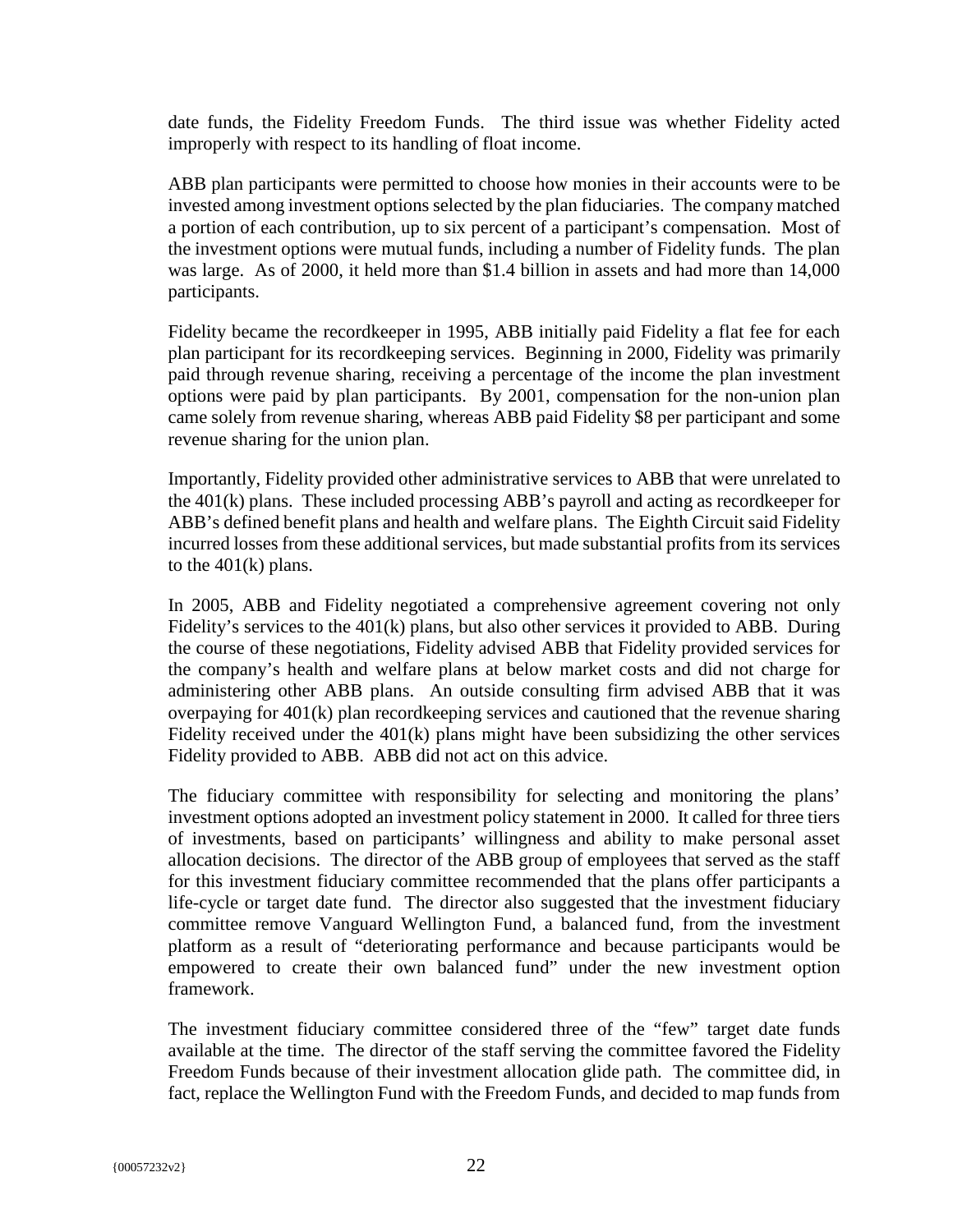date funds, the Fidelity Freedom Funds. The third issue was whether Fidelity acted improperly with respect to its handling of float income.

ABB plan participants were permitted to choose how monies in their accounts were to be invested among investment options selected by the plan fiduciaries. The company matched a portion of each contribution, up to six percent of a participant's compensation. Most of the investment options were mutual funds, including a number of Fidelity funds. The plan was large. As of 2000, it held more than $1.4 billion in assets and had more than 14,000 participants.

Fidelity became the recordkeeper in 1995, ABB initially paid Fidelity a flat fee for each plan participant for its recordkeeping services. Beginning in 2000, Fidelity was primarily paid through revenue sharing, receiving a percentage of the income the plan investment options were paid by plan participants. By 2001, compensation for the non-union plan came solely from revenue sharing, whereas ABB paid Fidelity $8 per participant and some revenue sharing for the union plan.

Importantly, Fidelity provided other administrative services to ABB that were unrelated to the 401(k) plans. These included processing ABB's payroll and acting as recordkeeper for ABB's defined benefit plans and health and welfare plans. The Eighth Circuit said Fidelity incurred losses from these additional services, but made substantial profits from its services to the 401(k) plans.

In 2005, ABB and Fidelity negotiated a comprehensive agreement covering not only Fidelity's services to the 401(k) plans, but also other services it provided to ABB. During the course of these negotiations, Fidelity advised ABB that Fidelity provided services for the company's health and welfare plans at below market costs and did not charge for administering other ABB plans. An outside consulting firm advised ABB that it was overpaying for 401(k) plan recordkeeping services and cautioned that the revenue sharing Fidelity received under the 401(k) plans might have been subsidizing the other services Fidelity provided to ABB. ABB did not act on this advice.

The fiduciary committee with responsibility for selecting and monitoring the plans' investment options adopted an investment policy statement in 2000. It called for three tiers of investments, based on participants' willingness and ability to make personal asset allocation decisions. The director of the ABB group of employees that served as the staff for this investment fiduciary committee recommended that the plans offer participants a life-cycle or target date fund. The director also suggested that the investment fiduciary committee remove Vanguard Wellington Fund, a balanced fund, from the investment platform as a result of "deteriorating performance and because participants would be empowered to create their own balanced fund" under the new investment option framework.

The investment fiduciary committee considered three of the "few" target date funds available at the time. The director of the staff serving the committee favored the Fidelity Freedom Funds because of their investment allocation glide path. The committee did, in fact, replace the Wellington Fund with the Freedom Funds, and decided to map funds from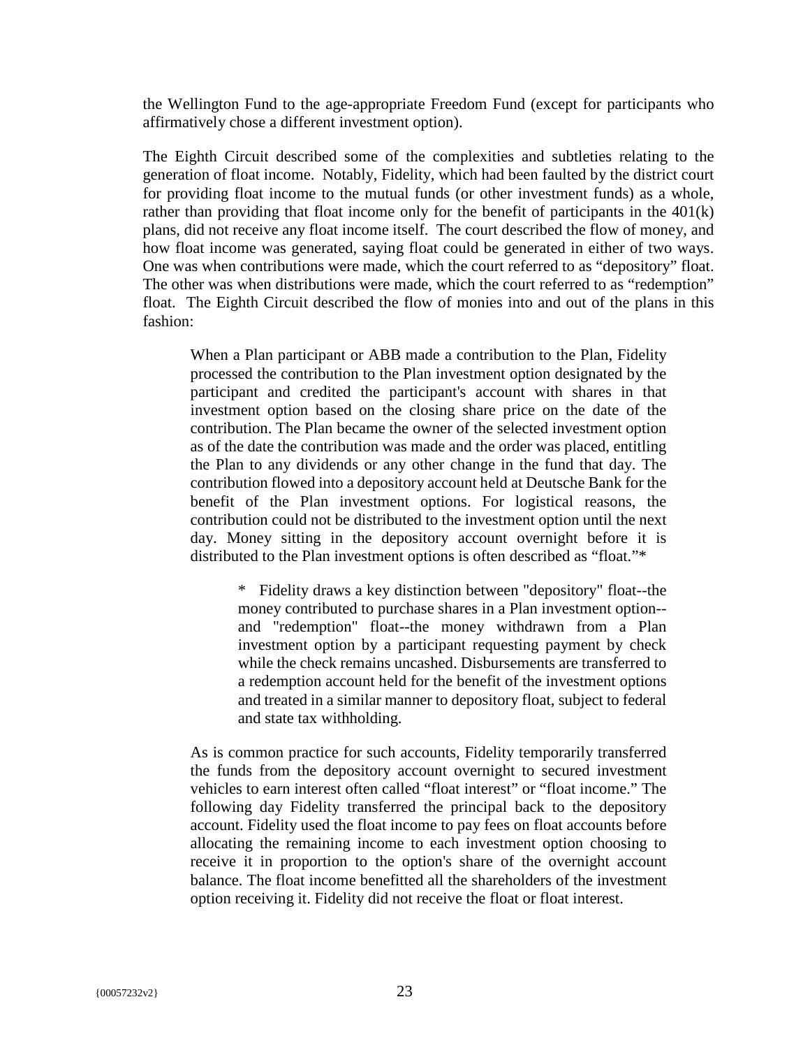the Wellington Fund to the age-appropriate Freedom Fund (except for participants who affirmatively chose a different investment option).

The Eighth Circuit described some of the complexities and subtleties relating to the generation of float income. Notably, Fidelity, which had been faulted by the district court for providing float income to the mutual funds (or other investment funds) as a whole, rather than providing that float income only for the benefit of participants in the 401(k) plans, did not receive any float income itself. The court described the flow of money, and how float income was generated, saying float could be generated in either of two ways. One was when contributions were made, which the court referred to as "depository" float. The other was when distributions were made, which the court referred to as "redemption" float. The Eighth Circuit described the flow of monies into and out of the plans in this fashion:

> When a Plan participant or ABB made a contribution to the Plan, Fidelity processed the contribution to the Plan investment option designated by the participant and credited the participant's account with shares in that investment option based on the closing share price on the date of the contribution. The Plan became the owner of the selected investment option as of the date the contribution was made and the order was placed, entitling the Plan to any dividends or any other change in the fund that day. The contribution flowed into a depository account held at Deutsche Bank for the benefit of the Plan investment options. For logistical reasons, the contribution could not be distributed to the investment option until the next day. Money sitting in the depository account overnight before it is distributed to the Plan investment options is often described as "float."*
>
> > * Fidelity draws a key distinction between "depository" float--the money contributed to purchase shares in a Plan investment option--and "redemption" float--the money withdrawn from a Plan investment option by a participant requesting payment by check while the check remains uncashed. Disbursements are transferred to a redemption account held for the benefit of the investment options and treated in a similar manner to depository float, subject to federal and state tax withholding.
>
> As is common practice for such accounts, Fidelity temporarily transferred the funds from the depository account overnight to secured investment vehicles to earn interest often called "float interest" or "float income." The following day Fidelity transferred the principal back to the depository account. Fidelity used the float income to pay fees on float accounts before allocating the remaining income to each investment option choosing to receive it in proportion to the option's share of the overnight account balance. The float income benefitted all the shareholders of the investment option receiving it. Fidelity did not receive the float or float interest.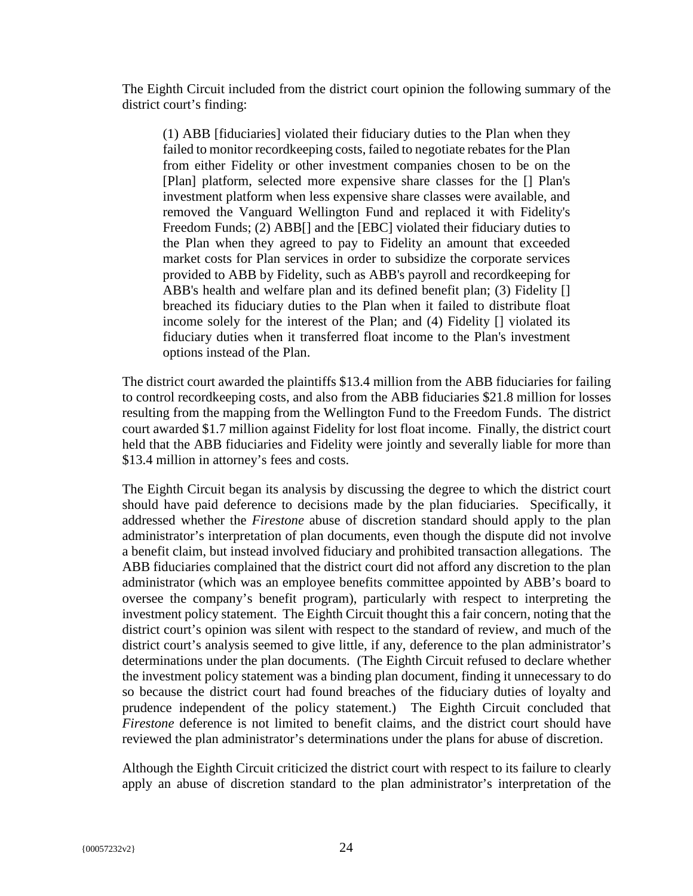The Eighth Circuit included from the district court opinion the following summary of the district court's finding:

> (1) ABB [fiduciaries] violated their fiduciary duties to the Plan when they failed to monitor recordkeeping costs, failed to negotiate rebates for the Plan from either Fidelity or other investment companies chosen to be on the [Plan] platform, selected more expensive share classes for the [] Plan's investment platform when less expensive share classes were available, and removed the Vanguard Wellington Fund and replaced it with Fidelity's Freedom Funds; (2) ABB[] and the [EBC] violated their fiduciary duties to the Plan when they agreed to pay to Fidelity an amount that exceeded market costs for Plan services in order to subsidize the corporate services provided to ABB by Fidelity, such as ABB's payroll and recordkeeping for ABB's health and welfare plan and its defined benefit plan; (3) Fidelity [] breached its fiduciary duties to the Plan when it failed to distribute float income solely for the interest of the Plan; and (4) Fidelity [] violated its fiduciary duties when it transferred float income to the Plan's investment options instead of the Plan.

The district court awarded the plaintiffs $13.4 million from the ABB fiduciaries for failing to control recordkeeping costs, and also from the ABB fiduciaries $21.8 million for losses resulting from the mapping from the Wellington Fund to the Freedom Funds. The district court awarded $1.7 million against Fidelity for lost float income. Finally, the district court held that the ABB fiduciaries and Fidelity were jointly and severally liable for more than $13.4 million in attorney's fees and costs.

The Eighth Circuit began its analysis by discussing the degree to which the district court should have paid deference to decisions made by the plan fiduciaries. Specifically, it addressed whether the *Firestone* abuse of discretion standard should apply to the plan administrator's interpretation of plan documents, even though the dispute did not involve a benefit claim, but instead involved fiduciary and prohibited transaction allegations. The ABB fiduciaries complained that the district court did not afford any discretion to the plan administrator (which was an employee benefits committee appointed by ABB's board to oversee the company's benefit program), particularly with respect to interpreting the investment policy statement. The Eighth Circuit thought this a fair concern, noting that the district court's opinion was silent with respect to the standard of review, and much of the district court's analysis seemed to give little, if any, deference to the plan administrator's determinations under the plan documents. (The Eighth Circuit refused to declare whether the investment policy statement was a binding plan document, finding it unnecessary to do so because the district court had found breaches of the fiduciary duties of loyalty and prudence independent of the policy statement.) The Eighth Circuit concluded that *Firestone* deference is not limited to benefit claims, and the district court should have reviewed the plan administrator's determinations under the plans for abuse of discretion.

Although the Eighth Circuit criticized the district court with respect to its failure to clearly apply an abuse of discretion standard to the plan administrator's interpretation of the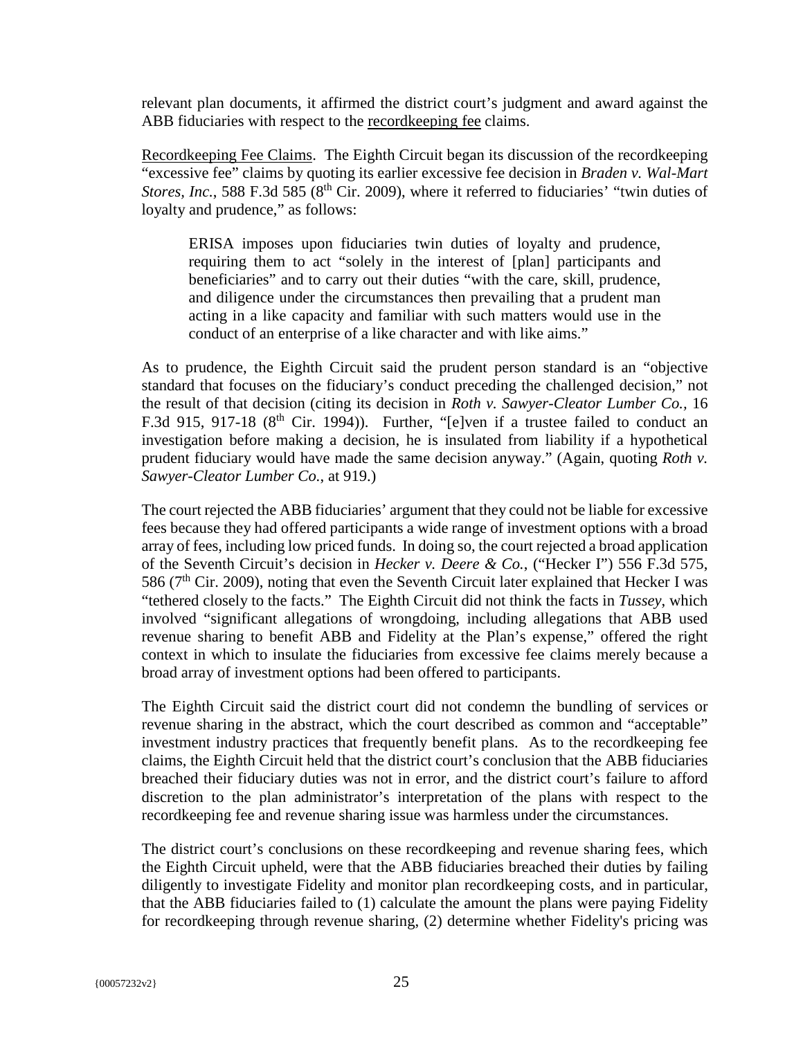relevant plan documents, it affirmed the district court's judgment and award against the ABB fiduciaries with respect to the recordkeeping fee claims.

Recordkeeping Fee Claims. The Eighth Circuit began its discussion of the recordkeeping "excessive fee" claims by quoting its earlier excessive fee decision in *Braden v. Wal-Mart Stores, Inc.*, 588 F.3d 585 (8th Cir. 2009), where it referred to fiduciaries' "twin duties of loyalty and prudence," as follows:

> ERISA imposes upon fiduciaries twin duties of loyalty and prudence, requiring them to act "solely in the interest of [plan] participants and beneficiaries" and to carry out their duties "with the care, skill, prudence, and diligence under the circumstances then prevailing that a prudent man acting in a like capacity and familiar with such matters would use in the conduct of an enterprise of a like character and with like aims."

As to prudence, the Eighth Circuit said the prudent person standard is an "objective standard that focuses on the fiduciary's conduct preceding the challenged decision," not the result of that decision (citing its decision in *Roth v. Sawyer-Cleator Lumber Co.*, 16 F.3d 915, 917-18 (8th Cir. 1994)). Further, "[e]ven if a trustee failed to conduct an investigation before making a decision, he is insulated from liability if a hypothetical prudent fiduciary would have made the same decision anyway." (Again, quoting *Roth v. Sawyer-Cleator Lumber Co.*, at 919.)

The court rejected the ABB fiduciaries' argument that they could not be liable for excessive fees because they had offered participants a wide range of investment options with a broad array of fees, including low priced funds. In doing so, the court rejected a broad application of the Seventh Circuit's decision in *Hecker v. Deere & Co.*, ("Hecker I") 556 F.3d 575, 586 (7th Cir. 2009), noting that even the Seventh Circuit later explained that Hecker I was "tethered closely to the facts." The Eighth Circuit did not think the facts in *Tussey*, which involved "significant allegations of wrongdoing, including allegations that ABB used revenue sharing to benefit ABB and Fidelity at the Plan's expense," offered the right context in which to insulate the fiduciaries from excessive fee claims merely because a broad array of investment options had been offered to participants.

The Eighth Circuit said the district court did not condemn the bundling of services or revenue sharing in the abstract, which the court described as common and "acceptable" investment industry practices that frequently benefit plans. As to the recordkeeping fee claims, the Eighth Circuit held that the district court's conclusion that the ABB fiduciaries breached their fiduciary duties was not in error, and the district court's failure to afford discretion to the plan administrator's interpretation of the plans with respect to the recordkeeping fee and revenue sharing issue was harmless under the circumstances.

The district court's conclusions on these recordkeeping and revenue sharing fees, which the Eighth Circuit upheld, were that the ABB fiduciaries breached their duties by failing diligently to investigate Fidelity and monitor plan recordkeeping costs, and in particular, that the ABB fiduciaries failed to (1) calculate the amount the plans were paying Fidelity for recordkeeping through revenue sharing, (2) determine whether Fidelity's pricing was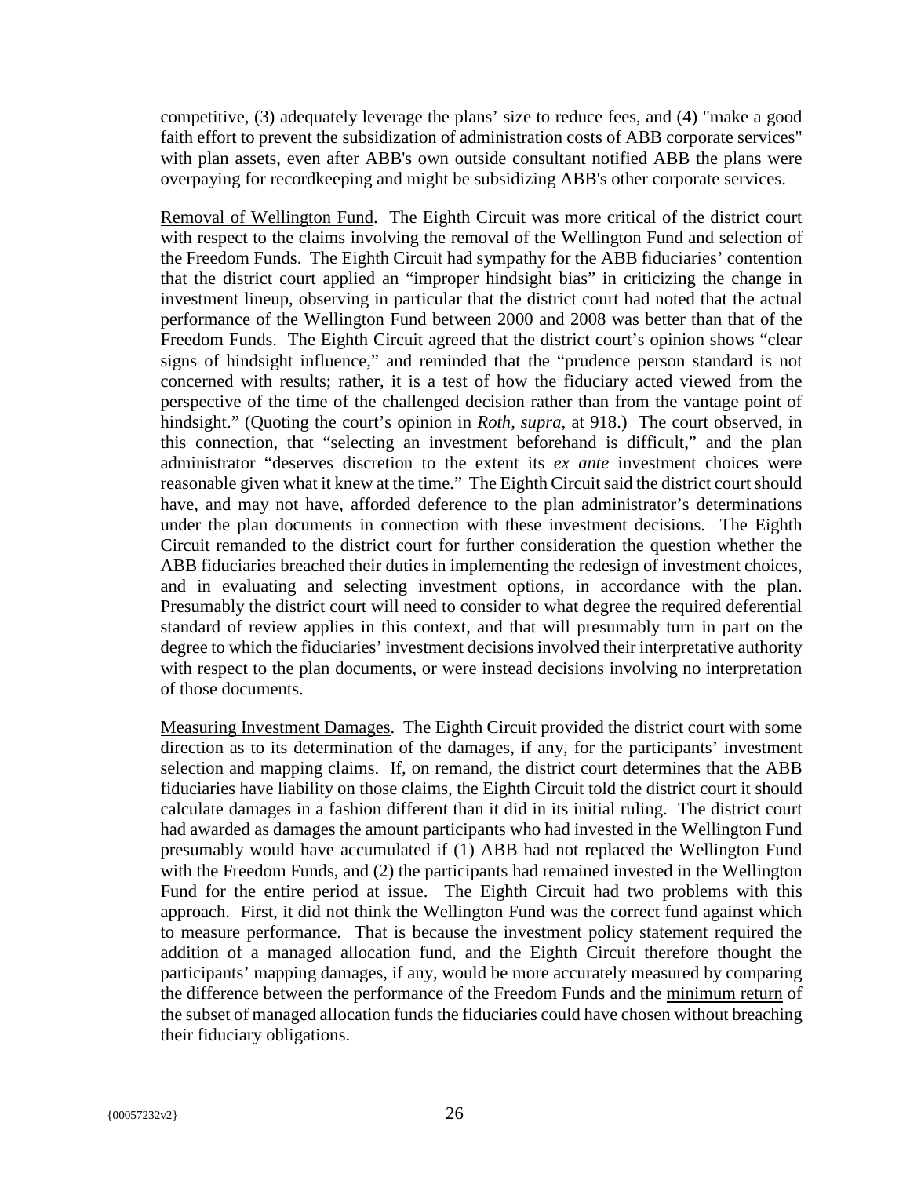competitive, (3) adequately leverage the plans' size to reduce fees, and (4) "make a good faith effort to prevent the subsidization of administration costs of ABB corporate services" with plan assets, even after ABB's own outside consultant notified ABB the plans were overpaying for recordkeeping and might be subsidizing ABB's other corporate services.

Removal of Wellington Fund. The Eighth Circuit was more critical of the district court with respect to the claims involving the removal of the Wellington Fund and selection of the Freedom Funds. The Eighth Circuit had sympathy for the ABB fiduciaries' contention that the district court applied an "improper hindsight bias" in criticizing the change in investment lineup, observing in particular that the district court had noted that the actual performance of the Wellington Fund between 2000 and 2008 was better than that of the Freedom Funds. The Eighth Circuit agreed that the district court's opinion shows "clear signs of hindsight influence," and reminded that the "prudence person standard is not concerned with results; rather, it is a test of how the fiduciary acted viewed from the perspective of the time of the challenged decision rather than from the vantage point of hindsight." (Quoting the court's opinion in *Roth, supra*, at 918.) The court observed, in this connection, that "selecting an investment beforehand is difficult," and the plan administrator "deserves discretion to the extent its *ex ante* investment choices were reasonable given what it knew at the time." The Eighth Circuit said the district court should have, and may not have, afforded deference to the plan administrator's determinations under the plan documents in connection with these investment decisions. The Eighth Circuit remanded to the district court for further consideration the question whether the ABB fiduciaries breached their duties in implementing the redesign of investment choices, and in evaluating and selecting investment options, in accordance with the plan. Presumably the district court will need to consider to what degree the required deferential standard of review applies in this context, and that will presumably turn in part on the degree to which the fiduciaries' investment decisions involved their interpretative authority with respect to the plan documents, or were instead decisions involving no interpretation of those documents.

Measuring Investment Damages. The Eighth Circuit provided the district court with some direction as to its determination of the damages, if any, for the participants' investment selection and mapping claims. If, on remand, the district court determines that the ABB fiduciaries have liability on those claims, the Eighth Circuit told the district court it should calculate damages in a fashion different than it did in its initial ruling. The district court had awarded as damages the amount participants who had invested in the Wellington Fund presumably would have accumulated if (1) ABB had not replaced the Wellington Fund with the Freedom Funds, and (2) the participants had remained invested in the Wellington Fund for the entire period at issue. The Eighth Circuit had two problems with this approach. First, it did not think the Wellington Fund was the correct fund against which to measure performance. That is because the investment policy statement required the addition of a managed allocation fund, and the Eighth Circuit therefore thought the participants' mapping damages, if any, would be more accurately measured by comparing the difference between the performance of the Freedom Funds and the minimum return of the subset of managed allocation funds the fiduciaries could have chosen without breaching their fiduciary obligations.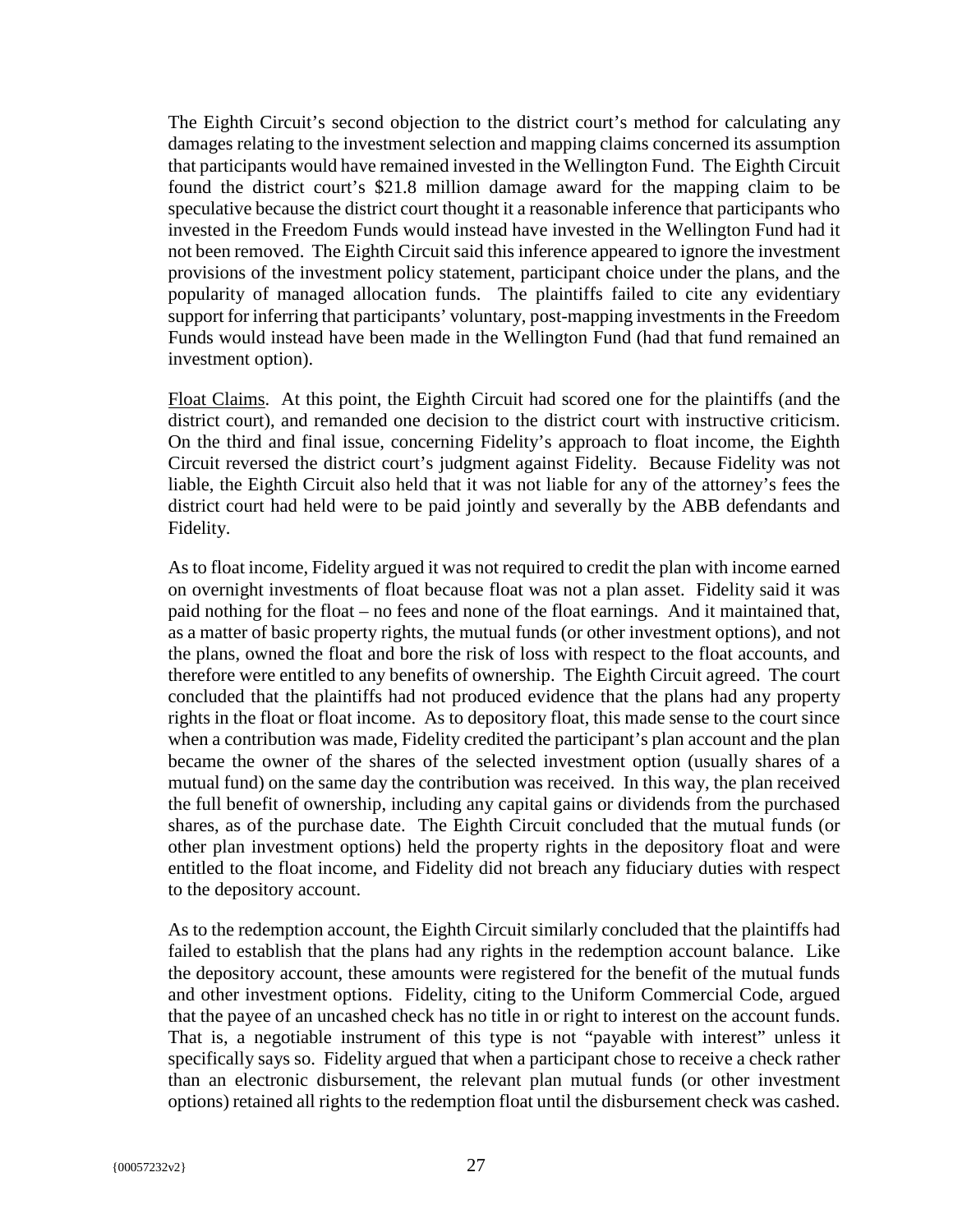The Eighth Circuit's second objection to the district court's method for calculating any damages relating to the investment selection and mapping claims concerned its assumption that participants would have remained invested in the Wellington Fund. The Eighth Circuit found the district court's $21.8 million damage award for the mapping claim to be speculative because the district court thought it a reasonable inference that participants who invested in the Freedom Funds would instead have invested in the Wellington Fund had it not been removed. The Eighth Circuit said this inference appeared to ignore the investment provisions of the investment policy statement, participant choice under the plans, and the popularity of managed allocation funds. The plaintiffs failed to cite any evidentiary support for inferring that participants' voluntary, post-mapping investments in the Freedom Funds would instead have been made in the Wellington Fund (had that fund remained an investment option).

Float Claims. At this point, the Eighth Circuit had scored one for the plaintiffs (and the district court), and remanded one decision to the district court with instructive criticism. On the third and final issue, concerning Fidelity's approach to float income, the Eighth Circuit reversed the district court's judgment against Fidelity. Because Fidelity was not liable, the Eighth Circuit also held that it was not liable for any of the attorney's fees the district court had held were to be paid jointly and severally by the ABB defendants and Fidelity.

As to float income, Fidelity argued it was not required to credit the plan with income earned on overnight investments of float because float was not a plan asset. Fidelity said it was paid nothing for the float – no fees and none of the float earnings. And it maintained that, as a matter of basic property rights, the mutual funds (or other investment options), and not the plans, owned the float and bore the risk of loss with respect to the float accounts, and therefore were entitled to any benefits of ownership. The Eighth Circuit agreed. The court concluded that the plaintiffs had not produced evidence that the plans had any property rights in the float or float income. As to depository float, this made sense to the court since when a contribution was made, Fidelity credited the participant's plan account and the plan became the owner of the shares of the selected investment option (usually shares of a mutual fund) on the same day the contribution was received. In this way, the plan received the full benefit of ownership, including any capital gains or dividends from the purchased shares, as of the purchase date. The Eighth Circuit concluded that the mutual funds (or other plan investment options) held the property rights in the depository float and were entitled to the float income, and Fidelity did not breach any fiduciary duties with respect to the depository account.

As to the redemption account, the Eighth Circuit similarly concluded that the plaintiffs had failed to establish that the plans had any rights in the redemption account balance. Like the depository account, these amounts were registered for the benefit of the mutual funds and other investment options. Fidelity, citing to the Uniform Commercial Code, argued that the payee of an uncashed check has no title in or right to interest on the account funds. That is, a negotiable instrument of this type is not "payable with interest" unless it specifically says so. Fidelity argued that when a participant chose to receive a check rather than an electronic disbursement, the relevant plan mutual funds (or other investment options) retained all rights to the redemption float until the disbursement check was cashed.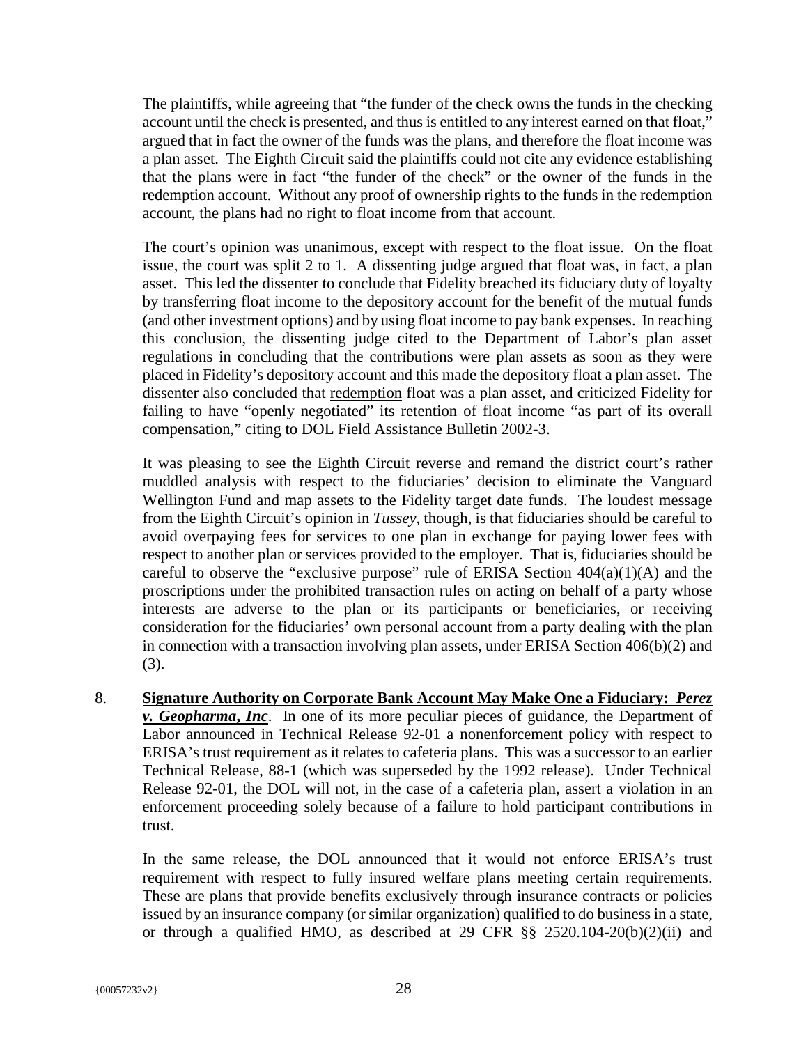The plaintiffs, while agreeing that "the funder of the check owns the funds in the checking account until the check is presented, and thus is entitled to any interest earned on that float," argued that in fact the owner of the funds was the plans, and therefore the float income was a plan asset. The Eighth Circuit said the plaintiffs could not cite any evidence establishing that the plans were in fact "the funder of the check" or the owner of the funds in the redemption account. Without any proof of ownership rights to the funds in the redemption account, the plans had no right to float income from that account.

The court's opinion was unanimous, except with respect to the float issue. On the float issue, the court was split 2 to 1. A dissenting judge argued that float was, in fact, a plan asset. This led the dissenter to conclude that Fidelity breached its fiduciary duty of loyalty by transferring float income to the depository account for the benefit of the mutual funds (and other investment options) and by using float income to pay bank expenses. In reaching this conclusion, the dissenting judge cited to the Department of Labor's plan asset regulations in concluding that the contributions were plan assets as soon as they were placed in Fidelity's depository account and this made the depository float a plan asset. The dissenter also concluded that <u>redemption</u> float was a plan asset, and criticized Fidelity for failing to have "openly negotiated" its retention of float income "as part of its overall compensation," citing to DOL Field Assistance Bulletin 2002-3.

It was pleasing to see the Eighth Circuit reverse and remand the district court's rather muddled analysis with respect to the fiduciaries' decision to eliminate the Vanguard Wellington Fund and map assets to the Fidelity target date funds. The loudest message from the Eighth Circuit's opinion in *Tussey*, though, is that fiduciaries should be careful to avoid overpaying fees for services to one plan in exchange for paying lower fees with respect to another plan or services provided to the employer. That is, fiduciaries should be careful to observe the "exclusive purpose" rule of ERISA Section 404(a)(1)(A) and the proscriptions under the prohibited transaction rules on acting on behalf of a party whose interests are adverse to the plan or its participants or beneficiaries, or receiving consideration for the fiduciaries' own personal account from a party dealing with the plan in connection with a transaction involving plan assets, under ERISA Section 406(b)(2) and (3).

8. **<u>Signature Authority on Corporate Bank Account May Make One a Fiduciary: *Perez v. Geopharma, Inc*</u>**. In one of its more peculiar pieces of guidance, the Department of Labor announced in Technical Release 92-01 a nonenforcement policy with respect to ERISA's trust requirement as it relates to cafeteria plans. This was a successor to an earlier Technical Release, 88-1 (which was superseded by the 1992 release). Under Technical Release 92-01, the DOL will not, in the case of a cafeteria plan, assert a violation in an enforcement proceeding solely because of a failure to hold participant contributions in trust.

   In the same release, the DOL announced that it would not enforce ERISA's trust requirement with respect to fully insured welfare plans meeting certain requirements. These are plans that provide benefits exclusively through insurance contracts or policies issued by an insurance company (or similar organization) qualified to do business in a state, or through a qualified HMO, as described at 29 CFR §§ 2520.104-20(b)(2)(ii) and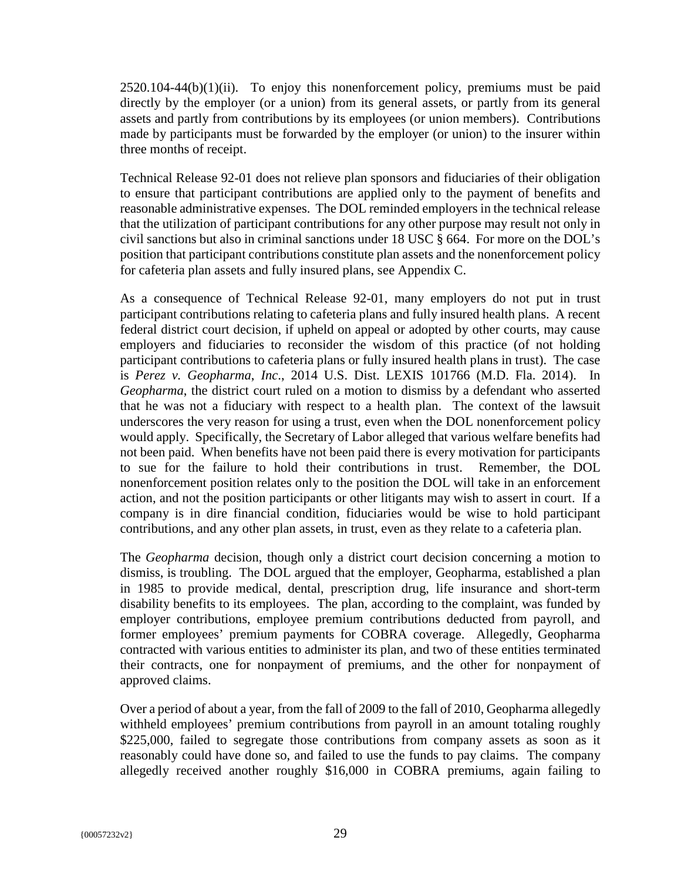2520.104-44(b)(1)(ii). To enjoy this nonenforcement policy, premiums must be paid directly by the employer (or a union) from its general assets, or partly from its general assets and partly from contributions by its employees (or union members). Contributions made by participants must be forwarded by the employer (or union) to the insurer within three months of receipt.

Technical Release 92-01 does not relieve plan sponsors and fiduciaries of their obligation to ensure that participant contributions are applied only to the payment of benefits and reasonable administrative expenses. The DOL reminded employers in the technical release that the utilization of participant contributions for any other purpose may result not only in civil sanctions but also in criminal sanctions under 18 USC § 664. For more on the DOL's position that participant contributions constitute plan assets and the nonenforcement policy for cafeteria plan assets and fully insured plans, see Appendix C.

As a consequence of Technical Release 92-01, many employers do not put in trust participant contributions relating to cafeteria plans and fully insured health plans. A recent federal district court decision, if upheld on appeal or adopted by other courts, may cause employers and fiduciaries to reconsider the wisdom of this practice (of not holding participant contributions to cafeteria plans or fully insured health plans in trust). The case is *Perez v. Geopharma*, *Inc*., 2014 U.S. Dist. LEXIS 101766 (M.D. Fla. 2014). In *Geopharma*, the district court ruled on a motion to dismiss by a defendant who asserted that he was not a fiduciary with respect to a health plan. The context of the lawsuit underscores the very reason for using a trust, even when the DOL nonenforcement policy would apply. Specifically, the Secretary of Labor alleged that various welfare benefits had not been paid. When benefits have not been paid there is every motivation for participants to sue for the failure to hold their contributions in trust. Remember, the DOL nonenforcement position relates only to the position the DOL will take in an enforcement action, and not the position participants or other litigants may wish to assert in court. If a company is in dire financial condition, fiduciaries would be wise to hold participant contributions, and any other plan assets, in trust, even as they relate to a cafeteria plan.

The *Geopharma* decision, though only a district court decision concerning a motion to dismiss, is troubling. The DOL argued that the employer, Geopharma, established a plan in 1985 to provide medical, dental, prescription drug, life insurance and short-term disability benefits to its employees. The plan, according to the complaint, was funded by employer contributions, employee premium contributions deducted from payroll, and former employees' premium payments for COBRA coverage. Allegedly, Geopharma contracted with various entities to administer its plan, and two of these entities terminated their contracts, one for nonpayment of premiums, and the other for nonpayment of approved claims.

Over a period of about a year, from the fall of 2009 to the fall of 2010, Geopharma allegedly withheld employees' premium contributions from payroll in an amount totaling roughly \$225,000, failed to segregate those contributions from company assets as soon as it reasonably could have done so, and failed to use the funds to pay claims. The company allegedly received another roughly \$16,000 in COBRA premiums, again failing to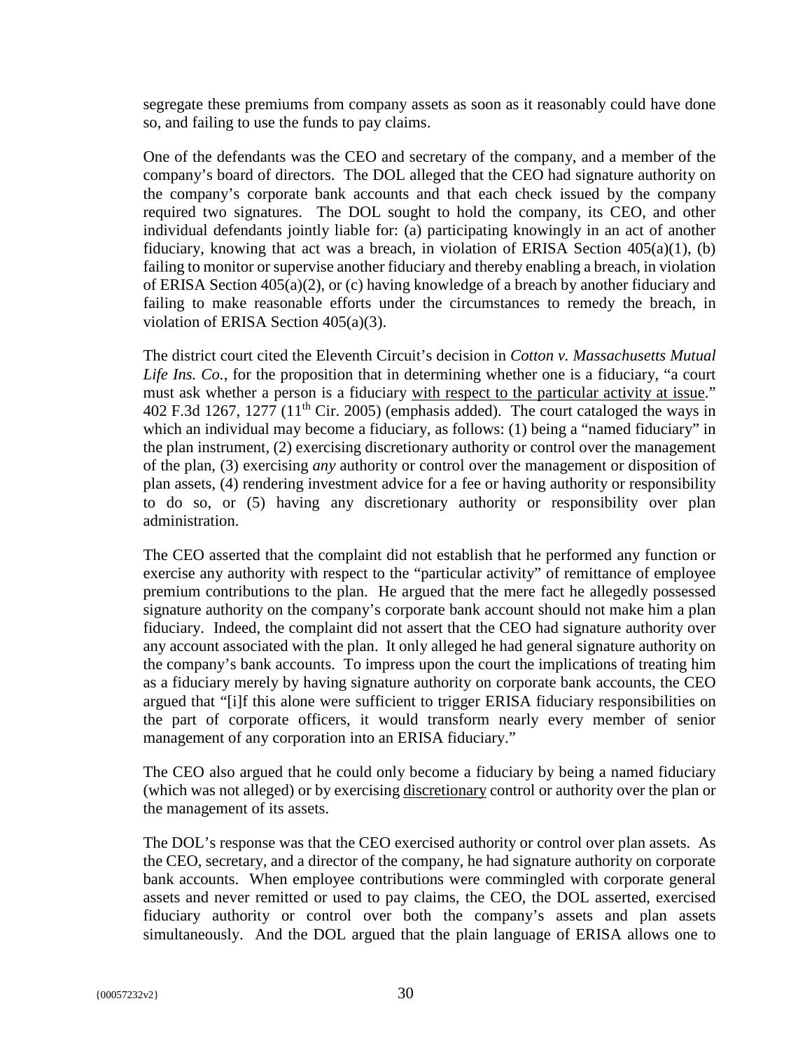segregate these premiums from company assets as soon as it reasonably could have done so, and failing to use the funds to pay claims.

One of the defendants was the CEO and secretary of the company, and a member of the company's board of directors. The DOL alleged that the CEO had signature authority on the company's corporate bank accounts and that each check issued by the company required two signatures. The DOL sought to hold the company, its CEO, and other individual defendants jointly liable for: (a) participating knowingly in an act of another fiduciary, knowing that act was a breach, in violation of ERISA Section 405(a)(1), (b) failing to monitor or supervise another fiduciary and thereby enabling a breach, in violation of ERISA Section 405(a)(2), or (c) having knowledge of a breach by another fiduciary and failing to make reasonable efforts under the circumstances to remedy the breach, in violation of ERISA Section 405(a)(3).

The district court cited the Eleventh Circuit's decision in *Cotton v. Massachusetts Mutual Life Ins. Co.*, for the proposition that in determining whether one is a fiduciary, "a court must ask whether a person is a fiduciary <u>with respect to the particular activity at issue</u>." 402 F.3d 1267, 1277 (11th Cir. 2005) (emphasis added). The court cataloged the ways in which an individual may become a fiduciary, as follows: (1) being a "named fiduciary" in the plan instrument, (2) exercising discretionary authority or control over the management of the plan, (3) exercising *any* authority or control over the management or disposition of plan assets, (4) rendering investment advice for a fee or having authority or responsibility to do so, or (5) having any discretionary authority or responsibility over plan administration.

The CEO asserted that the complaint did not establish that he performed any function or exercise any authority with respect to the "particular activity" of remittance of employee premium contributions to the plan. He argued that the mere fact he allegedly possessed signature authority on the company's corporate bank account should not make him a plan fiduciary. Indeed, the complaint did not assert that the CEO had signature authority over any account associated with the plan. It only alleged he had general signature authority on the company's bank accounts. To impress upon the court the implications of treating him as a fiduciary merely by having signature authority on corporate bank accounts, the CEO argued that "[i]f this alone were sufficient to trigger ERISA fiduciary responsibilities on the part of corporate officers, it would transform nearly every member of senior management of any corporation into an ERISA fiduciary."

The CEO also argued that he could only become a fiduciary by being a named fiduciary (which was not alleged) or by exercising <u>discretionary</u> control or authority over the plan or the management of its assets.

The DOL's response was that the CEO exercised authority or control over plan assets. As the CEO, secretary, and a director of the company, he had signature authority on corporate bank accounts. When employee contributions were commingled with corporate general assets and never remitted or used to pay claims, the CEO, the DOL asserted, exercised fiduciary authority or control over both the company's assets and plan assets simultaneously. And the DOL argued that the plain language of ERISA allows one to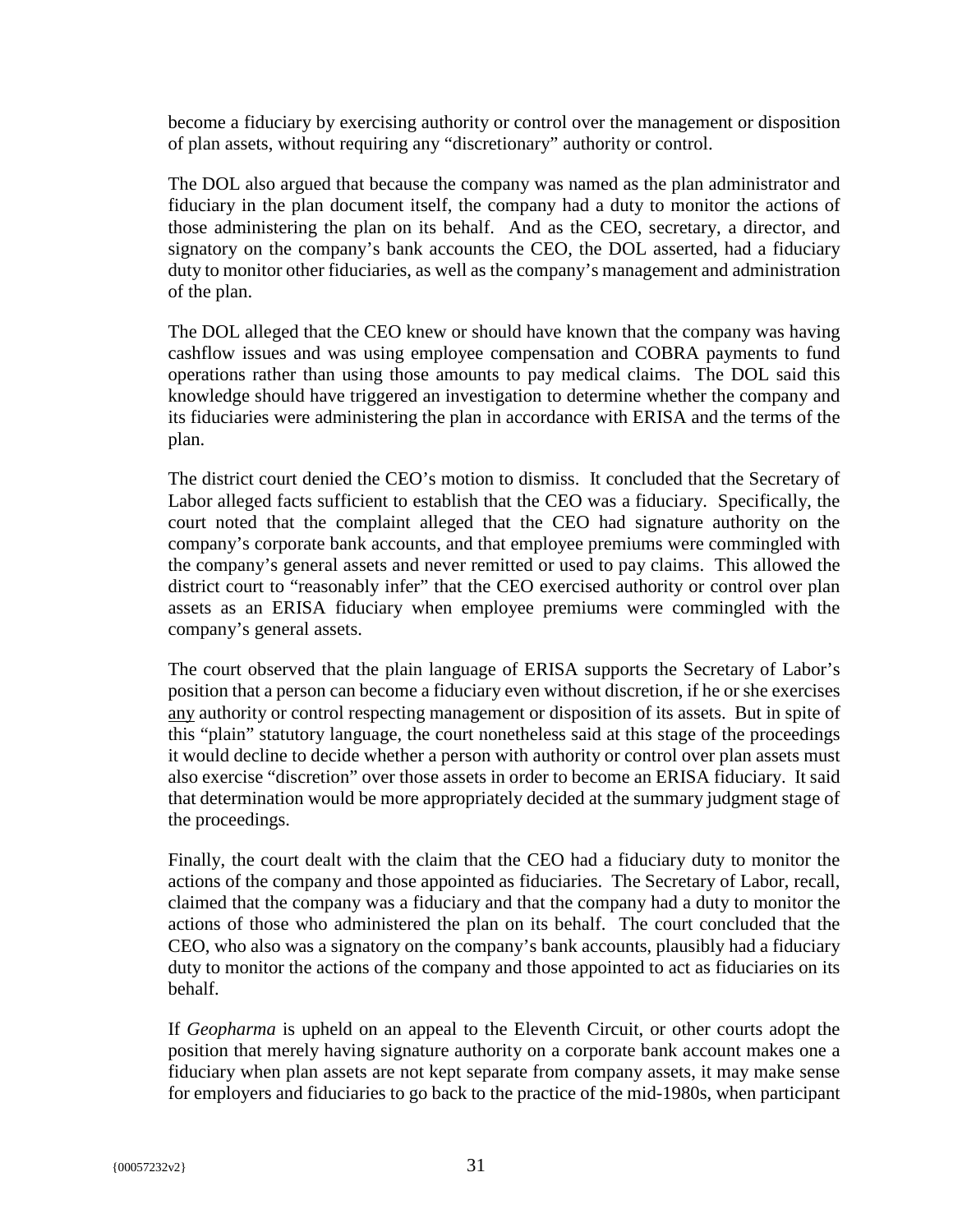become a fiduciary by exercising authority or control over the management or disposition of plan assets, without requiring any "discretionary" authority or control.

The DOL also argued that because the company was named as the plan administrator and fiduciary in the plan document itself, the company had a duty to monitor the actions of those administering the plan on its behalf. And as the CEO, secretary, a director, and signatory on the company's bank accounts the CEO, the DOL asserted, had a fiduciary duty to monitor other fiduciaries, as well as the company's management and administration of the plan.

The DOL alleged that the CEO knew or should have known that the company was having cashflow issues and was using employee compensation and COBRA payments to fund operations rather than using those amounts to pay medical claims. The DOL said this knowledge should have triggered an investigation to determine whether the company and its fiduciaries were administering the plan in accordance with ERISA and the terms of the plan.

The district court denied the CEO's motion to dismiss. It concluded that the Secretary of Labor alleged facts sufficient to establish that the CEO was a fiduciary. Specifically, the court noted that the complaint alleged that the CEO had signature authority on the company's corporate bank accounts, and that employee premiums were commingled with the company's general assets and never remitted or used to pay claims. This allowed the district court to "reasonably infer" that the CEO exercised authority or control over plan assets as an ERISA fiduciary when employee premiums were commingled with the company's general assets.

The court observed that the plain language of ERISA supports the Secretary of Labor's position that a person can become a fiduciary even without discretion, if he or she exercises <u>any</u> authority or control respecting management or disposition of its assets. But in spite of this "plain" statutory language, the court nonetheless said at this stage of the proceedings it would decline to decide whether a person with authority or control over plan assets must also exercise "discretion" over those assets in order to become an ERISA fiduciary. It said that determination would be more appropriately decided at the summary judgment stage of the proceedings.

Finally, the court dealt with the claim that the CEO had a fiduciary duty to monitor the actions of the company and those appointed as fiduciaries. The Secretary of Labor, recall, claimed that the company was a fiduciary and that the company had a duty to monitor the actions of those who administered the plan on its behalf. The court concluded that the CEO, who also was a signatory on the company's bank accounts, plausibly had a fiduciary duty to monitor the actions of the company and those appointed to act as fiduciaries on its behalf.

If *Geopharma* is upheld on an appeal to the Eleventh Circuit, or other courts adopt the position that merely having signature authority on a corporate bank account makes one a fiduciary when plan assets are not kept separate from company assets, it may make sense for employers and fiduciaries to go back to the practice of the mid-1980s, when participant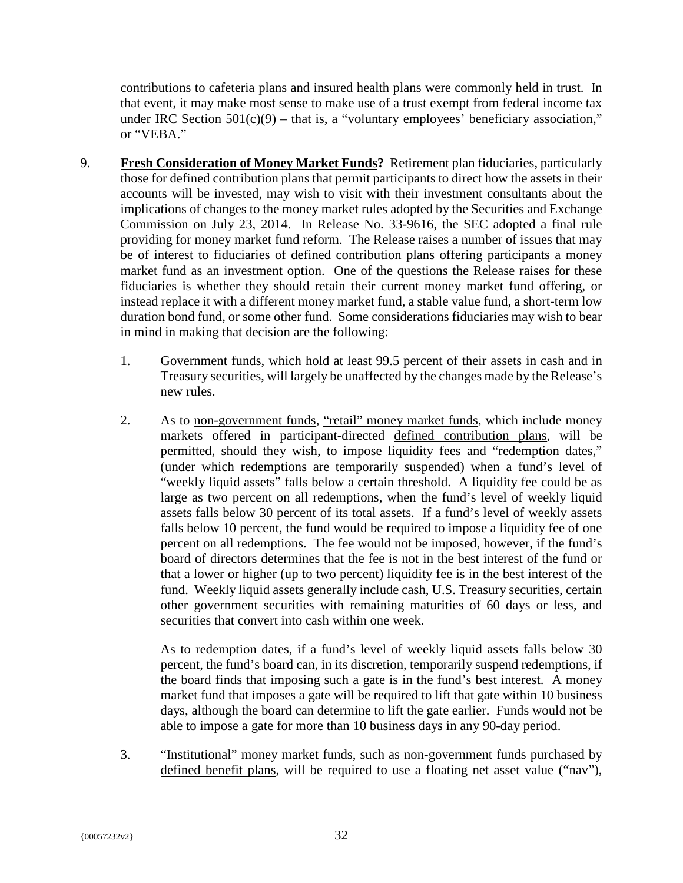contributions to cafeteria plans and insured health plans were commonly held in trust. In that event, it may make most sense to make use of a trust exempt from federal income tax under IRC Section 501(c)(9) – that is, a "voluntary employees' beneficiary association," or "VEBA."

9. **Fresh Consideration of Money Market Funds?** Retirement plan fiduciaries, particularly those for defined contribution plans that permit participants to direct how the assets in their accounts will be invested, may wish to visit with their investment consultants about the implications of changes to the money market rules adopted by the Securities and Exchange Commission on July 23, 2014. In Release No. 33-9616, the SEC adopted a final rule providing for money market fund reform. The Release raises a number of issues that may be of interest to fiduciaries of defined contribution plans offering participants a money market fund as an investment option. One of the questions the Release raises for these fiduciaries is whether they should retain their current money market fund offering, or instead replace it with a different money market fund, a stable value fund, a short-term low duration bond fund, or some other fund. Some considerations fiduciaries may wish to bear in mind in making that decision are the following:

   1. Government funds, which hold at least 99.5 percent of their assets in cash and in Treasury securities, will largely be unaffected by the changes made by the Release's new rules.

   2. As to non-government funds, "retail" money market funds, which include money markets offered in participant-directed defined contribution plans, will be permitted, should they wish, to impose liquidity fees and "redemption dates," (under which redemptions are temporarily suspended) when a fund's level of "weekly liquid assets" falls below a certain threshold. A liquidity fee could be as large as two percent on all redemptions, when the fund's level of weekly liquid assets falls below 30 percent of its total assets. If a fund's level of weekly assets falls below 10 percent, the fund would be required to impose a liquidity fee of one percent on all redemptions. The fee would not be imposed, however, if the fund's board of directors determines that the fee is not in the best interest of the fund or that a lower or higher (up to two percent) liquidity fee is in the best interest of the fund. Weekly liquid assets generally include cash, U.S. Treasury securities, certain other government securities with remaining maturities of 60 days or less, and securities that convert into cash within one week.

      As to redemption dates, if a fund's level of weekly liquid assets falls below 30 percent, the fund's board can, in its discretion, temporarily suspend redemptions, if the board finds that imposing such a gate is in the fund's best interest. A money market fund that imposes a gate will be required to lift that gate within 10 business days, although the board can determine to lift the gate earlier. Funds would not be able to impose a gate for more than 10 business days in any 90-day period.

   3. "Institutional" money market funds, such as non-government funds purchased by defined benefit plans, will be required to use a floating net asset value ("nav"),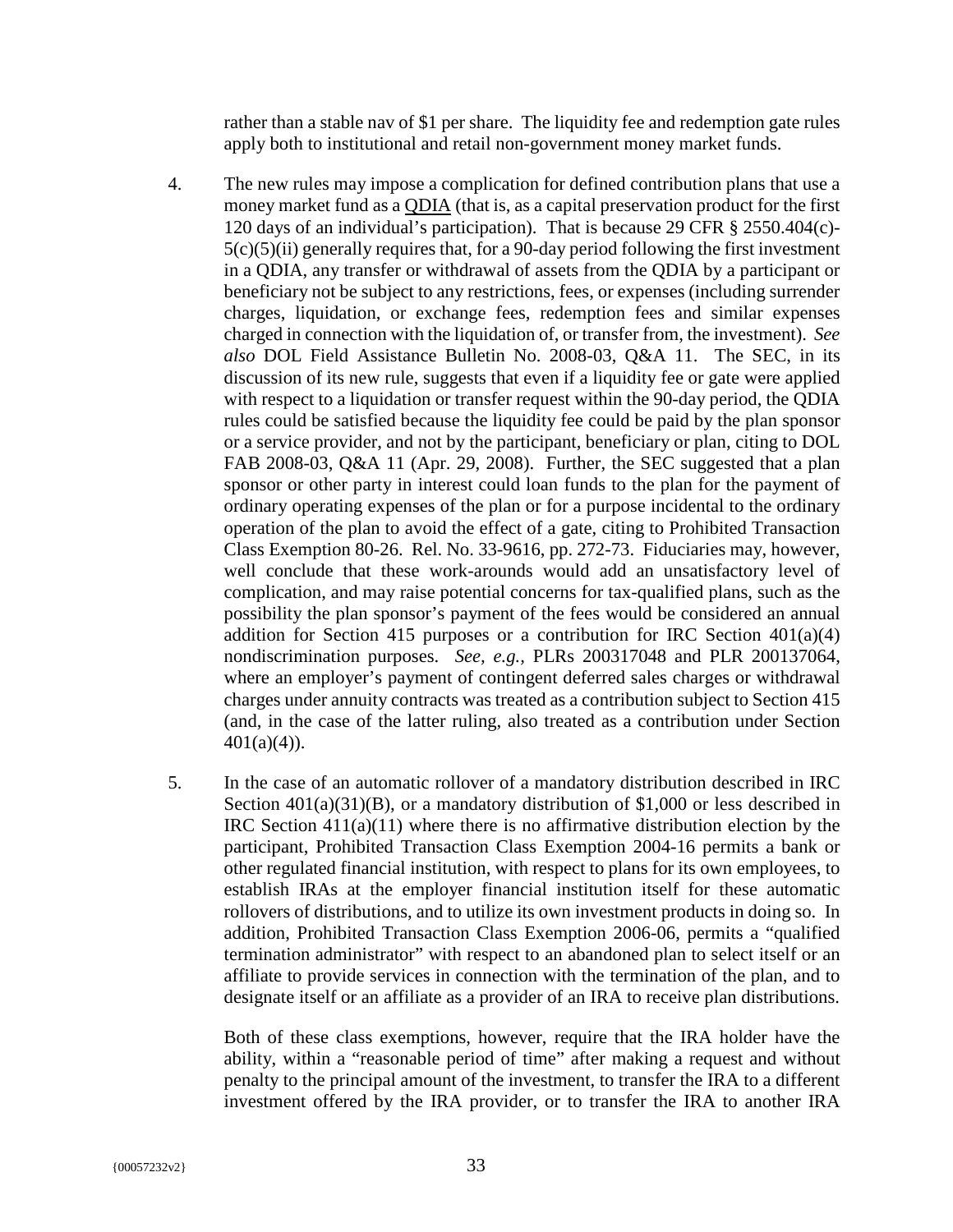rather than a stable nav of $1 per share. The liquidity fee and redemption gate rules apply both to institutional and retail non-government money market funds.

4. The new rules may impose a complication for defined contribution plans that use a money market fund as a <u>QDIA</u> (that is, as a capital preservation product for the first 120 days of an individual's participation). That is because 29 CFR § 2550.404(c)-5(c)(5)(ii) generally requires that, for a 90-day period following the first investment in a QDIA, any transfer or withdrawal of assets from the QDIA by a participant or beneficiary not be subject to any restrictions, fees, or expenses (including surrender charges, liquidation, or exchange fees, redemption fees and similar expenses charged in connection with the liquidation of, or transfer from, the investment). *See also* DOL Field Assistance Bulletin No. 2008-03, Q&A 11. The SEC, in its discussion of its new rule, suggests that even if a liquidity fee or gate were applied with respect to a liquidation or transfer request within the 90-day period, the QDIA rules could be satisfied because the liquidity fee could be paid by the plan sponsor or a service provider, and not by the participant, beneficiary or plan, citing to DOL FAB 2008-03, Q&A 11 (Apr. 29, 2008). Further, the SEC suggested that a plan sponsor or other party in interest could loan funds to the plan for the payment of ordinary operating expenses of the plan or for a purpose incidental to the ordinary operation of the plan to avoid the effect of a gate, citing to Prohibited Transaction Class Exemption 80-26. Rel. No. 33-9616, pp. 272-73. Fiduciaries may, however, well conclude that these work-arounds would add an unsatisfactory level of complication, and may raise potential concerns for tax-qualified plans, such as the possibility the plan sponsor's payment of the fees would be considered an annual addition for Section 415 purposes or a contribution for IRC Section 401(a)(4) nondiscrimination purposes. *See, e.g.*, PLRs 200317048 and PLR 200137064, where an employer's payment of contingent deferred sales charges or withdrawal charges under annuity contracts was treated as a contribution subject to Section 415 (and, in the case of the latter ruling, also treated as a contribution under Section 401(a)(4)).

5. In the case of an automatic rollover of a mandatory distribution described in IRC Section 401(a)(31)(B), or a mandatory distribution of $1,000 or less described in IRC Section 411(a)(11) where there is no affirmative distribution election by the participant, Prohibited Transaction Class Exemption 2004-16 permits a bank or other regulated financial institution, with respect to plans for its own employees, to establish IRAs at the employer financial institution itself for these automatic rollovers of distributions, and to utilize its own investment products in doing so. In addition, Prohibited Transaction Class Exemption 2006-06, permits a "qualified termination administrator" with respect to an abandoned plan to select itself or an affiliate to provide services in connection with the termination of the plan, and to designate itself or an affiliate as a provider of an IRA to receive plan distributions.

   Both of these class exemptions, however, require that the IRA holder have the ability, within a "reasonable period of time" after making a request and without penalty to the principal amount of the investment, to transfer the IRA to a different investment offered by the IRA provider, or to transfer the IRA to another IRA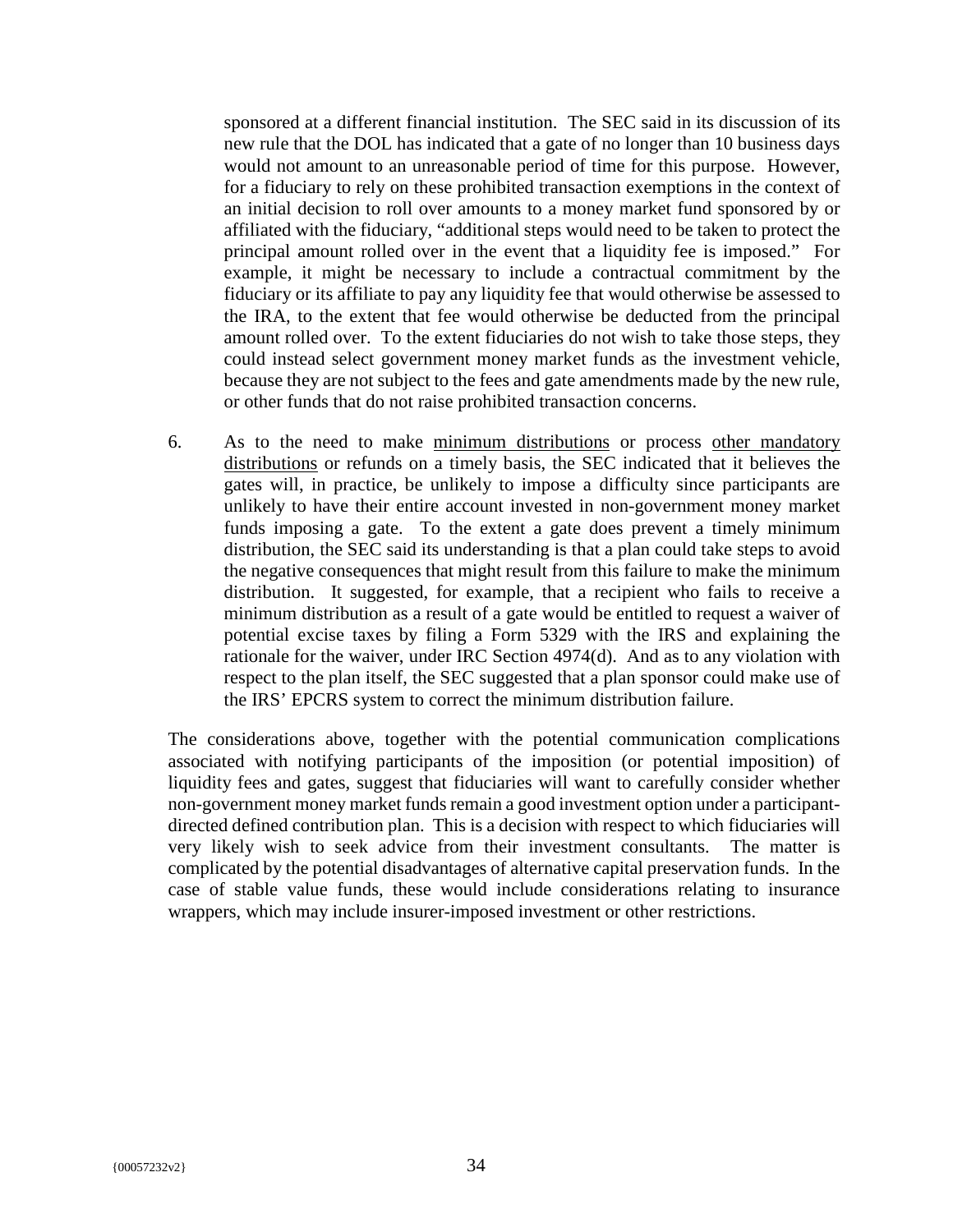sponsored at a different financial institution. The SEC said in its discussion of its new rule that the DOL has indicated that a gate of no longer than 10 business days would not amount to an unreasonable period of time for this purpose. However, for a fiduciary to rely on these prohibited transaction exemptions in the context of an initial decision to roll over amounts to a money market fund sponsored by or affiliated with the fiduciary, "additional steps would need to be taken to protect the principal amount rolled over in the event that a liquidity fee is imposed." For example, it might be necessary to include a contractual commitment by the fiduciary or its affiliate to pay any liquidity fee that would otherwise be assessed to the IRA, to the extent that fee would otherwise be deducted from the principal amount rolled over. To the extent fiduciaries do not wish to take those steps, they could instead select government money market funds as the investment vehicle, because they are not subject to the fees and gate amendments made by the new rule, or other funds that do not raise prohibited transaction concerns.

6. As to the need to make <u>minimum distributions</u> or process <u>other mandatory distributions</u> or refunds on a timely basis, the SEC indicated that it believes the gates will, in practice, be unlikely to impose a difficulty since participants are unlikely to have their entire account invested in non-government money market funds imposing a gate. To the extent a gate does prevent a timely minimum distribution, the SEC said its understanding is that a plan could take steps to avoid the negative consequences that might result from this failure to make the minimum distribution. It suggested, for example, that a recipient who fails to receive a minimum distribution as a result of a gate would be entitled to request a waiver of potential excise taxes by filing a Form 5329 with the IRS and explaining the rationale for the waiver, under IRC Section 4974(d). And as to any violation with respect to the plan itself, the SEC suggested that a plan sponsor could make use of the IRS' EPCRS system to correct the minimum distribution failure.

The considerations above, together with the potential communication complications associated with notifying participants of the imposition (or potential imposition) of liquidity fees and gates, suggest that fiduciaries will want to carefully consider whether non-government money market funds remain a good investment option under a participant-directed defined contribution plan. This is a decision with respect to which fiduciaries will very likely wish to seek advice from their investment consultants. The matter is complicated by the potential disadvantages of alternative capital preservation funds. In the case of stable value funds, these would include considerations relating to insurance wrappers, which may include insurer-imposed investment or other restrictions.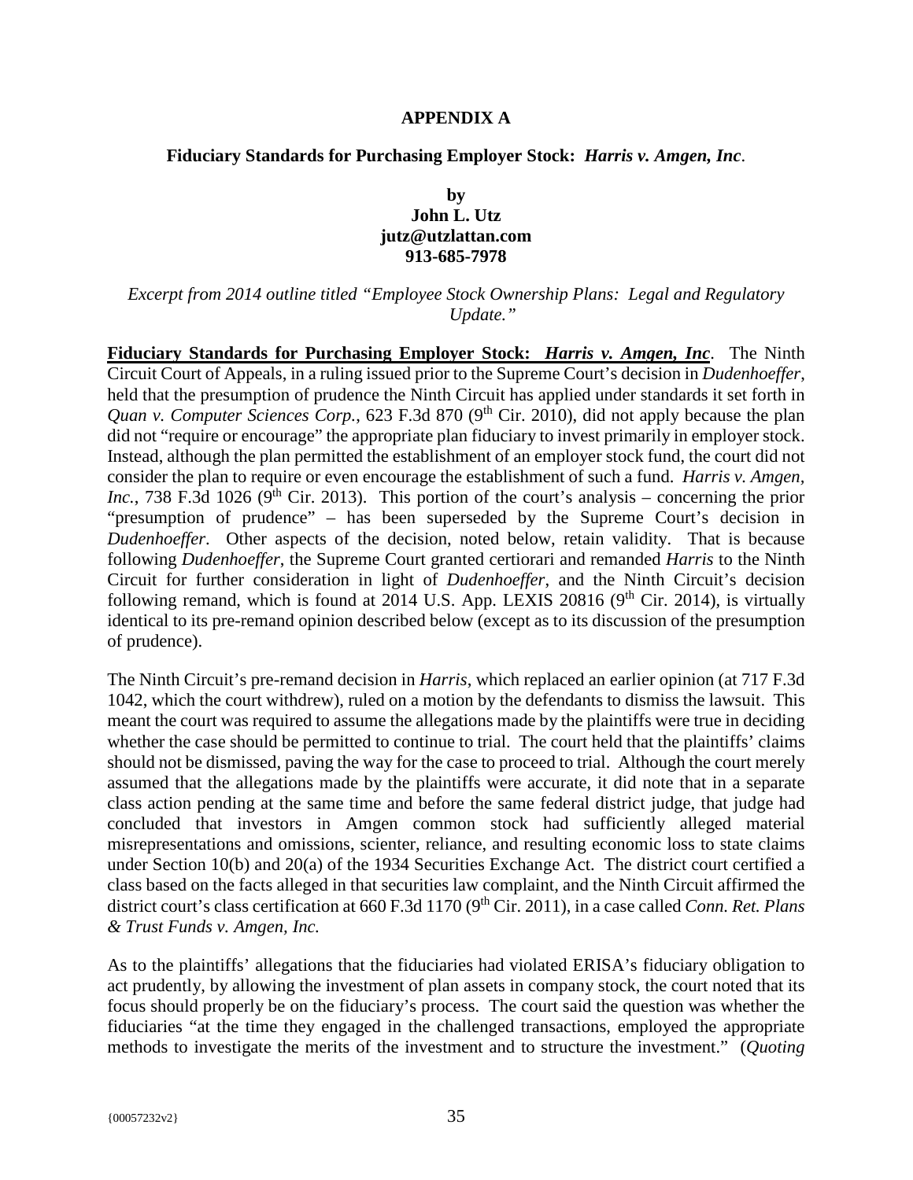**APPENDIX A**

**Fiduciary Standards for Purchasing Employer Stock: *Harris v. Amgen, Inc*.**

**by**
**John L. Utz**
**jutz@utzlattan.com**
**913-685-7978**

*Excerpt from 2014 outline titled "Employee Stock Ownership Plans: Legal and Regulatory Update."*

**Fiduciary Standards for Purchasing Employer Stock: *Harris v. Amgen, Inc*.** The Ninth Circuit Court of Appeals, in a ruling issued prior to the Supreme Court's decision in *Dudenhoeffer*, held that the presumption of prudence the Ninth Circuit has applied under standards it set forth in *Quan v. Computer Sciences Corp.*, 623 F.3d 870 (9th Cir. 2010), did not apply because the plan did not "require or encourage" the appropriate plan fiduciary to invest primarily in employer stock. Instead, although the plan permitted the establishment of an employer stock fund, the court did not consider the plan to require or even encourage the establishment of such a fund. *Harris v. Amgen, Inc.*, 738 F.3d 1026 (9th Cir. 2013). This portion of the court's analysis – concerning the prior "presumption of prudence" – has been superseded by the Supreme Court's decision in *Dudenhoeffer*. Other aspects of the decision, noted below, retain validity. That is because following *Dudenhoeffer*, the Supreme Court granted certiorari and remanded *Harris* to the Ninth Circuit for further consideration in light of *Dudenhoeffer*, and the Ninth Circuit's decision following remand, which is found at 2014 U.S. App. LEXIS 20816 (9th Cir. 2014), is virtually identical to its pre-remand opinion described below (except as to its discussion of the presumption of prudence).

The Ninth Circuit's pre-remand decision in *Harris*, which replaced an earlier opinion (at 717 F.3d 1042, which the court withdrew), ruled on a motion by the defendants to dismiss the lawsuit. This meant the court was required to assume the allegations made by the plaintiffs were true in deciding whether the case should be permitted to continue to trial. The court held that the plaintiffs' claims should not be dismissed, paving the way for the case to proceed to trial. Although the court merely assumed that the allegations made by the plaintiffs were accurate, it did note that in a separate class action pending at the same time and before the same federal district judge, that judge had concluded that investors in Amgen common stock had sufficiently alleged material misrepresentations and omissions, scienter, reliance, and resulting economic loss to state claims under Section 10(b) and 20(a) of the 1934 Securities Exchange Act. The district court certified a class based on the facts alleged in that securities law complaint, and the Ninth Circuit affirmed the district court's class certification at 660 F.3d 1170 (9th Cir. 2011), in a case called *Conn. Ret. Plans & Trust Funds v. Amgen, Inc.*

As to the plaintiffs' allegations that the fiduciaries had violated ERISA's fiduciary obligation to act prudently, by allowing the investment of plan assets in company stock, the court noted that its focus should properly be on the fiduciary's process. The court said the question was whether the fiduciaries "at the time they engaged in the challenged transactions, employed the appropriate methods to investigate the merits of the investment and to structure the investment." (*Quoting*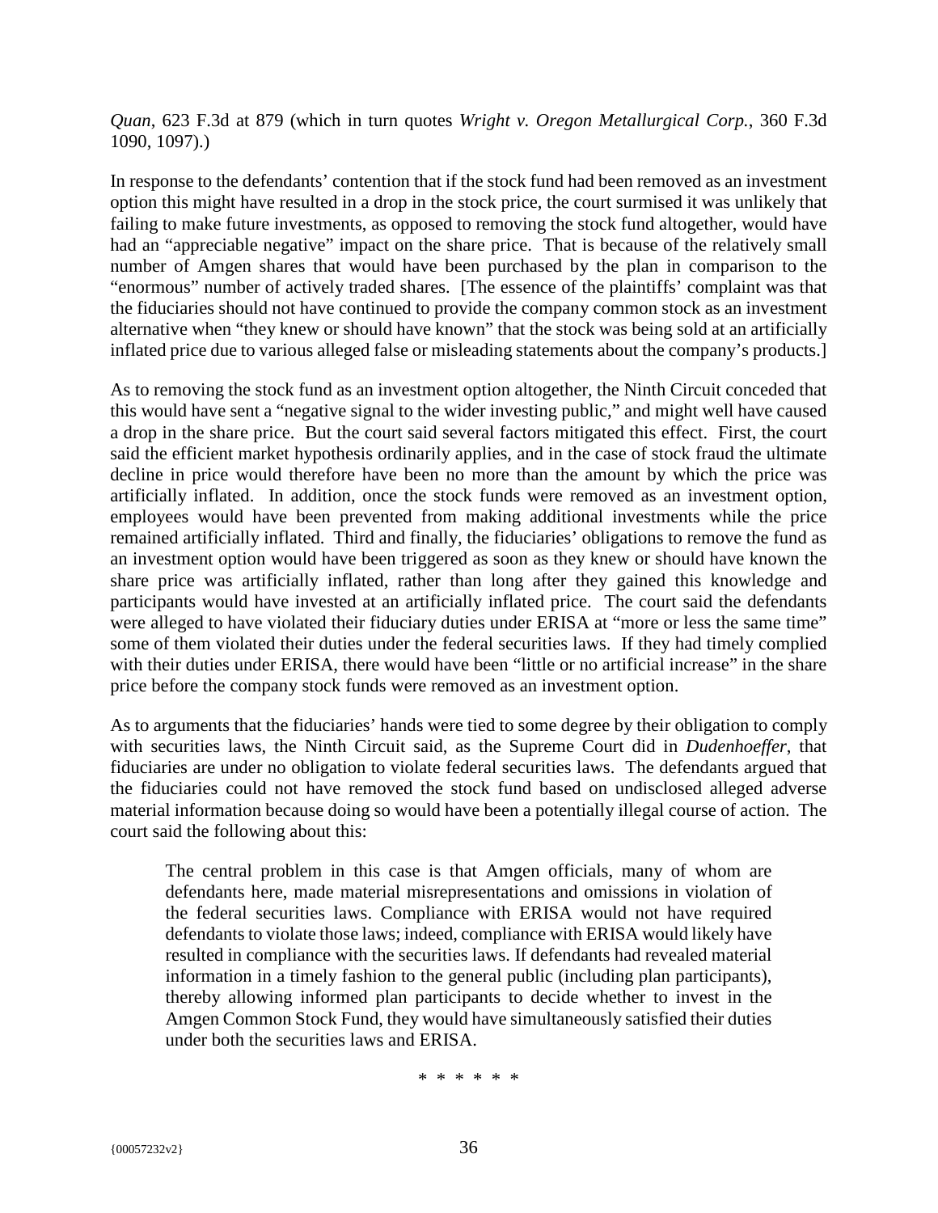*Quan*, 623 F.3d at 879 (which in turn quotes *Wright v. Oregon Metallurgical Corp.*, 360 F.3d 1090, 1097).)

In response to the defendants' contention that if the stock fund had been removed as an investment option this might have resulted in a drop in the stock price, the court surmised it was unlikely that failing to make future investments, as opposed to removing the stock fund altogether, would have had an "appreciable negative" impact on the share price. That is because of the relatively small number of Amgen shares that would have been purchased by the plan in comparison to the "enormous" number of actively traded shares. [The essence of the plaintiffs' complaint was that the fiduciaries should not have continued to provide the company common stock as an investment alternative when "they knew or should have known" that the stock was being sold at an artificially inflated price due to various alleged false or misleading statements about the company's products.]

As to removing the stock fund as an investment option altogether, the Ninth Circuit conceded that this would have sent a "negative signal to the wider investing public," and might well have caused a drop in the share price. But the court said several factors mitigated this effect. First, the court said the efficient market hypothesis ordinarily applies, and in the case of stock fraud the ultimate decline in price would therefore have been no more than the amount by which the price was artificially inflated. In addition, once the stock funds were removed as an investment option, employees would have been prevented from making additional investments while the price remained artificially inflated. Third and finally, the fiduciaries' obligations to remove the fund as an investment option would have been triggered as soon as they knew or should have known the share price was artificially inflated, rather than long after they gained this knowledge and participants would have invested at an artificially inflated price. The court said the defendants were alleged to have violated their fiduciary duties under ERISA at "more or less the same time" some of them violated their duties under the federal securities laws. If they had timely complied with their duties under ERISA, there would have been "little or no artificial increase" in the share price before the company stock funds were removed as an investment option.

As to arguments that the fiduciaries' hands were tied to some degree by their obligation to comply with securities laws, the Ninth Circuit said, as the Supreme Court did in *Dudenhoeffer*, that fiduciaries are under no obligation to violate federal securities laws. The defendants argued that the fiduciaries could not have removed the stock fund based on undisclosed alleged adverse material information because doing so would have been a potentially illegal course of action. The court said the following about this:

> The central problem in this case is that Amgen officials, many of whom are defendants here, made material misrepresentations and omissions in violation of the federal securities laws. Compliance with ERISA would not have required defendants to violate those laws; indeed, compliance with ERISA would likely have resulted in compliance with the securities laws. If defendants had revealed material information in a timely fashion to the general public (including plan participants), thereby allowing informed plan participants to decide whether to invest in the Amgen Common Stock Fund, they would have simultaneously satisfied their duties under both the securities laws and ERISA.

\* \* \* \* \* \*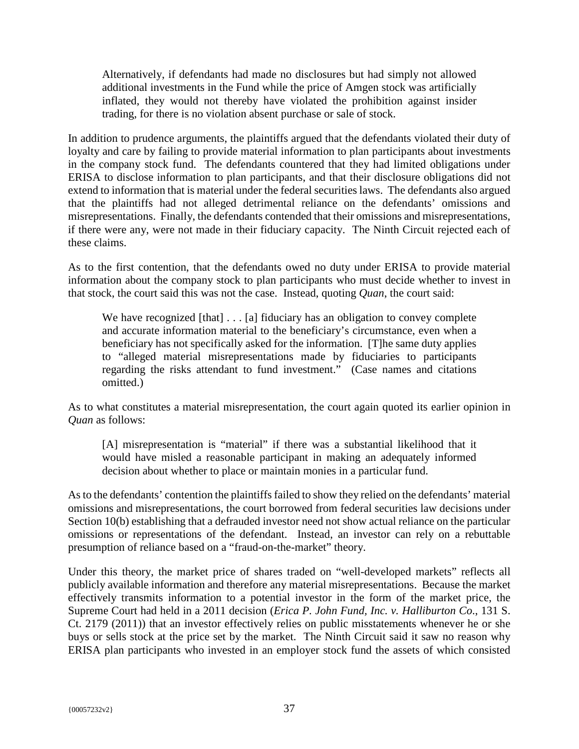> Alternatively, if defendants had made no disclosures but had simply not allowed additional investments in the Fund while the price of Amgen stock was artificially inflated, they would not thereby have violated the prohibition against insider trading, for there is no violation absent purchase or sale of stock.

In addition to prudence arguments, the plaintiffs argued that the defendants violated their duty of loyalty and care by failing to provide material information to plan participants about investments in the company stock fund. The defendants countered that they had limited obligations under ERISA to disclose information to plan participants, and that their disclosure obligations did not extend to information that is material under the federal securities laws. The defendants also argued that the plaintiffs had not alleged detrimental reliance on the defendants' omissions and misrepresentations. Finally, the defendants contended that their omissions and misrepresentations, if there were any, were not made in their fiduciary capacity. The Ninth Circuit rejected each of these claims.

As to the first contention, that the defendants owed no duty under ERISA to provide material information about the company stock to plan participants who must decide whether to invest in that stock, the court said this was not the case. Instead, quoting *Quan*, the court said:

> We have recognized [that] . . . [a] fiduciary has an obligation to convey complete and accurate information material to the beneficiary's circumstance, even when a beneficiary has not specifically asked for the information. [T]he same duty applies to "alleged material misrepresentations made by fiduciaries to participants regarding the risks attendant to fund investment." (Case names and citations omitted.)

As to what constitutes a material misrepresentation, the court again quoted its earlier opinion in *Quan* as follows:

> [A] misrepresentation is "material" if there was a substantial likelihood that it would have misled a reasonable participant in making an adequately informed decision about whether to place or maintain monies in a particular fund.

As to the defendants' contention the plaintiffs failed to show they relied on the defendants' material omissions and misrepresentations, the court borrowed from federal securities law decisions under Section 10(b) establishing that a defrauded investor need not show actual reliance on the particular omissions or representations of the defendant. Instead, an investor can rely on a rebuttable presumption of reliance based on a "fraud-on-the-market" theory.

Under this theory, the market price of shares traded on "well-developed markets" reflects all publicly available information and therefore any material misrepresentations. Because the market effectively transmits information to a potential investor in the form of the market price, the Supreme Court had held in a 2011 decision (*Erica P. John Fund, Inc. v. Halliburton Co*., 131 S. Ct. 2179 (2011)) that an investor effectively relies on public misstatements whenever he or she buys or sells stock at the price set by the market. The Ninth Circuit said it saw no reason why ERISA plan participants who invested in an employer stock fund the assets of which consisted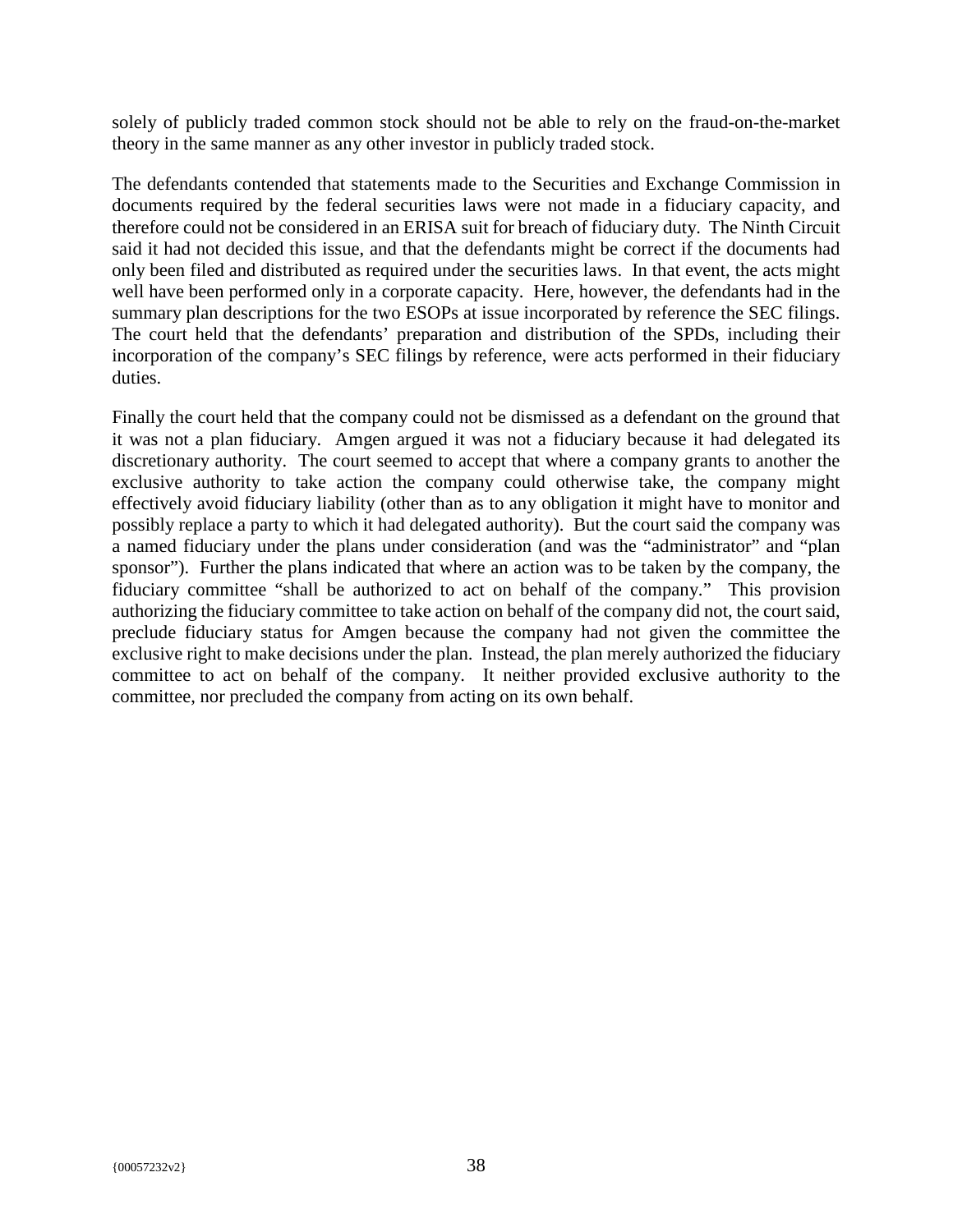solely of publicly traded common stock should not be able to rely on the fraud-on-the-market theory in the same manner as any other investor in publicly traded stock.

The defendants contended that statements made to the Securities and Exchange Commission in documents required by the federal securities laws were not made in a fiduciary capacity, and therefore could not be considered in an ERISA suit for breach of fiduciary duty. The Ninth Circuit said it had not decided this issue, and that the defendants might be correct if the documents had only been filed and distributed as required under the securities laws. In that event, the acts might well have been performed only in a corporate capacity. Here, however, the defendants had in the summary plan descriptions for the two ESOPs at issue incorporated by reference the SEC filings. The court held that the defendants' preparation and distribution of the SPDs, including their incorporation of the company's SEC filings by reference, were acts performed in their fiduciary duties.

Finally the court held that the company could not be dismissed as a defendant on the ground that it was not a plan fiduciary. Amgen argued it was not a fiduciary because it had delegated its discretionary authority. The court seemed to accept that where a company grants to another the exclusive authority to take action the company could otherwise take, the company might effectively avoid fiduciary liability (other than as to any obligation it might have to monitor and possibly replace a party to which it had delegated authority). But the court said the company was a named fiduciary under the plans under consideration (and was the "administrator" and "plan sponsor"). Further the plans indicated that where an action was to be taken by the company, the fiduciary committee "shall be authorized to act on behalf of the company." This provision authorizing the fiduciary committee to take action on behalf of the company did not, the court said, preclude fiduciary status for Amgen because the company had not given the committee the exclusive right to make decisions under the plan. Instead, the plan merely authorized the fiduciary committee to act on behalf of the company. It neither provided exclusive authority to the committee, nor precluded the company from acting on its own behalf.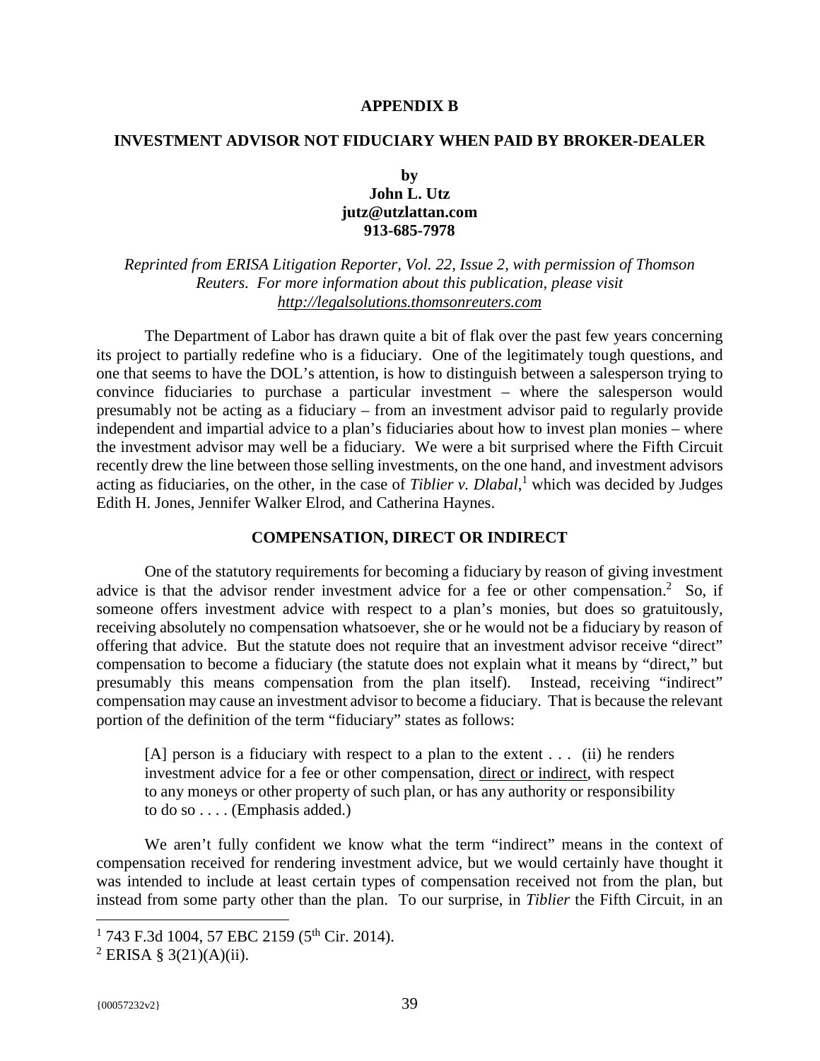# APPENDIX B

## INVESTMENT ADVISOR NOT FIDUCIARY WHEN PAID BY BROKER-DEALER

**by**
**John L. Utz**
**jutz@utzlattan.com**
**913-685-7978**

*Reprinted from ERISA Litigation Reporter, Vol. 22, Issue 2, with permission of Thomson Reuters. For more information about this publication, please visit http://legalsolutions.thomsonreuters.com*

The Department of Labor has drawn quite a bit of flak over the past few years concerning its project to partially redefine who is a fiduciary. One of the legitimately tough questions, and one that seems to have the DOL's attention, is how to distinguish between a salesperson trying to convince fiduciaries to purchase a particular investment – where the salesperson would presumably not be acting as a fiduciary – from an investment advisor paid to regularly provide independent and impartial advice to a plan's fiduciaries about how to invest plan monies – where the investment advisor may well be a fiduciary. We were a bit surprised where the Fifth Circuit recently drew the line between those selling investments, on the one hand, and investment advisors acting as fiduciaries, on the other, in the case of *Tiblier v. Dlabal*,[1] which was decided by Judges Edith H. Jones, Jennifer Walker Elrod, and Catherina Haynes.

### COMPENSATION, DIRECT OR INDIRECT

One of the statutory requirements for becoming a fiduciary by reason of giving investment advice is that the advisor render investment advice for a fee or other compensation.[2] So, if someone offers investment advice with respect to a plan's monies, but does so gratuitously, receiving absolutely no compensation whatsoever, she or he would not be a fiduciary by reason of offering that advice. But the statute does not require that an investment advisor receive "direct" compensation to become a fiduciary (the statute does not explain what it means by "direct," but presumably this means compensation from the plan itself). Instead, receiving "indirect" compensation may cause an investment advisor to become a fiduciary. That is because the relevant portion of the definition of the term "fiduciary" states as follows:

> [A] person is a fiduciary with respect to a plan to the extent . . . (ii) he renders investment advice for a fee or other compensation, <u>direct or indirect</u>, with respect to any moneys or other property of such plan, or has any authority or responsibility to do so . . . . (Emphasis added.)

We aren't fully confident we know what the term "indirect" means in the context of compensation received for rendering investment advice, but we would certainly have thought it was intended to include at least certain types of compensation received not from the plan, but instead from some party other than the plan. To our surprise, in *Tiblier* the Fifth Circuit, in an

---

[1] 743 F.3d 1004, 57 EBC 2159 (5th Cir. 2014).

[2] ERISA § 3(21)(A)(ii).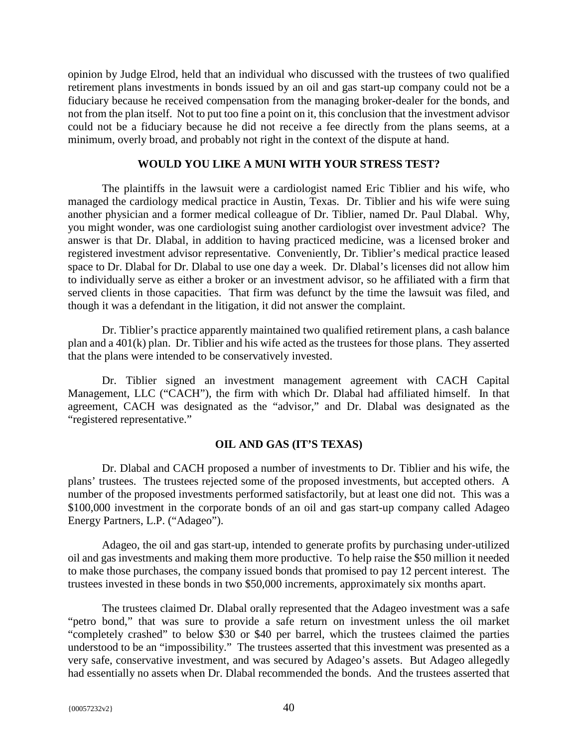opinion by Judge Elrod, held that an individual who discussed with the trustees of two qualified retirement plans investments in bonds issued by an oil and gas start-up company could not be a fiduciary because he received compensation from the managing broker-dealer for the bonds, and not from the plan itself. Not to put too fine a point on it, this conclusion that the investment advisor could not be a fiduciary because he did not receive a fee directly from the plans seems, at a minimum, overly broad, and probably not right in the context of the dispute at hand.

**WOULD YOU LIKE A MUNI WITH YOUR STRESS TEST?**

The plaintiffs in the lawsuit were a cardiologist named Eric Tiblier and his wife, who managed the cardiology medical practice in Austin, Texas. Dr. Tiblier and his wife were suing another physician and a former medical colleague of Dr. Tiblier, named Dr. Paul Dlabal. Why, you might wonder, was one cardiologist suing another cardiologist over investment advice? The answer is that Dr. Dlabal, in addition to having practiced medicine, was a licensed broker and registered investment advisor representative. Conveniently, Dr. Tiblier's medical practice leased space to Dr. Dlabal for Dr. Dlabal to use one day a week. Dr. Dlabal's licenses did not allow him to individually serve as either a broker or an investment advisor, so he affiliated with a firm that served clients in those capacities. That firm was defunct by the time the lawsuit was filed, and though it was a defendant in the litigation, it did not answer the complaint.

Dr. Tiblier's practice apparently maintained two qualified retirement plans, a cash balance plan and a 401(k) plan. Dr. Tiblier and his wife acted as the trustees for those plans. They asserted that the plans were intended to be conservatively invested.

Dr. Tiblier signed an investment management agreement with CACH Capital Management, LLC ("CACH"), the firm with which Dr. Dlabal had affiliated himself. In that agreement, CACH was designated as the "advisor," and Dr. Dlabal was designated as the "registered representative."

**OIL AND GAS (IT'S TEXAS)**

Dr. Dlabal and CACH proposed a number of investments to Dr. Tiblier and his wife, the plans' trustees. The trustees rejected some of the proposed investments, but accepted others. A number of the proposed investments performed satisfactorily, but at least one did not. This was a \$100,000 investment in the corporate bonds of an oil and gas start-up company called Adageo Energy Partners, L.P. ("Adageo").

Adageo, the oil and gas start-up, intended to generate profits by purchasing under-utilized oil and gas investments and making them more productive. To help raise the \$50 million it needed to make those purchases, the company issued bonds that promised to pay 12 percent interest. The trustees invested in these bonds in two \$50,000 increments, approximately six months apart.

The trustees claimed Dr. Dlabal orally represented that the Adageo investment was a safe "petro bond," that was sure to provide a safe return on investment unless the oil market "completely crashed" to below \$30 or \$40 per barrel, which the trustees claimed the parties understood to be an "impossibility." The trustees asserted that this investment was presented as a very safe, conservative investment, and was secured by Adageo's assets. But Adageo allegedly had essentially no assets when Dr. Dlabal recommended the bonds. And the trustees asserted that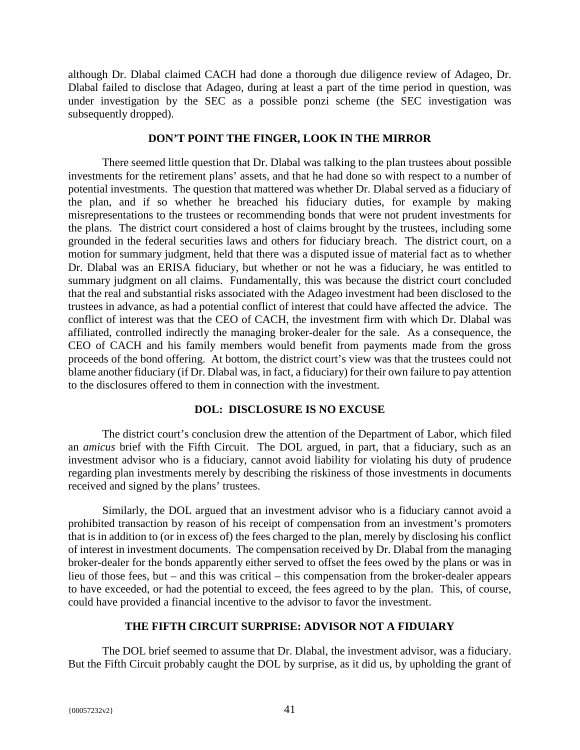although Dr. Dlabal claimed CACH had done a thorough due diligence review of Adageo, Dr. Dlabal failed to disclose that Adageo, during at least a part of the time period in question, was under investigation by the SEC as a possible ponzi scheme (the SEC investigation was subsequently dropped).

## DON'T POINT THE FINGER, LOOK IN THE MIRROR

There seemed little question that Dr. Dlabal was talking to the plan trustees about possible investments for the retirement plans' assets, and that he had done so with respect to a number of potential investments. The question that mattered was whether Dr. Dlabal served as a fiduciary of the plan, and if so whether he breached his fiduciary duties, for example by making misrepresentations to the trustees or recommending bonds that were not prudent investments for the plans. The district court considered a host of claims brought by the trustees, including some grounded in the federal securities laws and others for fiduciary breach. The district court, on a motion for summary judgment, held that there was a disputed issue of material fact as to whether Dr. Dlabal was an ERISA fiduciary, but whether or not he was a fiduciary, he was entitled to summary judgment on all claims. Fundamentally, this was because the district court concluded that the real and substantial risks associated with the Adageo investment had been disclosed to the trustees in advance, as had a potential conflict of interest that could have affected the advice. The conflict of interest was that the CEO of CACH, the investment firm with which Dr. Dlabal was affiliated, controlled indirectly the managing broker-dealer for the sale. As a consequence, the CEO of CACH and his family members would benefit from payments made from the gross proceeds of the bond offering. At bottom, the district court's view was that the trustees could not blame another fiduciary (if Dr. Dlabal was, in fact, a fiduciary) for their own failure to pay attention to the disclosures offered to them in connection with the investment.

## DOL: DISCLOSURE IS NO EXCUSE

The district court's conclusion drew the attention of the Department of Labor, which filed an *amicus* brief with the Fifth Circuit. The DOL argued, in part, that a fiduciary, such as an investment advisor who is a fiduciary, cannot avoid liability for violating his duty of prudence regarding plan investments merely by describing the riskiness of those investments in documents received and signed by the plans' trustees.

Similarly, the DOL argued that an investment advisor who is a fiduciary cannot avoid a prohibited transaction by reason of his receipt of compensation from an investment's promoters that is in addition to (or in excess of) the fees charged to the plan, merely by disclosing his conflict of interest in investment documents. The compensation received by Dr. Dlabal from the managing broker-dealer for the bonds apparently either served to offset the fees owed by the plans or was in lieu of those fees, but – and this was critical – this compensation from the broker-dealer appears to have exceeded, or had the potential to exceed, the fees agreed to by the plan. This, of course, could have provided a financial incentive to the advisor to favor the investment.

## THE FIFTH CIRCUIT SURPRISE: ADVISOR NOT A FIDUARY

The DOL brief seemed to assume that Dr. Dlabal, the investment advisor, was a fiduciary. But the Fifth Circuit probably caught the DOL by surprise, as it did us, by upholding the grant of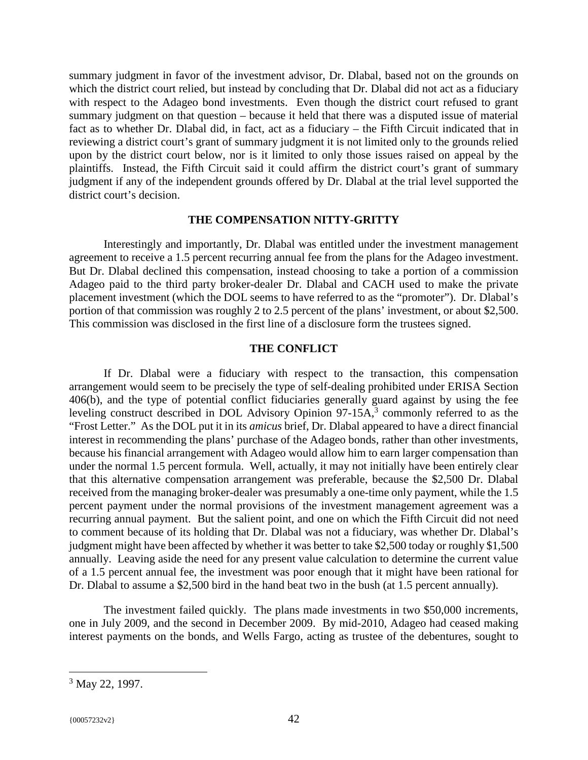summary judgment in favor of the investment advisor, Dr. Dlabal, based not on the grounds on which the district court relied, but instead by concluding that Dr. Dlabal did not act as a fiduciary with respect to the Adageo bond investments. Even though the district court refused to grant summary judgment on that question – because it held that there was a disputed issue of material fact as to whether Dr. Dlabal did, in fact, act as a fiduciary – the Fifth Circuit indicated that in reviewing a district court's grant of summary judgment it is not limited only to the grounds relied upon by the district court below, nor is it limited to only those issues raised on appeal by the plaintiffs. Instead, the Fifth Circuit said it could affirm the district court's grant of summary judgment if any of the independent grounds offered by Dr. Dlabal at the trial level supported the district court's decision.

### THE COMPENSATION NITTY-GRITTY

Interestingly and importantly, Dr. Dlabal was entitled under the investment management agreement to receive a 1.5 percent recurring annual fee from the plans for the Adageo investment. But Dr. Dlabal declined this compensation, instead choosing to take a portion of a commission Adageo paid to the third party broker-dealer Dr. Dlabal and CACH used to make the private placement investment (which the DOL seems to have referred to as the "promoter"). Dr. Dlabal's portion of that commission was roughly 2 to 2.5 percent of the plans' investment, or about $2,500. This commission was disclosed in the first line of a disclosure form the trustees signed.

### THE CONFLICT

If Dr. Dlabal were a fiduciary with respect to the transaction, this compensation arrangement would seem to be precisely the type of self-dealing prohibited under ERISA Section 406(b), and the type of potential conflict fiduciaries generally guard against by using the fee leveling construct described in DOL Advisory Opinion 97-15A,[3] commonly referred to as the "Frost Letter." As the DOL put it in its *amicus* brief, Dr. Dlabal appeared to have a direct financial interest in recommending the plans' purchase of the Adageo bonds, rather than other investments, because his financial arrangement with Adageo would allow him to earn larger compensation than under the normal 1.5 percent formula. Well, actually, it may not initially have been entirely clear that this alternative compensation arrangement was preferable, because the $2,500 Dr. Dlabal received from the managing broker-dealer was presumably a one-time only payment, while the 1.5 percent payment under the normal provisions of the investment management agreement was a recurring annual payment. But the salient point, and one on which the Fifth Circuit did not need to comment because of its holding that Dr. Dlabal was not a fiduciary, was whether Dr. Dlabal's judgment might have been affected by whether it was better to take $2,500 today or roughly $1,500 annually. Leaving aside the need for any present value calculation to determine the current value of a 1.5 percent annual fee, the investment was poor enough that it might have been rational for Dr. Dlabal to assume a $2,500 bird in the hand beat two in the bush (at 1.5 percent annually).

The investment failed quickly. The plans made investments in two $50,000 increments, one in July 2009, and the second in December 2009. By mid-2010, Adageo had ceased making interest payments on the bonds, and Wells Fargo, acting as trustee of the debentures, sought to

[3] May 22, 1997.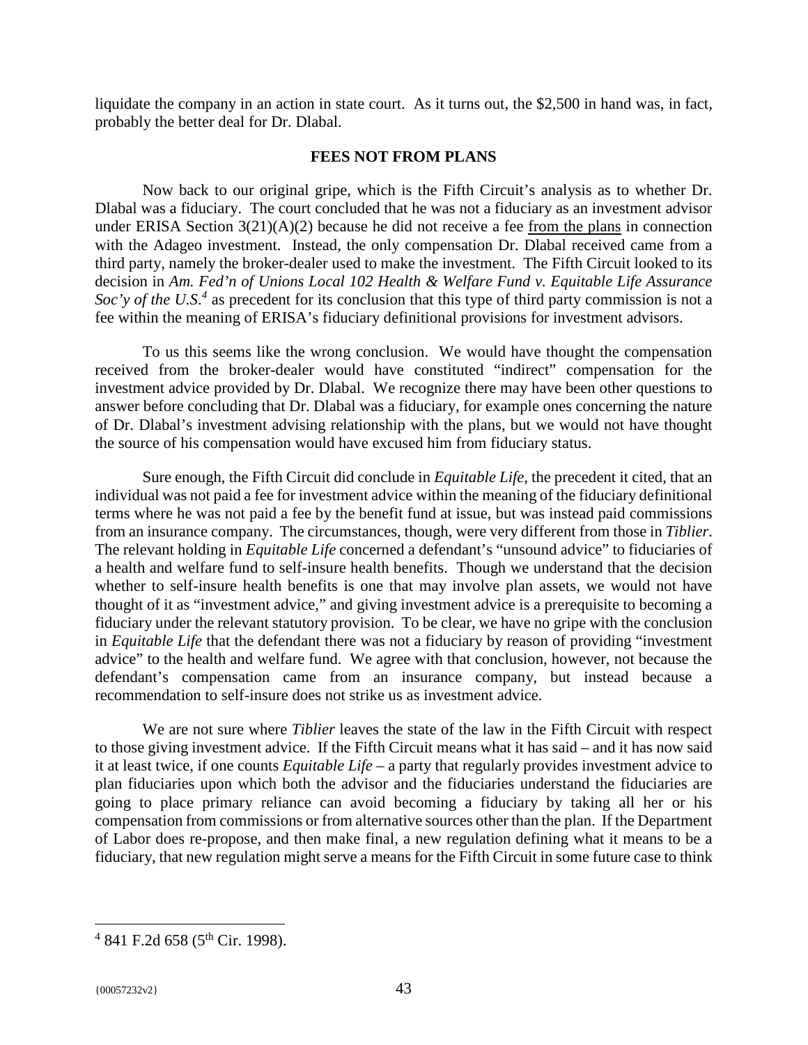liquidate the company in an action in state court. As it turns out, the $2,500 in hand was, in fact, probably the better deal for Dr. Dlabal.

## FEES NOT FROM PLANS

Now back to our original gripe, which is the Fifth Circuit's analysis as to whether Dr. Dlabal was a fiduciary. The court concluded that he was not a fiduciary as an investment advisor under ERISA Section 3(21)(A)(2) because he did not receive a fee from the plans in connection with the Adageo investment. Instead, the only compensation Dr. Dlabal received came from a third party, namely the broker-dealer used to make the investment. The Fifth Circuit looked to its decision in *Am. Fed'n of Unions Local 102 Health & Welfare Fund v. Equitable Life Assurance Soc'y of the U.S.*[4] as precedent for its conclusion that this type of third party commission is not a fee within the meaning of ERISA's fiduciary definitional provisions for investment advisors.

To us this seems like the wrong conclusion. We would have thought the compensation received from the broker-dealer would have constituted "indirect" compensation for the investment advice provided by Dr. Dlabal. We recognize there may have been other questions to answer before concluding that Dr. Dlabal was a fiduciary, for example ones concerning the nature of Dr. Dlabal's investment advising relationship with the plans, but we would not have thought the source of his compensation would have excused him from fiduciary status.

Sure enough, the Fifth Circuit did conclude in *Equitable Life*, the precedent it cited, that an individual was not paid a fee for investment advice within the meaning of the fiduciary definitional terms where he was not paid a fee by the benefit fund at issue, but was instead paid commissions from an insurance company. The circumstances, though, were very different from those in *Tiblier*. The relevant holding in *Equitable Life* concerned a defendant's "unsound advice" to fiduciaries of a health and welfare fund to self-insure health benefits. Though we understand that the decision whether to self-insure health benefits is one that may involve plan assets, we would not have thought of it as "investment advice," and giving investment advice is a prerequisite to becoming a fiduciary under the relevant statutory provision. To be clear, we have no gripe with the conclusion in *Equitable Life* that the defendant there was not a fiduciary by reason of providing "investment advice" to the health and welfare fund. We agree with that conclusion, however, not because the defendant's compensation came from an insurance company, but instead because a recommendation to self-insure does not strike us as investment advice.

We are not sure where *Tiblier* leaves the state of the law in the Fifth Circuit with respect to those giving investment advice. If the Fifth Circuit means what it has said – and it has now said it at least twice, if one counts *Equitable Life* – a party that regularly provides investment advice to plan fiduciaries upon which both the advisor and the fiduciaries understand the fiduciaries are going to place primary reliance can avoid becoming a fiduciary by taking all her or his compensation from commissions or from alternative sources other than the plan. If the Department of Labor does re-propose, and then make final, a new regulation defining what it means to be a fiduciary, that new regulation might serve a means for the Fifth Circuit in some future case to think

---

[4] 841 F.2d 658 (5th Cir. 1998).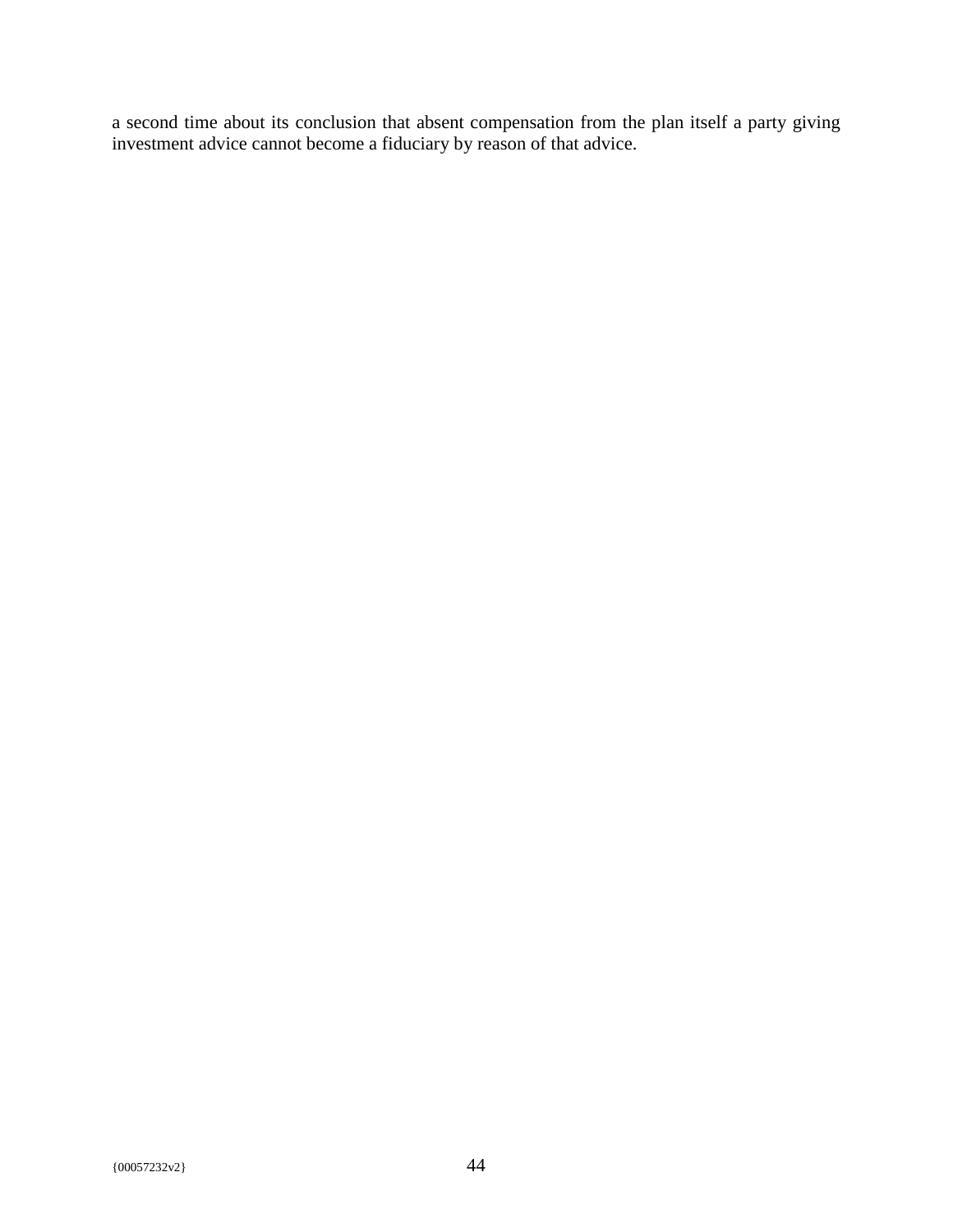a second time about its conclusion that absent compensation from the plan itself a party giving investment advice cannot become a fiduciary by reason of that advice.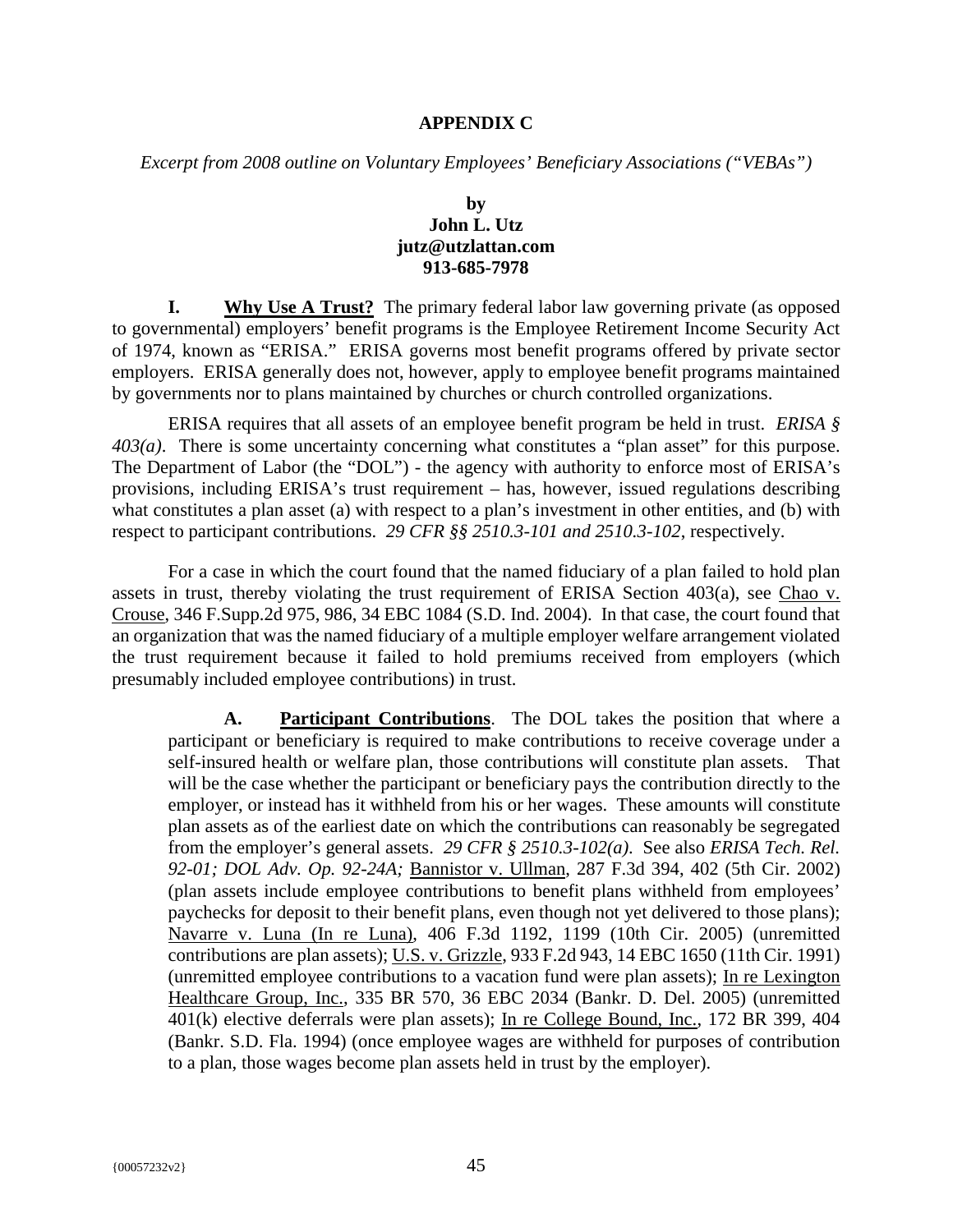**APPENDIX C**

*Excerpt from 2008 outline on Voluntary Employees' Beneficiary Associations ("VEBAs")*

**by**
**John L. Utz**
**jutz@utzlattan.com**
**913-685-7978**

**I. Why Use A Trust?** The primary federal labor law governing private (as opposed to governmental) employers' benefit programs is the Employee Retirement Income Security Act of 1974, known as "ERISA." ERISA governs most benefit programs offered by private sector employers. ERISA generally does not, however, apply to employee benefit programs maintained by governments nor to plans maintained by churches or church controlled organizations.

ERISA requires that all assets of an employee benefit program be held in trust. *ERISA § 403(a)*. There is some uncertainty concerning what constitutes a "plan asset" for this purpose. The Department of Labor (the "DOL") - the agency with authority to enforce most of ERISA's provisions, including ERISA's trust requirement – has, however, issued regulations describing what constitutes a plan asset (a) with respect to a plan's investment in other entities, and (b) with respect to participant contributions. *29 CFR §§ 2510.3-101 and 2510.3-102*, respectively.

For a case in which the court found that the named fiduciary of a plan failed to hold plan assets in trust, thereby violating the trust requirement of ERISA Section 403(a), see Chao v. Crouse, 346 F.Supp.2d 975, 986, 34 EBC 1084 (S.D. Ind. 2004). In that case, the court found that an organization that was the named fiduciary of a multiple employer welfare arrangement violated the trust requirement because it failed to hold premiums received from employers (which presumably included employee contributions) in trust.

**A. Participant Contributions**. The DOL takes the position that where a participant or beneficiary is required to make contributions to receive coverage under a self-insured health or welfare plan, those contributions will constitute plan assets. That will be the case whether the participant or beneficiary pays the contribution directly to the employer, or instead has it withheld from his or her wages. These amounts will constitute plan assets as of the earliest date on which the contributions can reasonably be segregated from the employer's general assets. *29 CFR § 2510.3-102(a)*. See also *ERISA Tech. Rel. 92-01; DOL Adv. Op. 92-24A;* Bannistor v. Ullman, 287 F.3d 394, 402 (5th Cir. 2002) (plan assets include employee contributions to benefit plans withheld from employees' paychecks for deposit to their benefit plans, even though not yet delivered to those plans); Navarre v. Luna (In re Luna), 406 F.3d 1192, 1199 (10th Cir. 2005) (unremitted contributions are plan assets); U.S. v. Grizzle, 933 F.2d 943, 14 EBC 1650 (11th Cir. 1991) (unremitted employee contributions to a vacation fund were plan assets); In re Lexington Healthcare Group, Inc., 335 BR 570, 36 EBC 2034 (Bankr. D. Del. 2005) (unremitted 401(k) elective deferrals were plan assets); In re College Bound, Inc., 172 BR 399, 404 (Bankr. S.D. Fla. 1994) (once employee wages are withheld for purposes of contribution to a plan, those wages become plan assets held in trust by the employer).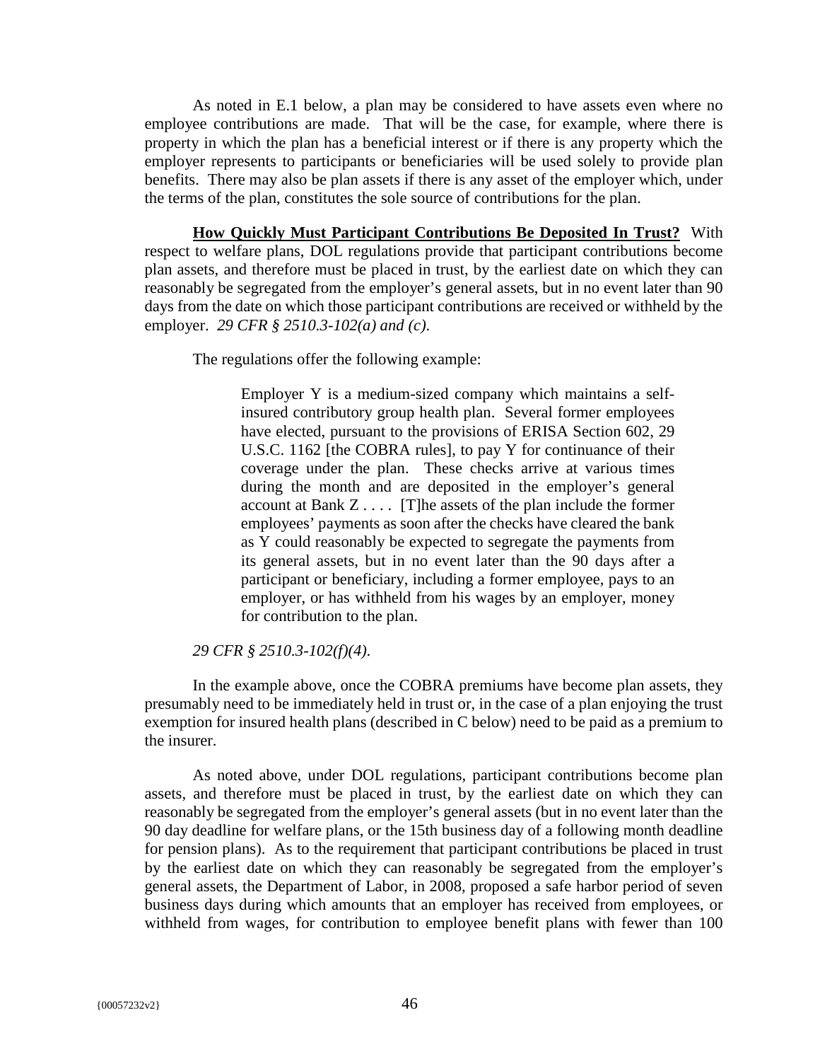As noted in E.1 below, a plan may be considered to have assets even where no employee contributions are made. That will be the case, for example, where there is property in which the plan has a beneficial interest or if there is any property which the employer represents to participants or beneficiaries will be used solely to provide plan benefits. There may also be plan assets if there is any asset of the employer which, under the terms of the plan, constitutes the sole source of contributions for the plan.

**How Quickly Must Participant Contributions Be Deposited In Trust?** With respect to welfare plans, DOL regulations provide that participant contributions become plan assets, and therefore must be placed in trust, by the earliest date on which they can reasonably be segregated from the employer's general assets, but in no event later than 90 days from the date on which those participant contributions are received or withheld by the employer. *29 CFR § 2510.3-102(a) and (c)*.

The regulations offer the following example:

> Employer Y is a medium-sized company which maintains a self-insured contributory group health plan. Several former employees have elected, pursuant to the provisions of ERISA Section 602, 29 U.S.C. 1162 [the COBRA rules], to pay Y for continuance of their coverage under the plan. These checks arrive at various times during the month and are deposited in the employer's general account at Bank Z . . . . [T]he assets of the plan include the former employees' payments as soon after the checks have cleared the bank as Y could reasonably be expected to segregate the payments from its general assets, but in no event later than the 90 days after a participant or beneficiary, including a former employee, pays to an employer, or has withheld from his wages by an employer, money for contribution to the plan.

*29 CFR § 2510.3-102(f)(4)*.

In the example above, once the COBRA premiums have become plan assets, they presumably need to be immediately held in trust or, in the case of a plan enjoying the trust exemption for insured health plans (described in C below) need to be paid as a premium to the insurer.

As noted above, under DOL regulations, participant contributions become plan assets, and therefore must be placed in trust, by the earliest date on which they can reasonably be segregated from the employer's general assets (but in no event later than the 90 day deadline for welfare plans, or the 15th business day of a following month deadline for pension plans). As to the requirement that participant contributions be placed in trust by the earliest date on which they can reasonably be segregated from the employer's general assets, the Department of Labor, in 2008, proposed a safe harbor period of seven business days during which amounts that an employer has received from employees, or withheld from wages, for contribution to employee benefit plans with fewer than 100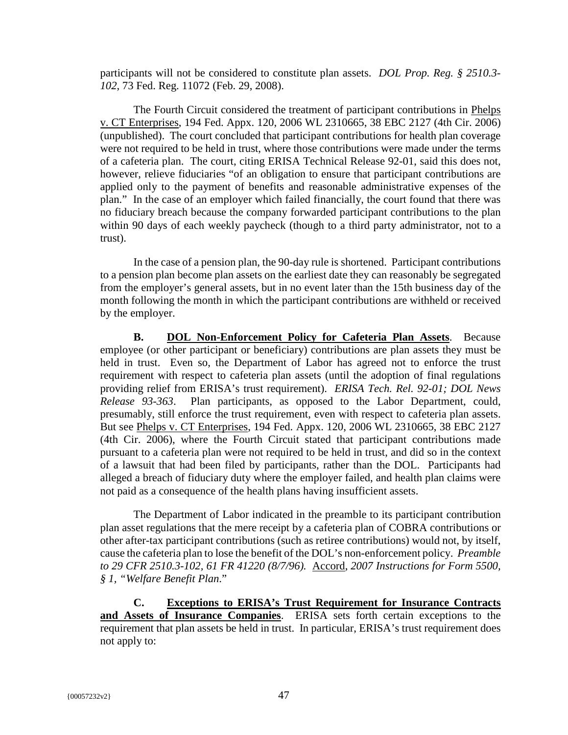participants will not be considered to constitute plan assets. *DOL Prop. Reg. § 2510.3-102*, 73 Fed. Reg. 11072 (Feb. 29, 2008).

The Fourth Circuit considered the treatment of participant contributions in Phelps v. CT Enterprises, 194 Fed. Appx. 120, 2006 WL 2310665, 38 EBC 2127 (4th Cir. 2006) (unpublished). The court concluded that participant contributions for health plan coverage were not required to be held in trust, where those contributions were made under the terms of a cafeteria plan. The court, citing ERISA Technical Release 92-01, said this does not, however, relieve fiduciaries "of an obligation to ensure that participant contributions are applied only to the payment of benefits and reasonable administrative expenses of the plan." In the case of an employer which failed financially, the court found that there was no fiduciary breach because the company forwarded participant contributions to the plan within 90 days of each weekly paycheck (though to a third party administrator, not to a trust).

In the case of a pension plan, the 90-day rule is shortened. Participant contributions to a pension plan become plan assets on the earliest date they can reasonably be segregated from the employer's general assets, but in no event later than the 15th business day of the month following the month in which the participant contributions are withheld or received by the employer.

**B. DOL Non-Enforcement Policy for Cafeteria Plan Assets**. Because employee (or other participant or beneficiary) contributions are plan assets they must be held in trust. Even so, the Department of Labor has agreed not to enforce the trust requirement with respect to cafeteria plan assets (until the adoption of final regulations providing relief from ERISA's trust requirement). *ERISA Tech. Rel. 92-01; DOL News Release 93-363*. Plan participants, as opposed to the Labor Department, could, presumably, still enforce the trust requirement, even with respect to cafeteria plan assets. But see Phelps v. CT Enterprises, 194 Fed. Appx. 120, 2006 WL 2310665, 38 EBC 2127 (4th Cir. 2006), where the Fourth Circuit stated that participant contributions made pursuant to a cafeteria plan were not required to be held in trust, and did so in the context of a lawsuit that had been filed by participants, rather than the DOL. Participants had alleged a breach of fiduciary duty where the employer failed, and health plan claims were not paid as a consequence of the health plans having insufficient assets.

The Department of Labor indicated in the preamble to its participant contribution plan asset regulations that the mere receipt by a cafeteria plan of COBRA contributions or other after-tax participant contributions (such as retiree contributions) would not, by itself, cause the cafeteria plan to lose the benefit of the DOL's non-enforcement policy. *Preamble to 29 CFR 2510.3-102, 61 FR 41220 (8/7/96).* Accord, *2007 Instructions for Form 5500, § 1, "Welfare Benefit Plan*."

**C. Exceptions to ERISA's Trust Requirement for Insurance Contracts and Assets of Insurance Companies**. ERISA sets forth certain exceptions to the requirement that plan assets be held in trust. In particular, ERISA's trust requirement does not apply to: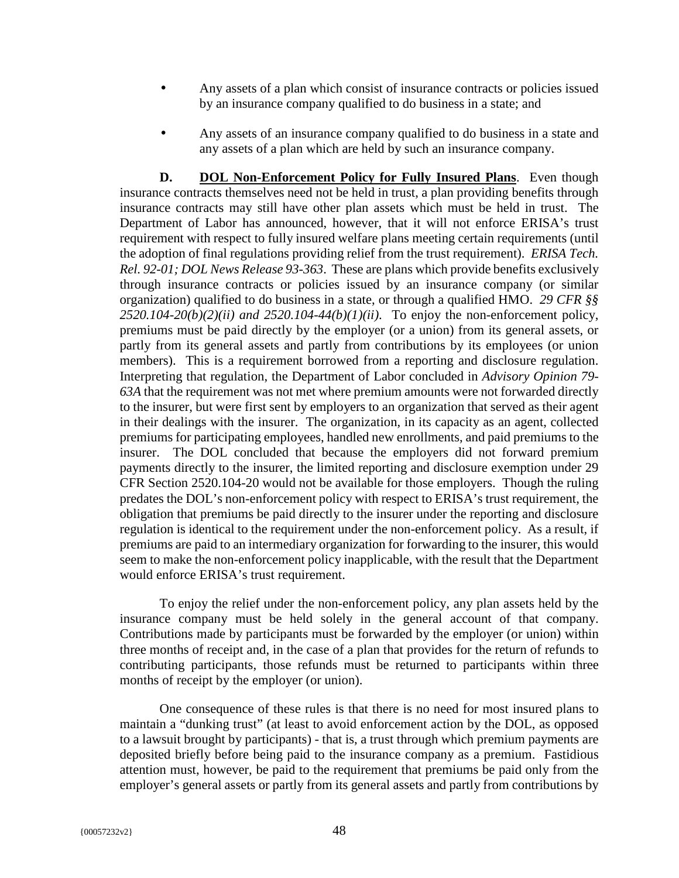- Any assets of a plan which consist of insurance contracts or policies issued by an insurance company qualified to do business in a state; and

- Any assets of an insurance company qualified to do business in a state and any assets of a plan which are held by such an insurance company.

**D. <u>DOL Non-Enforcement Policy for Fully Insured Plans</u>**. Even though insurance contracts themselves need not be held in trust, a plan providing benefits through insurance contracts may still have other plan assets which must be held in trust. The Department of Labor has announced, however, that it will not enforce ERISA's trust requirement with respect to fully insured welfare plans meeting certain requirements (until the adoption of final regulations providing relief from the trust requirement). *ERISA Tech. Rel. 92-01; DOL News Release 93-363*. These are plans which provide benefits exclusively through insurance contracts or policies issued by an insurance company (or similar organization) qualified to do business in a state, or through a qualified HMO. *29 CFR §§ 2520.104-20(b)(2)(ii) and 2520.104-44(b)(1)(ii).* To enjoy the non-enforcement policy, premiums must be paid directly by the employer (or a union) from its general assets, or partly from its general assets and partly from contributions by its employees (or union members). This is a requirement borrowed from a reporting and disclosure regulation. Interpreting that regulation, the Department of Labor concluded in *Advisory Opinion 79-63A* that the requirement was not met where premium amounts were not forwarded directly to the insurer, but were first sent by employers to an organization that served as their agent in their dealings with the insurer. The organization, in its capacity as an agent, collected premiums for participating employees, handled new enrollments, and paid premiums to the insurer. The DOL concluded that because the employers did not forward premium payments directly to the insurer, the limited reporting and disclosure exemption under 29 CFR Section 2520.104-20 would not be available for those employers. Though the ruling predates the DOL's non-enforcement policy with respect to ERISA's trust requirement, the obligation that premiums be paid directly to the insurer under the reporting and disclosure regulation is identical to the requirement under the non-enforcement policy. As a result, if premiums are paid to an intermediary organization for forwarding to the insurer, this would seem to make the non-enforcement policy inapplicable, with the result that the Department would enforce ERISA's trust requirement.

To enjoy the relief under the non-enforcement policy, any plan assets held by the insurance company must be held solely in the general account of that company. Contributions made by participants must be forwarded by the employer (or union) within three months of receipt and, in the case of a plan that provides for the return of refunds to contributing participants, those refunds must be returned to participants within three months of receipt by the employer (or union).

One consequence of these rules is that there is no need for most insured plans to maintain a "dunking trust" (at least to avoid enforcement action by the DOL, as opposed to a lawsuit brought by participants) - that is, a trust through which premium payments are deposited briefly before being paid to the insurance company as a premium. Fastidious attention must, however, be paid to the requirement that premiums be paid only from the employer's general assets or partly from its general assets and partly from contributions by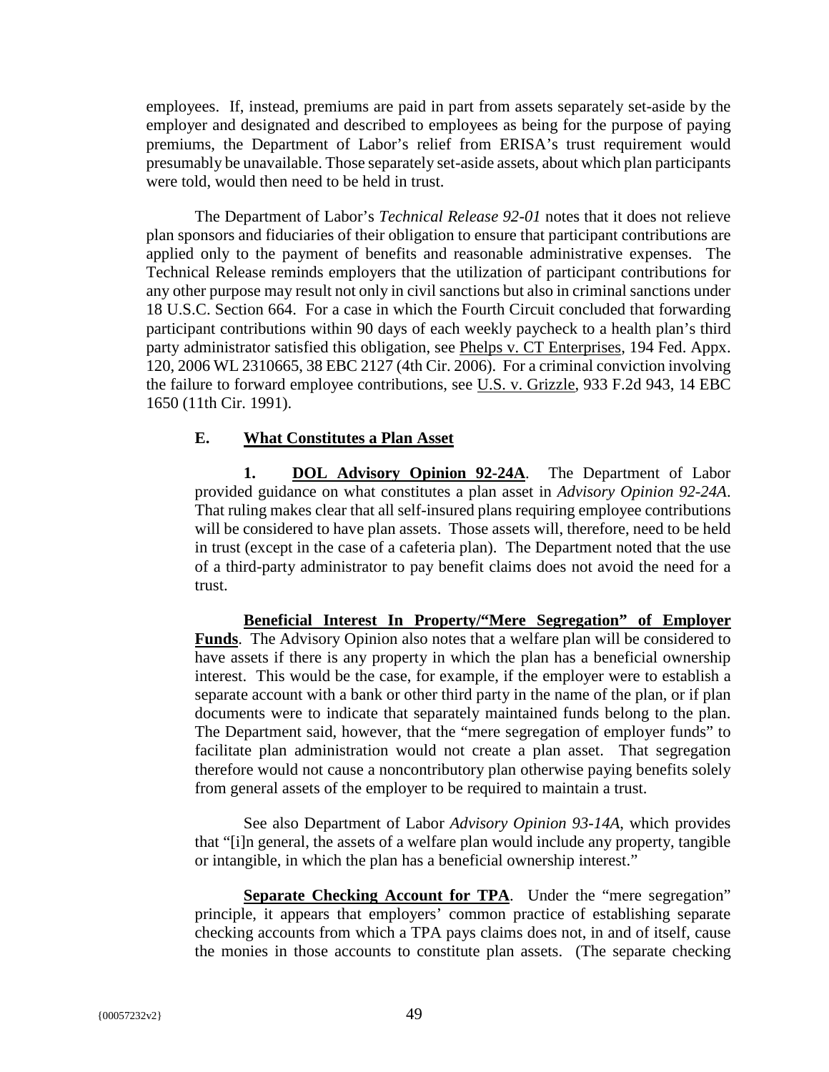employees. If, instead, premiums are paid in part from assets separately set-aside by the employer and designated and described to employees as being for the purpose of paying premiums, the Department of Labor's relief from ERISA's trust requirement would presumably be unavailable. Those separately set-aside assets, about which plan participants were told, would then need to be held in trust.

The Department of Labor's *Technical Release 92-01* notes that it does not relieve plan sponsors and fiduciaries of their obligation to ensure that participant contributions are applied only to the payment of benefits and reasonable administrative expenses. The Technical Release reminds employers that the utilization of participant contributions for any other purpose may result not only in civil sanctions but also in criminal sanctions under 18 U.S.C. Section 664. For a case in which the Fourth Circuit concluded that forwarding participant contributions within 90 days of each weekly paycheck to a health plan's third party administrator satisfied this obligation, see Phelps v. CT Enterprises, 194 Fed. Appx. 120, 2006 WL 2310665, 38 EBC 2127 (4th Cir. 2006). For a criminal conviction involving the failure to forward employee contributions, see U.S. v. Grizzle, 933 F.2d 943, 14 EBC 1650 (11th Cir. 1991).

### E. What Constitutes a Plan Asset

**1. DOL Advisory Opinion 92-24A**. The Department of Labor provided guidance on what constitutes a plan asset in *Advisory Opinion 92-24A*. That ruling makes clear that all self-insured plans requiring employee contributions will be considered to have plan assets. Those assets will, therefore, need to be held in trust (except in the case of a cafeteria plan). The Department noted that the use of a third-party administrator to pay benefit claims does not avoid the need for a trust.

**Beneficial Interest In Property/"Mere Segregation" of Employer Funds**. The Advisory Opinion also notes that a welfare plan will be considered to have assets if there is any property in which the plan has a beneficial ownership interest. This would be the case, for example, if the employer were to establish a separate account with a bank or other third party in the name of the plan, or if plan documents were to indicate that separately maintained funds belong to the plan. The Department said, however, that the "mere segregation of employer funds" to facilitate plan administration would not create a plan asset. That segregation therefore would not cause a noncontributory plan otherwise paying benefits solely from general assets of the employer to be required to maintain a trust.

See also Department of Labor *Advisory Opinion 93-14A*, which provides that "[i]n general, the assets of a welfare plan would include any property, tangible or intangible, in which the plan has a beneficial ownership interest."

**Separate Checking Account for TPA**. Under the "mere segregation" principle, it appears that employers' common practice of establishing separate checking accounts from which a TPA pays claims does not, in and of itself, cause the monies in those accounts to constitute plan assets. (The separate checking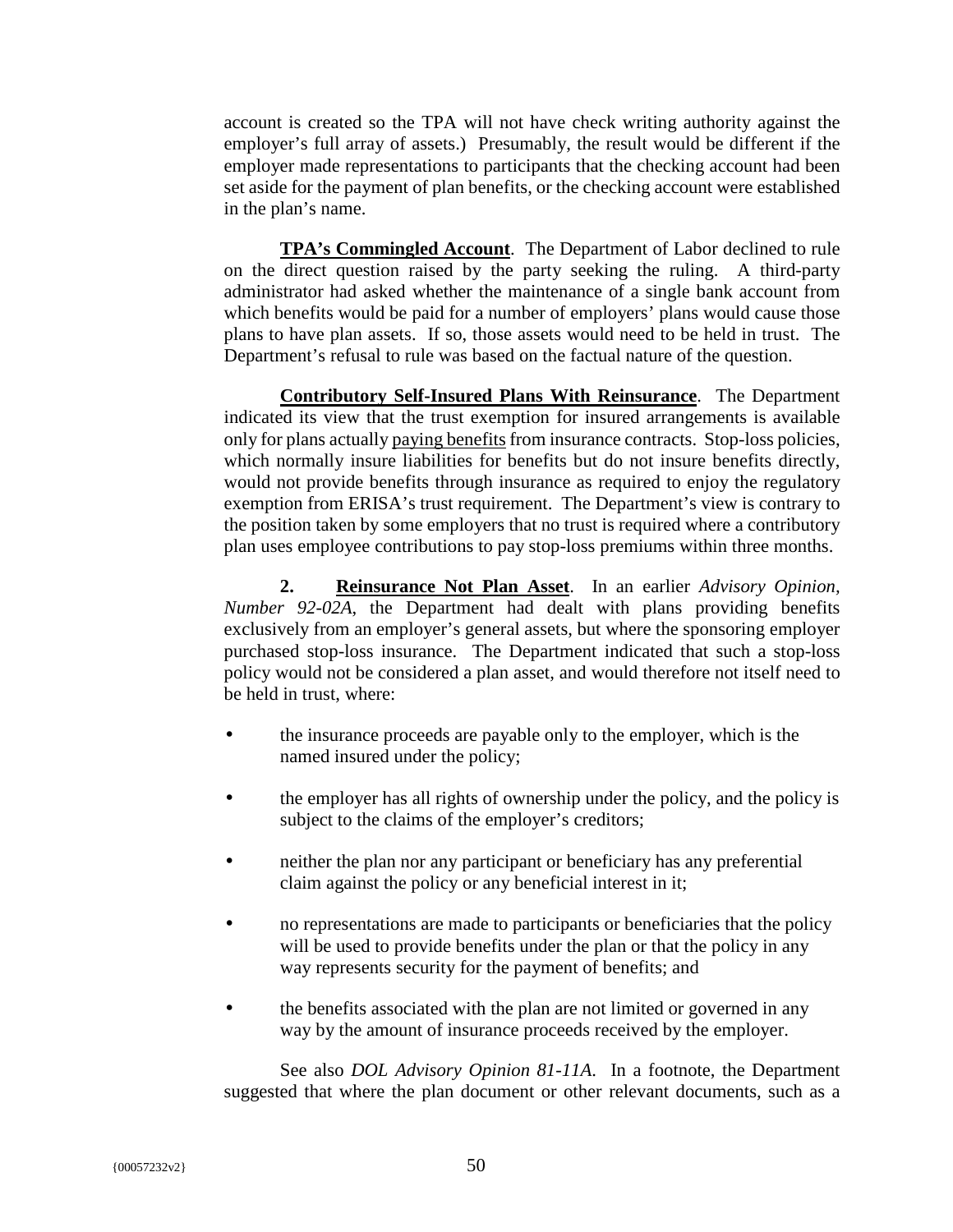account is created so the TPA will not have check writing authority against the employer's full array of assets.) Presumably, the result would be different if the employer made representations to participants that the checking account had been set aside for the payment of plan benefits, or the checking account were established in the plan's name.

**TPA's Commingled Account**. The Department of Labor declined to rule on the direct question raised by the party seeking the ruling. A third-party administrator had asked whether the maintenance of a single bank account from which benefits would be paid for a number of employers' plans would cause those plans to have plan assets. If so, those assets would need to be held in trust. The Department's refusal to rule was based on the factual nature of the question.

**Contributory Self-Insured Plans With Reinsurance**. The Department indicated its view that the trust exemption for insured arrangements is available only for plans actually paying benefits from insurance contracts. Stop-loss policies, which normally insure liabilities for benefits but do not insure benefits directly, would not provide benefits through insurance as required to enjoy the regulatory exemption from ERISA's trust requirement. The Department's view is contrary to the position taken by some employers that no trust is required where a contributory plan uses employee contributions to pay stop-loss premiums within three months.

**2. Reinsurance Not Plan Asset**. In an earlier *Advisory Opinion, Number 92-02A*, the Department had dealt with plans providing benefits exclusively from an employer's general assets, but where the sponsoring employer purchased stop-loss insurance. The Department indicated that such a stop-loss policy would not be considered a plan asset, and would therefore not itself need to be held in trust, where:

- the insurance proceeds are payable only to the employer, which is the named insured under the policy;
- the employer has all rights of ownership under the policy, and the policy is subject to the claims of the employer's creditors;
- neither the plan nor any participant or beneficiary has any preferential claim against the policy or any beneficial interest in it;
- no representations are made to participants or beneficiaries that the policy will be used to provide benefits under the plan or that the policy in any way represents security for the payment of benefits; and
- the benefits associated with the plan are not limited or governed in any way by the amount of insurance proceeds received by the employer.

See also *DOL Advisory Opinion 81-11A.* In a footnote, the Department suggested that where the plan document or other relevant documents, such as a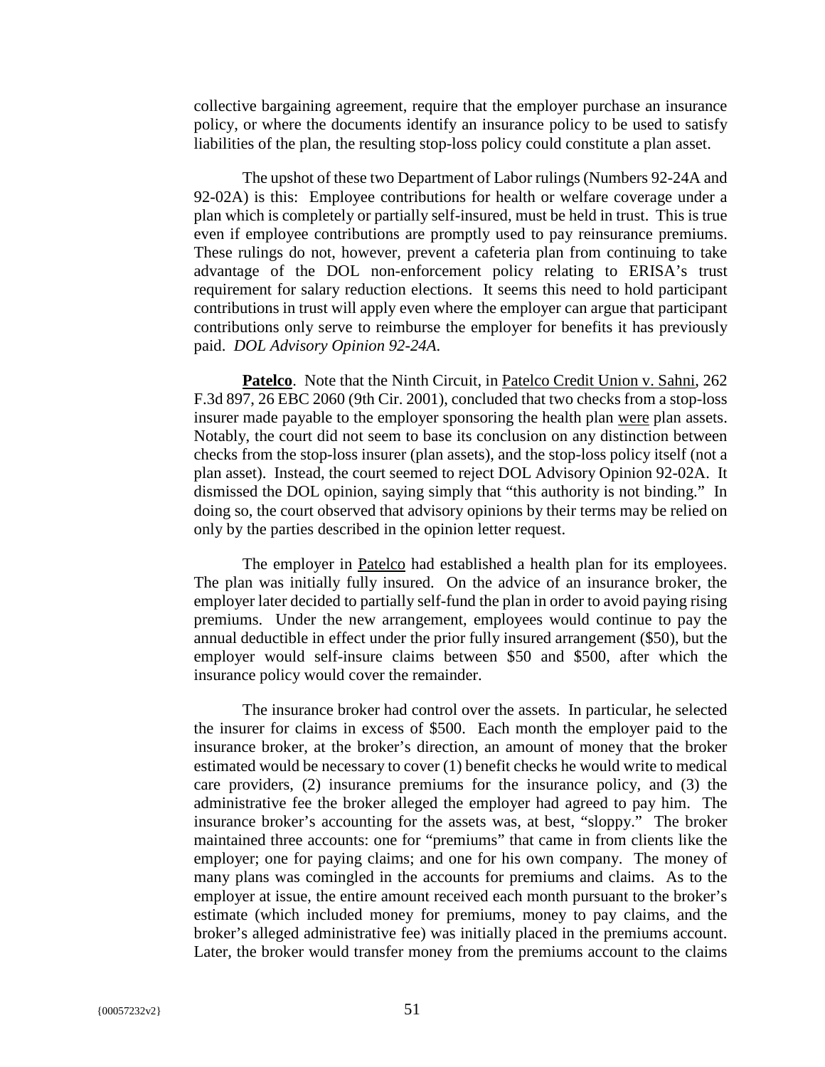collective bargaining agreement, require that the employer purchase an insurance policy, or where the documents identify an insurance policy to be used to satisfy liabilities of the plan, the resulting stop-loss policy could constitute a plan asset.

The upshot of these two Department of Labor rulings (Numbers 92-24A and 92-02A) is this: Employee contributions for health or welfare coverage under a plan which is completely or partially self-insured, must be held in trust. This is true even if employee contributions are promptly used to pay reinsurance premiums. These rulings do not, however, prevent a cafeteria plan from continuing to take advantage of the DOL non-enforcement policy relating to ERISA's trust requirement for salary reduction elections. It seems this need to hold participant contributions in trust will apply even where the employer can argue that participant contributions only serve to reimburse the employer for benefits it has previously paid. *DOL Advisory Opinion 92-24A.*

**Patelco**. Note that the Ninth Circuit, in Patelco Credit Union v. Sahni, 262 F.3d 897, 26 EBC 2060 (9th Cir. 2001), concluded that two checks from a stop-loss insurer made payable to the employer sponsoring the health plan were plan assets. Notably, the court did not seem to base its conclusion on any distinction between checks from the stop-loss insurer (plan assets), and the stop-loss policy itself (not a plan asset). Instead, the court seemed to reject DOL Advisory Opinion 92-02A. It dismissed the DOL opinion, saying simply that "this authority is not binding." In doing so, the court observed that advisory opinions by their terms may be relied on only by the parties described in the opinion letter request.

The employer in Patelco had established a health plan for its employees. The plan was initially fully insured. On the advice of an insurance broker, the employer later decided to partially self-fund the plan in order to avoid paying rising premiums. Under the new arrangement, employees would continue to pay the annual deductible in effect under the prior fully insured arrangement ($50), but the employer would self-insure claims between $50 and $500, after which the insurance policy would cover the remainder.

The insurance broker had control over the assets. In particular, he selected the insurer for claims in excess of $500. Each month the employer paid to the insurance broker, at the broker's direction, an amount of money that the broker estimated would be necessary to cover (1) benefit checks he would write to medical care providers, (2) insurance premiums for the insurance policy, and (3) the administrative fee the broker alleged the employer had agreed to pay him. The insurance broker's accounting for the assets was, at best, "sloppy." The broker maintained three accounts: one for "premiums" that came in from clients like the employer; one for paying claims; and one for his own company. The money of many plans was comingled in the accounts for premiums and claims. As to the employer at issue, the entire amount received each month pursuant to the broker's estimate (which included money for premiums, money to pay claims, and the broker's alleged administrative fee) was initially placed in the premiums account. Later, the broker would transfer money from the premiums account to the claims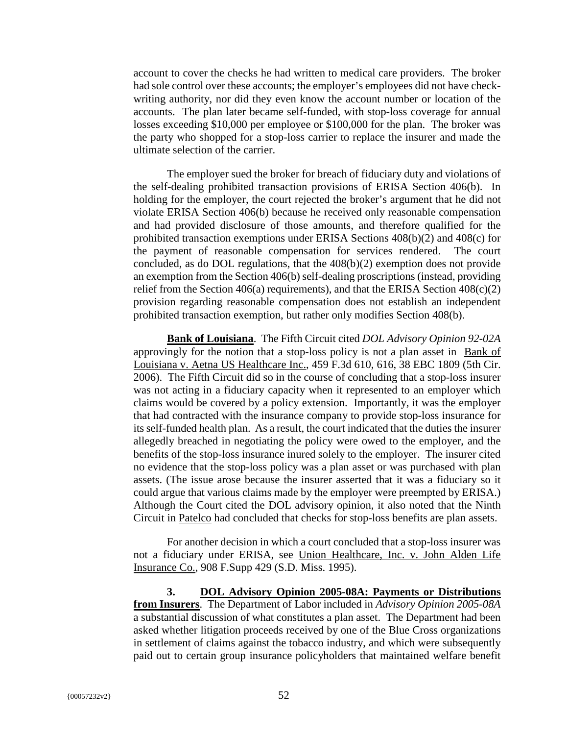account to cover the checks he had written to medical care providers. The broker had sole control over these accounts; the employer's employees did not have check-writing authority, nor did they even know the account number or location of the accounts. The plan later became self-funded, with stop-loss coverage for annual losses exceeding $10,000 per employee or $100,000 for the plan. The broker was the party who shopped for a stop-loss carrier to replace the insurer and made the ultimate selection of the carrier.

The employer sued the broker for breach of fiduciary duty and violations of the self-dealing prohibited transaction provisions of ERISA Section 406(b). In holding for the employer, the court rejected the broker's argument that he did not violate ERISA Section 406(b) because he received only reasonable compensation and had provided disclosure of those amounts, and therefore qualified for the prohibited transaction exemptions under ERISA Sections 408(b)(2) and 408(c) for the payment of reasonable compensation for services rendered. The court concluded, as do DOL regulations, that the 408(b)(2) exemption does not provide an exemption from the Section 406(b) self-dealing proscriptions (instead, providing relief from the Section 406(a) requirements), and that the ERISA Section 408(c)(2) provision regarding reasonable compensation does not establish an independent prohibited transaction exemption, but rather only modifies Section 408(b).

**Bank of Louisiana**. The Fifth Circuit cited *DOL Advisory Opinion 92-02A* approvingly for the notion that a stop-loss policy is not a plan asset in Bank of Louisiana v. Aetna US Healthcare Inc., 459 F.3d 610, 616, 38 EBC 1809 (5th Cir. 2006). The Fifth Circuit did so in the course of concluding that a stop-loss insurer was not acting in a fiduciary capacity when it represented to an employer which claims would be covered by a policy extension. Importantly, it was the employer that had contracted with the insurance company to provide stop-loss insurance for its self-funded health plan. As a result, the court indicated that the duties the insurer allegedly breached in negotiating the policy were owed to the employer, and the benefits of the stop-loss insurance inured solely to the employer. The insurer cited no evidence that the stop-loss policy was a plan asset or was purchased with plan assets. (The issue arose because the insurer asserted that it was a fiduciary so it could argue that various claims made by the employer were preempted by ERISA.) Although the Court cited the DOL advisory opinion, it also noted that the Ninth Circuit in Patelco had concluded that checks for stop-loss benefits are plan assets.

For another decision in which a court concluded that a stop-loss insurer was not a fiduciary under ERISA, see Union Healthcare, Inc. v. John Alden Life Insurance Co., 908 F.Supp 429 (S.D. Miss. 1995).

**3. DOL Advisory Opinion 2005-08A: Payments or Distributions from Insurers**. The Department of Labor included in *Advisory Opinion 2005-08A* a substantial discussion of what constitutes a plan asset. The Department had been asked whether litigation proceeds received by one of the Blue Cross organizations in settlement of claims against the tobacco industry, and which were subsequently paid out to certain group insurance policyholders that maintained welfare benefit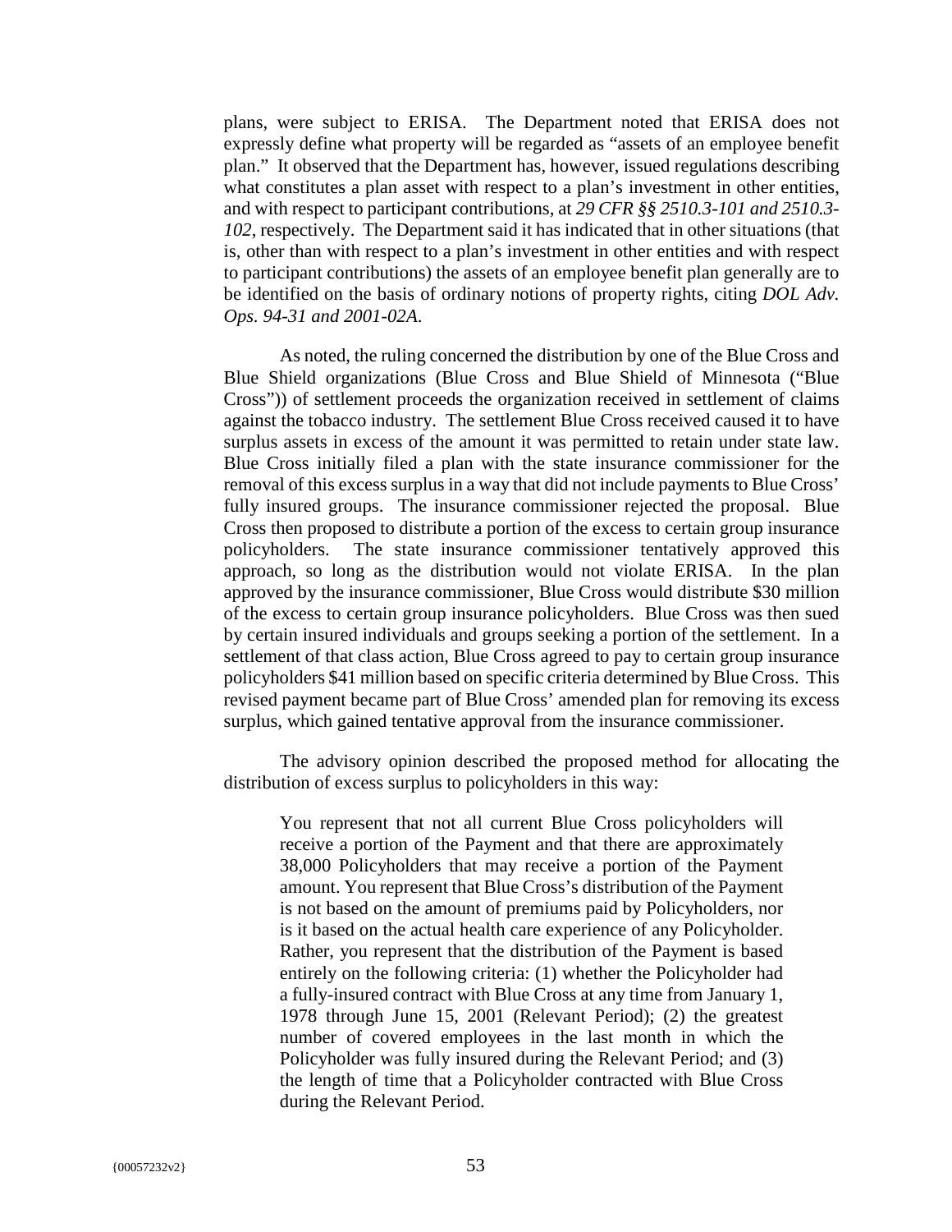plans, were subject to ERISA. The Department noted that ERISA does not expressly define what property will be regarded as "assets of an employee benefit plan." It observed that the Department has, however, issued regulations describing what constitutes a plan asset with respect to a plan's investment in other entities, and with respect to participant contributions, at *29 CFR §§ 2510.3-101 and 2510.3-102*, respectively. The Department said it has indicated that in other situations (that is, other than with respect to a plan's investment in other entities and with respect to participant contributions) the assets of an employee benefit plan generally are to be identified on the basis of ordinary notions of property rights, citing *DOL Adv. Ops. 94-31 and 2001-02A.*

As noted, the ruling concerned the distribution by one of the Blue Cross and Blue Shield organizations (Blue Cross and Blue Shield of Minnesota ("Blue Cross")) of settlement proceeds the organization received in settlement of claims against the tobacco industry. The settlement Blue Cross received caused it to have surplus assets in excess of the amount it was permitted to retain under state law. Blue Cross initially filed a plan with the state insurance commissioner for the removal of this excess surplus in a way that did not include payments to Blue Cross' fully insured groups. The insurance commissioner rejected the proposal. Blue Cross then proposed to distribute a portion of the excess to certain group insurance policyholders. The state insurance commissioner tentatively approved this approach, so long as the distribution would not violate ERISA. In the plan approved by the insurance commissioner, Blue Cross would distribute $30 million of the excess to certain group insurance policyholders. Blue Cross was then sued by certain insured individuals and groups seeking a portion of the settlement. In a settlement of that class action, Blue Cross agreed to pay to certain group insurance policyholders $41 million based on specific criteria determined by Blue Cross. This revised payment became part of Blue Cross' amended plan for removing its excess surplus, which gained tentative approval from the insurance commissioner.

The advisory opinion described the proposed method for allocating the distribution of excess surplus to policyholders in this way:

> You represent that not all current Blue Cross policyholders will receive a portion of the Payment and that there are approximately 38,000 Policyholders that may receive a portion of the Payment amount. You represent that Blue Cross's distribution of the Payment is not based on the amount of premiums paid by Policyholders, nor is it based on the actual health care experience of any Policyholder. Rather, you represent that the distribution of the Payment is based entirely on the following criteria: (1) whether the Policyholder had a fully-insured contract with Blue Cross at any time from January 1, 1978 through June 15, 2001 (Relevant Period); (2) the greatest number of covered employees in the last month in which the Policyholder was fully insured during the Relevant Period; and (3) the length of time that a Policyholder contracted with Blue Cross during the Relevant Period.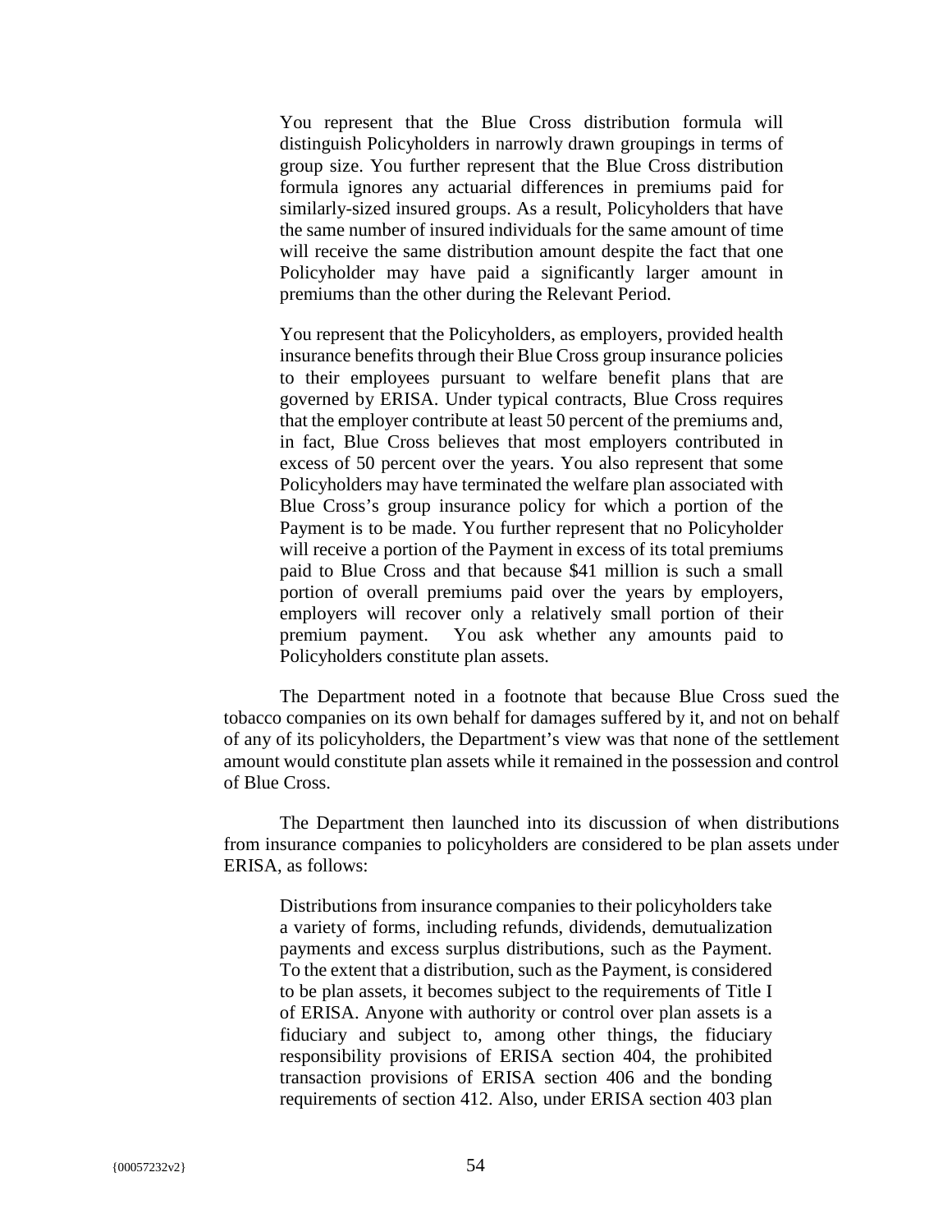> You represent that the Blue Cross distribution formula will distinguish Policyholders in narrowly drawn groupings in terms of group size. You further represent that the Blue Cross distribution formula ignores any actuarial differences in premiums paid for similarly-sized insured groups. As a result, Policyholders that have the same number of insured individuals for the same amount of time will receive the same distribution amount despite the fact that one Policyholder may have paid a significantly larger amount in premiums than the other during the Relevant Period.
>
> You represent that the Policyholders, as employers, provided health insurance benefits through their Blue Cross group insurance policies to their employees pursuant to welfare benefit plans that are governed by ERISA. Under typical contracts, Blue Cross requires that the employer contribute at least 50 percent of the premiums and, in fact, Blue Cross believes that most employers contributed in excess of 50 percent over the years. You also represent that some Policyholders may have terminated the welfare plan associated with Blue Cross's group insurance policy for which a portion of the Payment is to be made. You further represent that no Policyholder will receive a portion of the Payment in excess of its total premiums paid to Blue Cross and that because $41 million is such a small portion of overall premiums paid over the years by employers, employers will recover only a relatively small portion of their premium payment. You ask whether any amounts paid to Policyholders constitute plan assets.

The Department noted in a footnote that because Blue Cross sued the tobacco companies on its own behalf for damages suffered by it, and not on behalf of any of its policyholders, the Department's view was that none of the settlement amount would constitute plan assets while it remained in the possession and control of Blue Cross.

The Department then launched into its discussion of when distributions from insurance companies to policyholders are considered to be plan assets under ERISA, as follows:

> Distributions from insurance companies to their policyholders take a variety of forms, including refunds, dividends, demutualization payments and excess surplus distributions, such as the Payment. To the extent that a distribution, such as the Payment, is considered to be plan assets, it becomes subject to the requirements of Title I of ERISA. Anyone with authority or control over plan assets is a fiduciary and subject to, among other things, the fiduciary responsibility provisions of ERISA section 404, the prohibited transaction provisions of ERISA section 406 and the bonding requirements of section 412. Also, under ERISA section 403 plan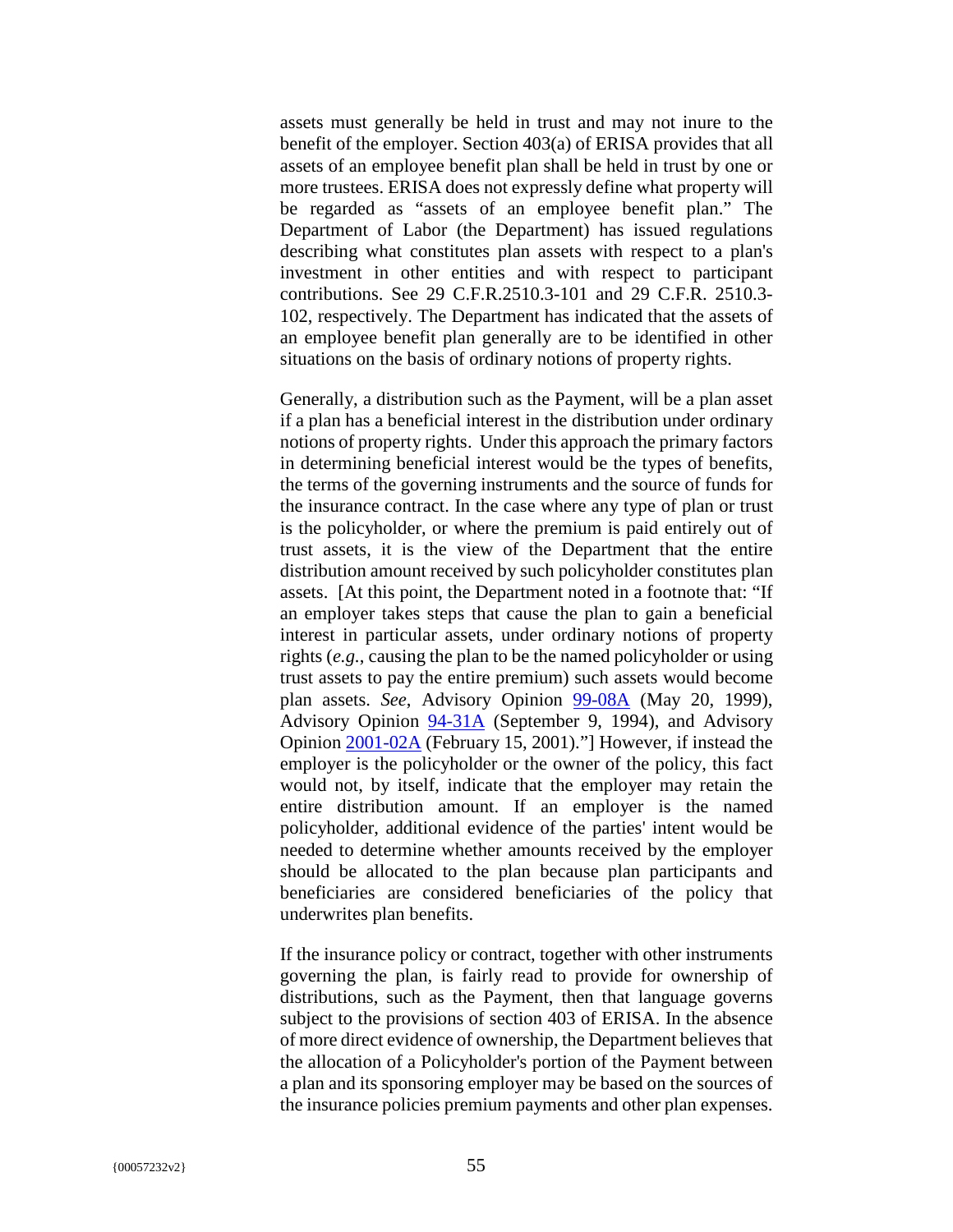assets must generally be held in trust and may not inure to the benefit of the employer. Section 403(a) of ERISA provides that all assets of an employee benefit plan shall be held in trust by one or more trustees. ERISA does not expressly define what property will be regarded as "assets of an employee benefit plan." The Department of Labor (the Department) has issued regulations describing what constitutes plan assets with respect to a plan's investment in other entities and with respect to participant contributions. See 29 C.F.R.2510.3-101 and 29 C.F.R. 2510.3-102, respectively. The Department has indicated that the assets of an employee benefit plan generally are to be identified in other situations on the basis of ordinary notions of property rights.

Generally, a distribution such as the Payment, will be a plan asset if a plan has a beneficial interest in the distribution under ordinary notions of property rights. Under this approach the primary factors in determining beneficial interest would be the types of benefits, the terms of the governing instruments and the source of funds for the insurance contract. In the case where any type of plan or trust is the policyholder, or where the premium is paid entirely out of trust assets, it is the view of the Department that the entire distribution amount received by such policyholder constitutes plan assets. [At this point, the Department noted in a footnote that: "If an employer takes steps that cause the plan to gain a beneficial interest in particular assets, under ordinary notions of property rights (*e.g.*, causing the plan to be the named policyholder or using trust assets to pay the entire premium) such assets would become plan assets. *See*, Advisory Opinion 99-08A (May 20, 1999), Advisory Opinion 94-31A (September 9, 1994), and Advisory Opinion 2001-02A (February 15, 2001)."] However, if instead the employer is the policyholder or the owner of the policy, this fact would not, by itself, indicate that the employer may retain the entire distribution amount. If an employer is the named policyholder, additional evidence of the parties' intent would be needed to determine whether amounts received by the employer should be allocated to the plan because plan participants and beneficiaries are considered beneficiaries of the policy that underwrites plan benefits.

If the insurance policy or contract, together with other instruments governing the plan, is fairly read to provide for ownership of distributions, such as the Payment, then that language governs subject to the provisions of section 403 of ERISA. In the absence of more direct evidence of ownership, the Department believes that the allocation of a Policyholder's portion of the Payment between a plan and its sponsoring employer may be based on the sources of the insurance policies premium payments and other plan expenses.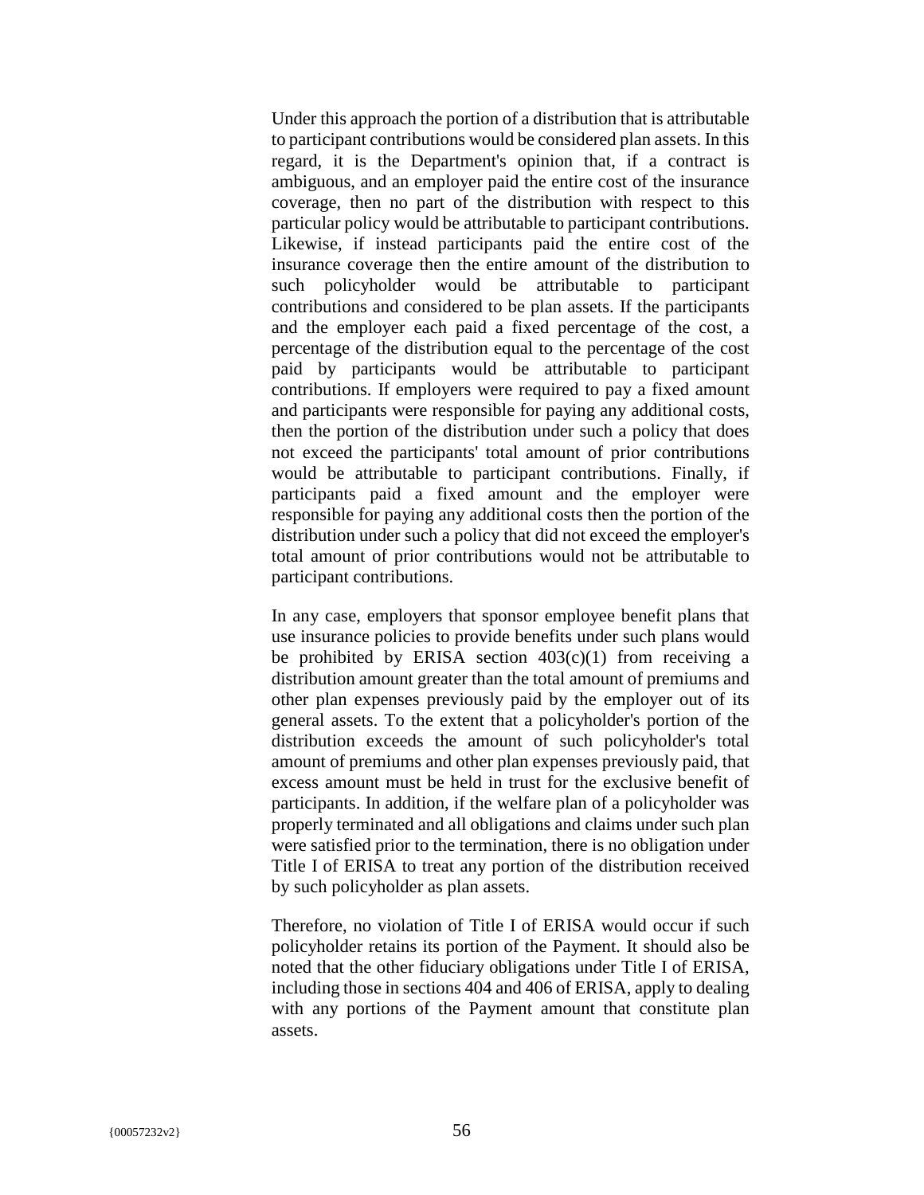Under this approach the portion of a distribution that is attributable to participant contributions would be considered plan assets. In this regard, it is the Department's opinion that, if a contract is ambiguous, and an employer paid the entire cost of the insurance coverage, then no part of the distribution with respect to this particular policy would be attributable to participant contributions. Likewise, if instead participants paid the entire cost of the insurance coverage then the entire amount of the distribution to such policyholder would be attributable to participant contributions and considered to be plan assets. If the participants and the employer each paid a fixed percentage of the cost, a percentage of the distribution equal to the percentage of the cost paid by participants would be attributable to participant contributions. If employers were required to pay a fixed amount and participants were responsible for paying any additional costs, then the portion of the distribution under such a policy that does not exceed the participants' total amount of prior contributions would be attributable to participant contributions. Finally, if participants paid a fixed amount and the employer were responsible for paying any additional costs then the portion of the distribution under such a policy that did not exceed the employer's total amount of prior contributions would not be attributable to participant contributions.

In any case, employers that sponsor employee benefit plans that use insurance policies to provide benefits under such plans would be prohibited by ERISA section 403(c)(1) from receiving a distribution amount greater than the total amount of premiums and other plan expenses previously paid by the employer out of its general assets. To the extent that a policyholder's portion of the distribution exceeds the amount of such policyholder's total amount of premiums and other plan expenses previously paid, that excess amount must be held in trust for the exclusive benefit of participants. In addition, if the welfare plan of a policyholder was properly terminated and all obligations and claims under such plan were satisfied prior to the termination, there is no obligation under Title I of ERISA to treat any portion of the distribution received by such policyholder as plan assets.

Therefore, no violation of Title I of ERISA would occur if such policyholder retains its portion of the Payment. It should also be noted that the other fiduciary obligations under Title I of ERISA, including those in sections 404 and 406 of ERISA, apply to dealing with any portions of the Payment amount that constitute plan assets.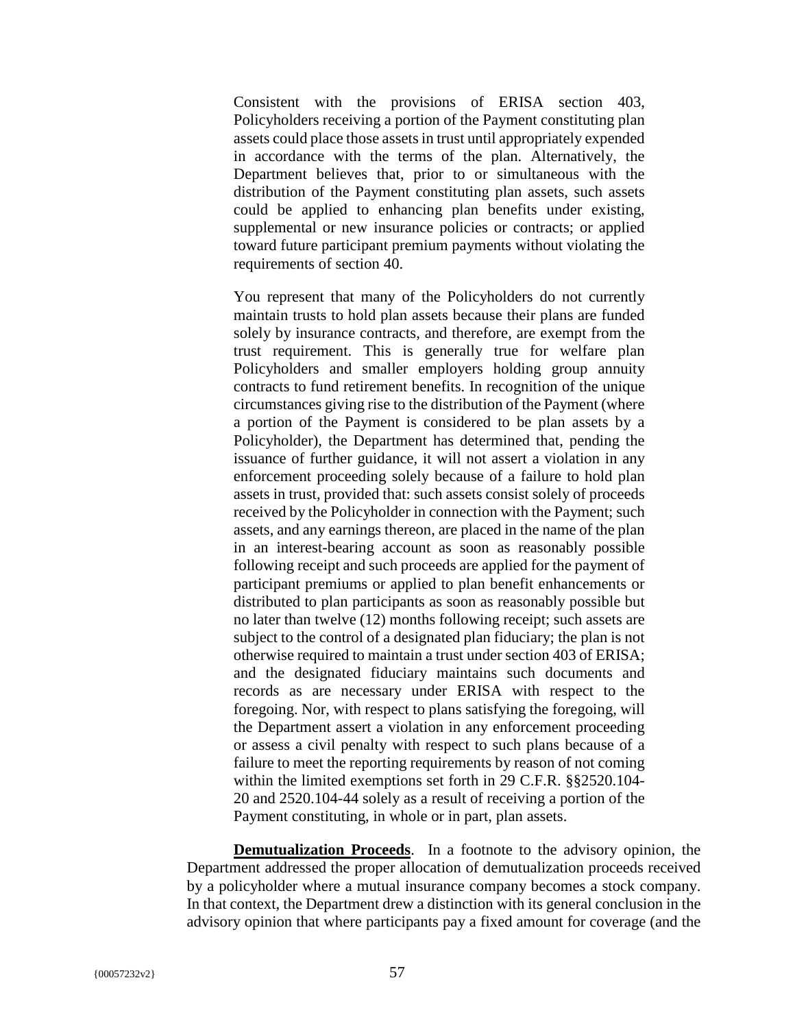> Consistent with the provisions of ERISA section 403, Policyholders receiving a portion of the Payment constituting plan assets could place those assets in trust until appropriately expended in accordance with the terms of the plan. Alternatively, the Department believes that, prior to or simultaneous with the distribution of the Payment constituting plan assets, such assets could be applied to enhancing plan benefits under existing, supplemental or new insurance policies or contracts; or applied toward future participant premium payments without violating the requirements of section 40.
>
> You represent that many of the Policyholders do not currently maintain trusts to hold plan assets because their plans are funded solely by insurance contracts, and therefore, are exempt from the trust requirement. This is generally true for welfare plan Policyholders and smaller employers holding group annuity contracts to fund retirement benefits. In recognition of the unique circumstances giving rise to the distribution of the Payment (where a portion of the Payment is considered to be plan assets by a Policyholder), the Department has determined that, pending the issuance of further guidance, it will not assert a violation in any enforcement proceeding solely because of a failure to hold plan assets in trust, provided that: such assets consist solely of proceeds received by the Policyholder in connection with the Payment; such assets, and any earnings thereon, are placed in the name of the plan in an interest-bearing account as soon as reasonably possible following receipt and such proceeds are applied for the payment of participant premiums or applied to plan benefit enhancements or distributed to plan participants as soon as reasonably possible but no later than twelve (12) months following receipt; such assets are subject to the control of a designated plan fiduciary; the plan is not otherwise required to maintain a trust under section 403 of ERISA; and the designated fiduciary maintains such documents and records as are necessary under ERISA with respect to the foregoing. Nor, with respect to plans satisfying the foregoing, will the Department assert a violation in any enforcement proceeding or assess a civil penalty with respect to such plans because of a failure to meet the reporting requirements by reason of not coming within the limited exemptions set forth in 29 C.F.R. §§2520.104-20 and 2520.104-44 solely as a result of receiving a portion of the Payment constituting, in whole or in part, plan assets.

**Demutualization Proceeds**. In a footnote to the advisory opinion, the Department addressed the proper allocation of demutualization proceeds received by a policyholder where a mutual insurance company becomes a stock company. In that context, the Department drew a distinction with its general conclusion in the advisory opinion that where participants pay a fixed amount for coverage (and the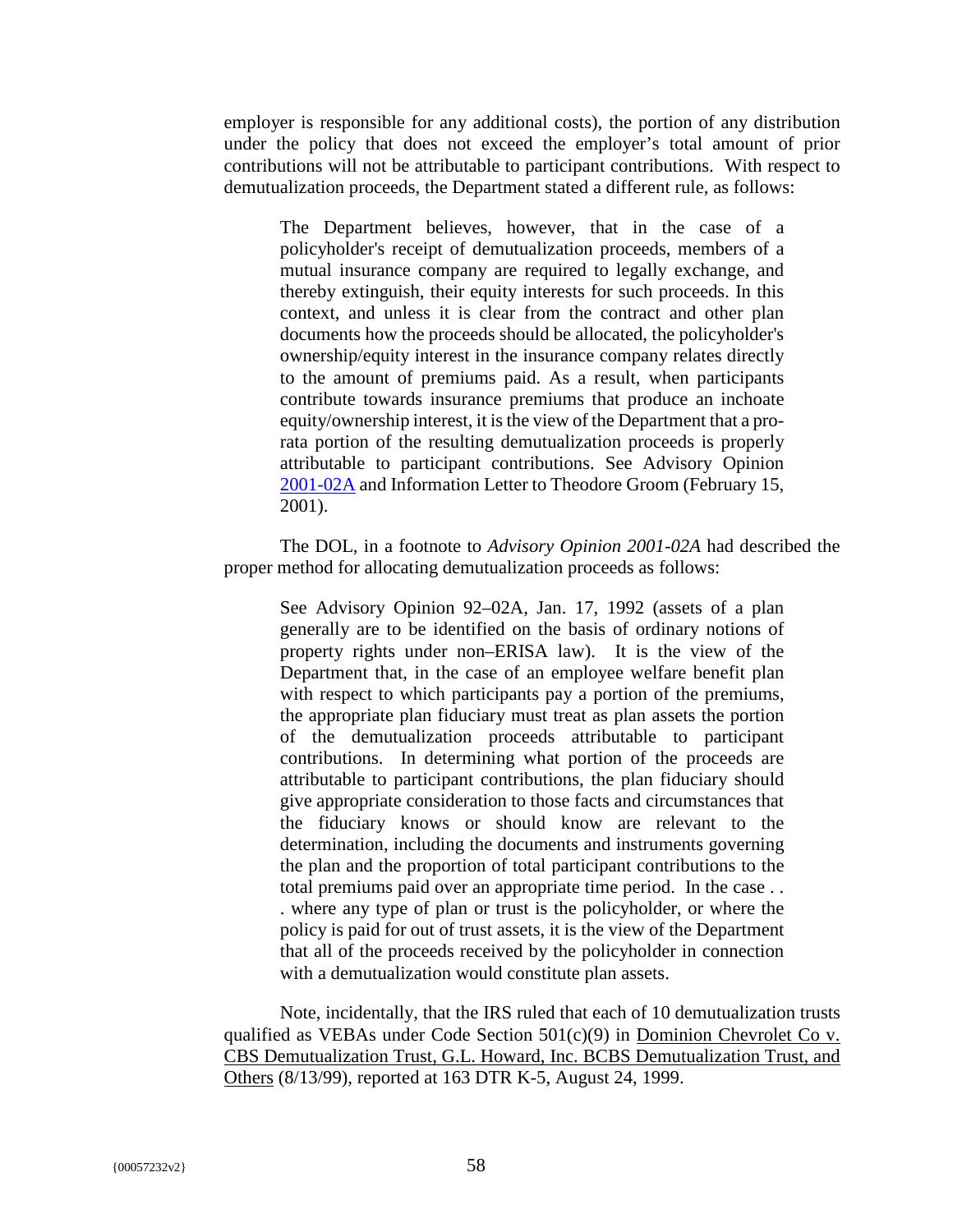employer is responsible for any additional costs), the portion of any distribution under the policy that does not exceed the employer's total amount of prior contributions will not be attributable to participant contributions. With respect to demutualization proceeds, the Department stated a different rule, as follows:

> The Department believes, however, that in the case of a policyholder's receipt of demutualization proceeds, members of a mutual insurance company are required to legally exchange, and thereby extinguish, their equity interests for such proceeds. In this context, and unless it is clear from the contract and other plan documents how the proceeds should be allocated, the policyholder's ownership/equity interest in the insurance company relates directly to the amount of premiums paid. As a result, when participants contribute towards insurance premiums that produce an inchoate equity/ownership interest, it is the view of the Department that a pro-rata portion of the resulting demutualization proceeds is properly attributable to participant contributions. See Advisory Opinion 2001-02A and Information Letter to Theodore Groom (February 15, 2001).

The DOL, in a footnote to *Advisory Opinion 2001-02A* had described the proper method for allocating demutualization proceeds as follows:

> See Advisory Opinion 92–02A, Jan. 17, 1992 (assets of a plan generally are to be identified on the basis of ordinary notions of property rights under non–ERISA law). It is the view of the Department that, in the case of an employee welfare benefit plan with respect to which participants pay a portion of the premiums, the appropriate plan fiduciary must treat as plan assets the portion of the demutualization proceeds attributable to participant contributions. In determining what portion of the proceeds are attributable to participant contributions, the plan fiduciary should give appropriate consideration to those facts and circumstances that the fiduciary knows or should know are relevant to the determination, including the documents and instruments governing the plan and the proportion of total participant contributions to the total premiums paid over an appropriate time period. In the case . . . where any type of plan or trust is the policyholder, or where the policy is paid for out of trust assets, it is the view of the Department that all of the proceeds received by the policyholder in connection with a demutualization would constitute plan assets.

Note, incidentally, that the IRS ruled that each of 10 demutualization trusts qualified as VEBAs under Code Section 501(c)(9) in Dominion Chevrolet Co v. CBS Demutualization Trust, G.L. Howard, Inc. BCBS Demutualization Trust, and Others (8/13/99), reported at 163 DTR K-5, August 24, 1999.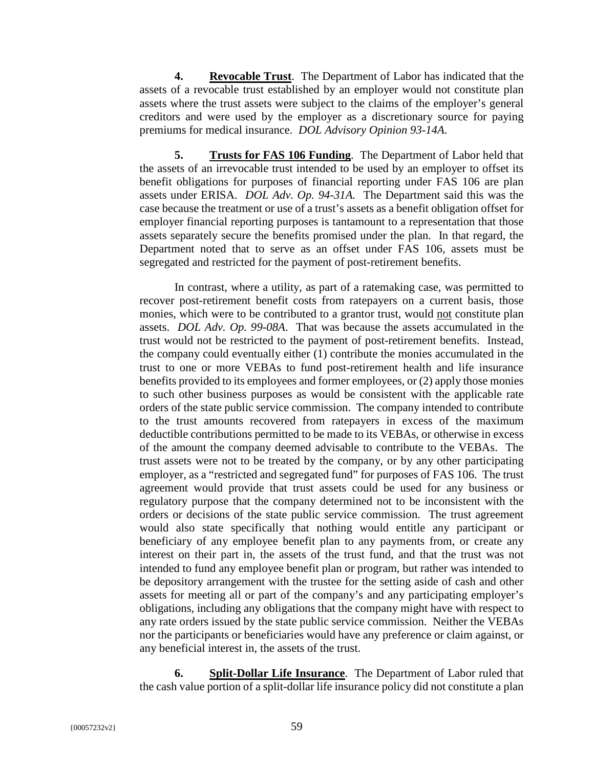**4. <u>Revocable Trust</u>**. The Department of Labor has indicated that the assets of a revocable trust established by an employer would not constitute plan assets where the trust assets were subject to the claims of the employer's general creditors and were used by the employer as a discretionary source for paying premiums for medical insurance. *DOL Advisory Opinion 93-14A.*

**5. <u>Trusts for FAS 106 Funding</u>**. The Department of Labor held that the assets of an irrevocable trust intended to be used by an employer to offset its benefit obligations for purposes of financial reporting under FAS 106 are plan assets under ERISA. *DOL Adv. Op. 94-31A.* The Department said this was the case because the treatment or use of a trust's assets as a benefit obligation offset for employer financial reporting purposes is tantamount to a representation that those assets separately secure the benefits promised under the plan. In that regard, the Department noted that to serve as an offset under FAS 106, assets must be segregated and restricted for the payment of post-retirement benefits.

In contrast, where a utility, as part of a ratemaking case, was permitted to recover post-retirement benefit costs from ratepayers on a current basis, those monies, which were to be contributed to a grantor trust, would <u>not</u> constitute plan assets. *DOL Adv. Op. 99-08A*. That was because the assets accumulated in the trust would not be restricted to the payment of post-retirement benefits. Instead, the company could eventually either (1) contribute the monies accumulated in the trust to one or more VEBAs to fund post-retirement health and life insurance benefits provided to its employees and former employees, or (2) apply those monies to such other business purposes as would be consistent with the applicable rate orders of the state public service commission. The company intended to contribute to the trust amounts recovered from ratepayers in excess of the maximum deductible contributions permitted to be made to its VEBAs, or otherwise in excess of the amount the company deemed advisable to contribute to the VEBAs. The trust assets were not to be treated by the company, or by any other participating employer, as a "restricted and segregated fund" for purposes of FAS 106. The trust agreement would provide that trust assets could be used for any business or regulatory purpose that the company determined not to be inconsistent with the orders or decisions of the state public service commission. The trust agreement would also state specifically that nothing would entitle any participant or beneficiary of any employee benefit plan to any payments from, or create any interest on their part in, the assets of the trust fund, and that the trust was not intended to fund any employee benefit plan or program, but rather was intended to be depository arrangement with the trustee for the setting aside of cash and other assets for meeting all or part of the company's and any participating employer's obligations, including any obligations that the company might have with respect to any rate orders issued by the state public service commission. Neither the VEBAs nor the participants or beneficiaries would have any preference or claim against, or any beneficial interest in, the assets of the trust.

**6. <u>Split-Dollar Life Insurance</u>**. The Department of Labor ruled that the cash value portion of a split-dollar life insurance policy did not constitute a plan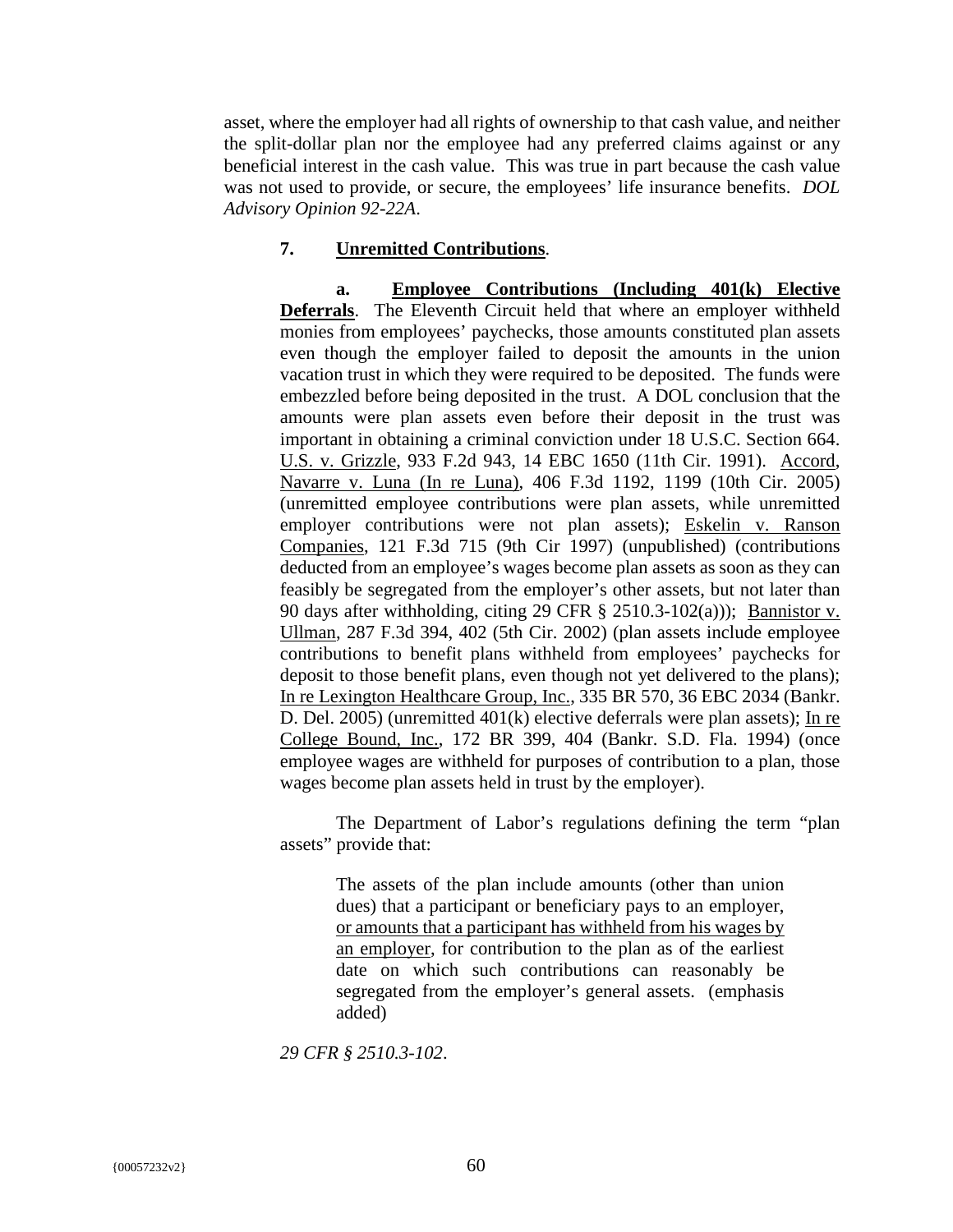asset, where the employer had all rights of ownership to that cash value, and neither the split-dollar plan nor the employee had any preferred claims against or any beneficial interest in the cash value. This was true in part because the cash value was not used to provide, or secure, the employees' life insurance benefits. *DOL Advisory Opinion 92-22A*.

**7. Unremitted Contributions**.

**a. Employee Contributions (Including 401(k) Elective Deferrals**. The Eleventh Circuit held that where an employer withheld monies from employees' paychecks, those amounts constituted plan assets even though the employer failed to deposit the amounts in the union vacation trust in which they were required to be deposited. The funds were embezzled before being deposited in the trust. A DOL conclusion that the amounts were plan assets even before their deposit in the trust was important in obtaining a criminal conviction under 18 U.S.C. Section 664. U.S. v. Grizzle, 933 F.2d 943, 14 EBC 1650 (11th Cir. 1991). Accord, Navarre v. Luna (In re Luna), 406 F.3d 1192, 1199 (10th Cir. 2005) (unremitted employee contributions were plan assets, while unremitted employer contributions were not plan assets); Eskelin v. Ranson Companies, 121 F.3d 715 (9th Cir 1997) (unpublished) (contributions deducted from an employee's wages become plan assets as soon as they can feasibly be segregated from the employer's other assets, but not later than 90 days after withholding, citing 29 CFR § 2510.3-102(a))); Bannistor v. Ullman, 287 F.3d 394, 402 (5th Cir. 2002) (plan assets include employee contributions to benefit plans withheld from employees' paychecks for deposit to those benefit plans, even though not yet delivered to the plans); In re Lexington Healthcare Group, Inc., 335 BR 570, 36 EBC 2034 (Bankr. D. Del. 2005) (unremitted 401(k) elective deferrals were plan assets); In re College Bound, Inc., 172 BR 399, 404 (Bankr. S.D. Fla. 1994) (once employee wages are withheld for purposes of contribution to a plan, those wages become plan assets held in trust by the employer).

The Department of Labor's regulations defining the term "plan assets" provide that:

> The assets of the plan include amounts (other than union dues) that a participant or beneficiary pays to an employer, <u>or amounts that a participant has withheld from his wages by an employer</u>, for contribution to the plan as of the earliest date on which such contributions can reasonably be segregated from the employer's general assets. (emphasis added)

*29 CFR § 2510.3-102*.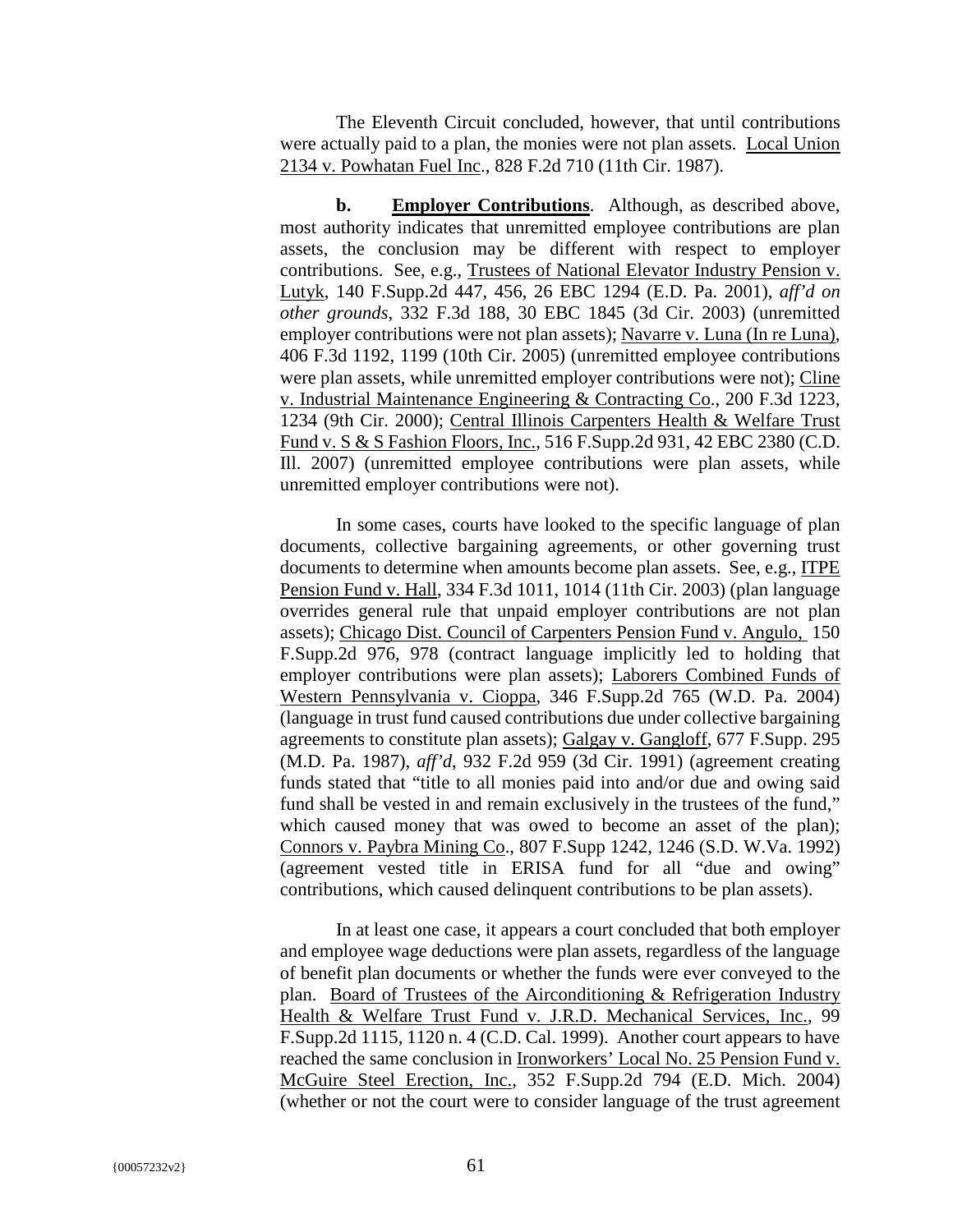The Eleventh Circuit concluded, however, that until contributions were actually paid to a plan, the monies were not plan assets. Local Union 2134 v. Powhatan Fuel Inc., 828 F.2d 710 (11th Cir. 1987).

**b. Employer Contributions**. Although, as described above, most authority indicates that unremitted employee contributions are plan assets, the conclusion may be different with respect to employer contributions. See, e.g., Trustees of National Elevator Industry Pension v. Lutyk, 140 F.Supp.2d 447, 456, 26 EBC 1294 (E.D. Pa. 2001), *aff'd on other grounds*, 332 F.3d 188, 30 EBC 1845 (3d Cir. 2003) (unremitted employer contributions were not plan assets); Navarre v. Luna (In re Luna), 406 F.3d 1192, 1199 (10th Cir. 2005) (unremitted employee contributions were plan assets, while unremitted employer contributions were not); Cline v. Industrial Maintenance Engineering & Contracting Co., 200 F.3d 1223, 1234 (9th Cir. 2000); Central Illinois Carpenters Health & Welfare Trust Fund v. S & S Fashion Floors, Inc., 516 F.Supp.2d 931, 42 EBC 2380 (C.D. Ill. 2007) (unremitted employee contributions were plan assets, while unremitted employer contributions were not).

In some cases, courts have looked to the specific language of plan documents, collective bargaining agreements, or other governing trust documents to determine when amounts become plan assets. See, e.g., ITPE Pension Fund v. Hall, 334 F.3d 1011, 1014 (11th Cir. 2003) (plan language overrides general rule that unpaid employer contributions are not plan assets); Chicago Dist. Council of Carpenters Pension Fund v. Angulo, 150 F.Supp.2d 976, 978 (contract language implicitly led to holding that employer contributions were plan assets); Laborers Combined Funds of Western Pennsylvania v. Cioppa, 346 F.Supp.2d 765 (W.D. Pa. 2004) (language in trust fund caused contributions due under collective bargaining agreements to constitute plan assets); Galgay v. Gangloff, 677 F.Supp. 295 (M.D. Pa. 1987), *aff'd*, 932 F.2d 959 (3d Cir. 1991) (agreement creating funds stated that "title to all monies paid into and/or due and owing said fund shall be vested in and remain exclusively in the trustees of the fund," which caused money that was owed to become an asset of the plan); Connors v. Paybra Mining Co., 807 F.Supp 1242, 1246 (S.D. W.Va. 1992) (agreement vested title in ERISA fund for all "due and owing" contributions, which caused delinquent contributions to be plan assets).

In at least one case, it appears a court concluded that both employer and employee wage deductions were plan assets, regardless of the language of benefit plan documents or whether the funds were ever conveyed to the plan. Board of Trustees of the Airconditioning & Refrigeration Industry Health & Welfare Trust Fund v. J.R.D. Mechanical Services, Inc., 99 F.Supp.2d 1115, 1120 n. 4 (C.D. Cal. 1999). Another court appears to have reached the same conclusion in Ironworkers' Local No. 25 Pension Fund v. McGuire Steel Erection, Inc., 352 F.Supp.2d 794 (E.D. Mich. 2004) (whether or not the court were to consider language of the trust agreement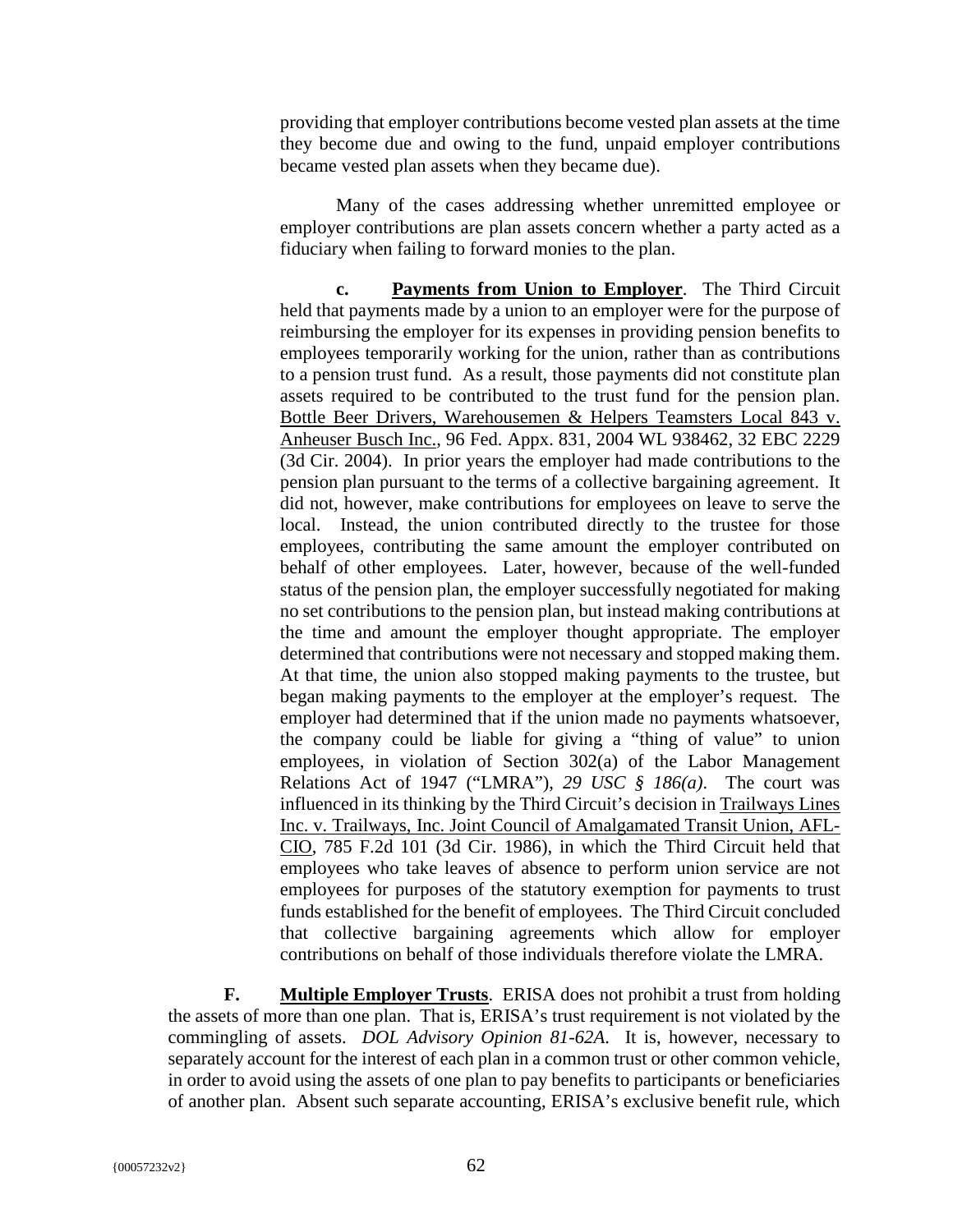providing that employer contributions become vested plan assets at the time they become due and owing to the fund, unpaid employer contributions became vested plan assets when they became due).

Many of the cases addressing whether unremitted employee or employer contributions are plan assets concern whether a party acted as a fiduciary when failing to forward monies to the plan.

**c. Payments from Union to Employer**. The Third Circuit held that payments made by a union to an employer were for the purpose of reimbursing the employer for its expenses in providing pension benefits to employees temporarily working for the union, rather than as contributions to a pension trust fund. As a result, those payments did not constitute plan assets required to be contributed to the trust fund for the pension plan. Bottle Beer Drivers, Warehousemen & Helpers Teamsters Local 843 v. Anheuser Busch Inc., 96 Fed. Appx. 831, 2004 WL 938462, 32 EBC 2229 (3d Cir. 2004). In prior years the employer had made contributions to the pension plan pursuant to the terms of a collective bargaining agreement. It did not, however, make contributions for employees on leave to serve the local. Instead, the union contributed directly to the trustee for those employees, contributing the same amount the employer contributed on behalf of other employees. Later, however, because of the well-funded status of the pension plan, the employer successfully negotiated for making no set contributions to the pension plan, but instead making contributions at the time and amount the employer thought appropriate. The employer determined that contributions were not necessary and stopped making them. At that time, the union also stopped making payments to the trustee, but began making payments to the employer at the employer's request. The employer had determined that if the union made no payments whatsoever, the company could be liable for giving a "thing of value" to union employees, in violation of Section 302(a) of the Labor Management Relations Act of 1947 ("LMRA"), *29 USC § 186(a)*. The court was influenced in its thinking by the Third Circuit's decision in Trailways Lines Inc. v. Trailways, Inc. Joint Council of Amalgamated Transit Union, AFL-CIO, 785 F.2d 101 (3d Cir. 1986), in which the Third Circuit held that employees who take leaves of absence to perform union service are not employees for purposes of the statutory exemption for payments to trust funds established for the benefit of employees. The Third Circuit concluded that collective bargaining agreements which allow for employer contributions on behalf of those individuals therefore violate the LMRA.

**F. Multiple Employer Trusts**. ERISA does not prohibit a trust from holding the assets of more than one plan. That is, ERISA's trust requirement is not violated by the commingling of assets. *DOL Advisory Opinion 81-62A*. It is, however, necessary to separately account for the interest of each plan in a common trust or other common vehicle, in order to avoid using the assets of one plan to pay benefits to participants or beneficiaries of another plan. Absent such separate accounting, ERISA's exclusive benefit rule, which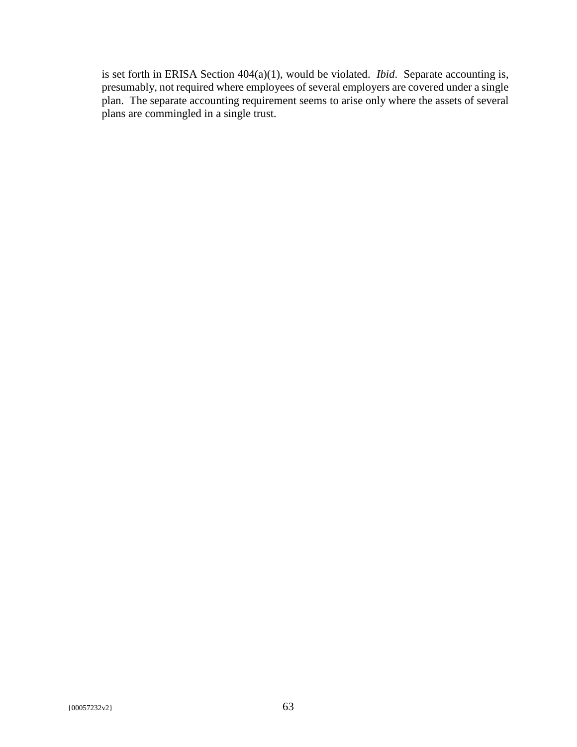is set forth in ERISA Section 404(a)(1), would be violated. *Ibid*. Separate accounting is, presumably, not required where employees of several employers are covered under a single plan. The separate accounting requirement seems to arise only where the assets of several plans are commingled in a single trust.